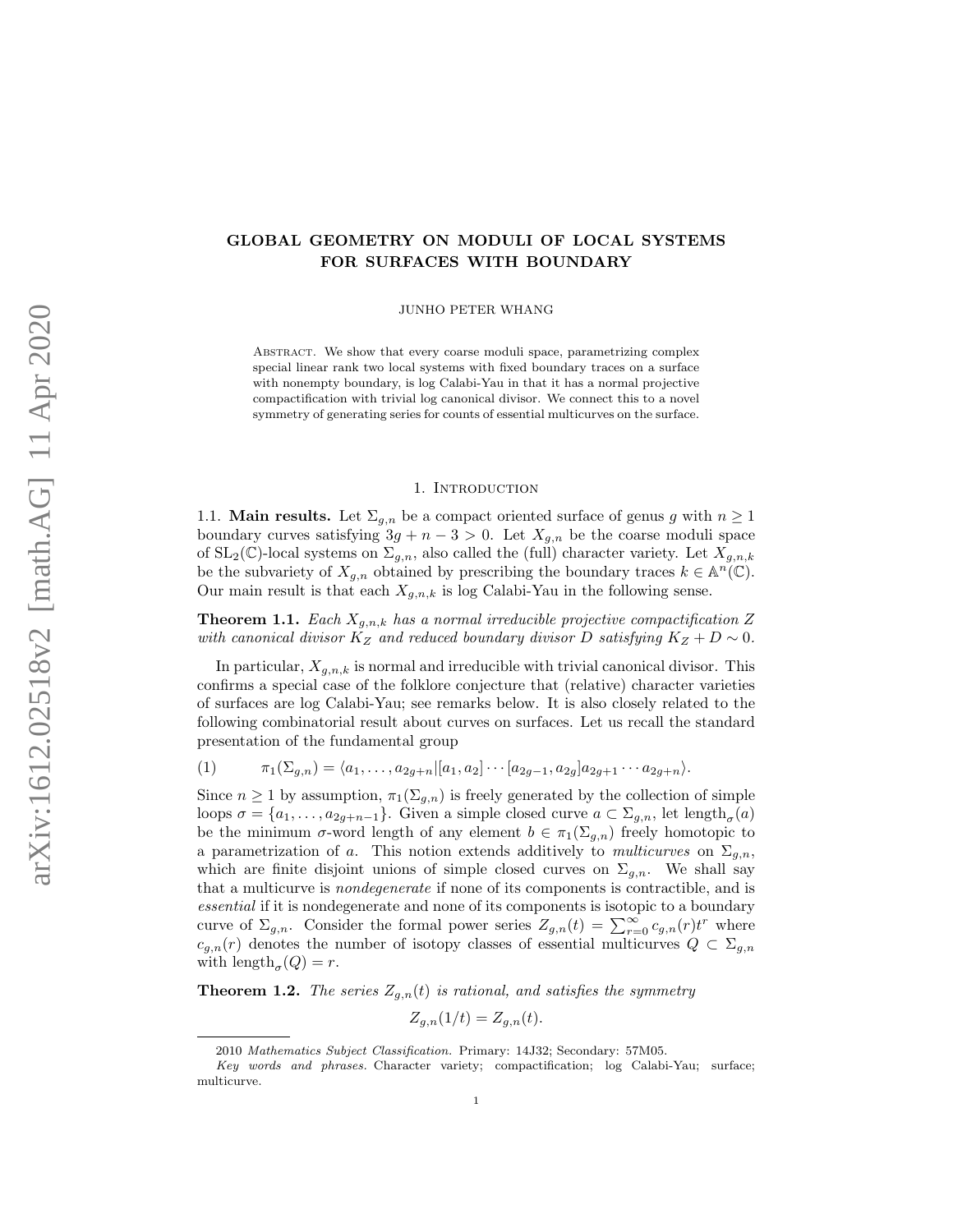# GLOBAL GEOMETRY ON MODULI OF LOCAL SYSTEMS FOR SURFACES WITH BOUNDARY

JUNHO PETER WHANG

**Abstract.** We show that every coarse moduli space, parametrizing complex special linear rank two local systems with fixed boundary traces on a surface with nonempty boundary, is log Calabi-Yau in that it has a normal projective compactification with trivial log canonical divisor. We connect this to a novel symmetry of generating series for counts of essential multicurves on the surface.

## 1. Introduction

**1.1. Main results.** Let $\Sigma_{g,n}$ be a compact oriented surface of genus $g$ with $n \geq 1$ boundary curves satisfying $3g+n-3>0$. Let $X_{g,n}$ be the coarse moduli space of $\mathrm{SL}_2(\mathbb{C})$-local systems on $\Sigma_{g,n}$, also called the (full) character variety. Let $X_{g,n,k}$ be the subvariety of $X_{g,n}$ obtained by prescribing the boundary traces $k \in \mathbb{A}^n(\mathbb{C})$. Our main result is that each $X_{g,n,k}$ is log Calabi-Yau in the following sense.

**Theorem 1.1.** *Each $X_{g,n,k}$ has a normal irreducible projective compactification $Z$ with canonical divisor $K_Z$ and reduced boundary divisor $D$ satisfying $K_Z + D \sim 0$.*

In particular, $X_{g,n,k}$ is normal and irreducible with trivial canonical divisor. This confirms a special case of the folklore conjecture that (relative) character varieties of surfaces are log Calabi-Yau; see remarks below. It is also closely related to the following combinatorial result about curves on surfaces. Let us recall the standard presentation of the fundamental group

$$\pi_1(\Sigma_{g,n}) = \langle a_1, \ldots, a_{2g+n} | [a_1, a_2] \cdots [a_{2g-1}, a_{2g}] a_{2g+1} \cdots a_{2g+n} \rangle. \tag{1}$$

Since $n \geq 1$ by assumption, $\pi_1(\Sigma_{g,n})$ is freely generated by the collection of simple loops $\sigma = \{a_1, \ldots, a_{2g+n-1}\}$. Given a simple closed curve $a \subset \Sigma_{g,n}$, let $\mathrm{length}_\sigma(a)$ be the minimum $\sigma$-word length of any element $b \in \pi_1(\Sigma_{g,n})$ freely homotopic to a parametrization of $a$. This notion extends additively to *multicurves* on $\Sigma_{g,n}$, which are finite disjoint unions of simple closed curves on $\Sigma_{g,n}$. We shall say that a multicurve is *nondegenerate* if none of its components is contractible, and is *essential* if it is nondegenerate and none of its components is isotopic to a boundary curve of $\Sigma_{g,n}$. Consider the formal power series $Z_{g,n}(t) = \sum_{r=0}^{\infty} c_{g,n}(r) t^r$ where $c_{g,n}(r)$ denotes the number of isotopy classes of essential multicurves $Q \subset \Sigma_{g,n}$ with $\mathrm{length}_\sigma(Q) = r$.

**Theorem 1.2.** *The series $Z_{g,n}(t)$ is rational, and satisfies the symmetry*

$$Z_{g,n}(1/t) = Z_{g,n}(t).$$

---

2010 *Mathematics Subject Classification.* Primary: 14J32; Secondary: 57M05.

*Key words and phrases.* Character variety; compactification; log Calabi-Yau; surface; multicurve.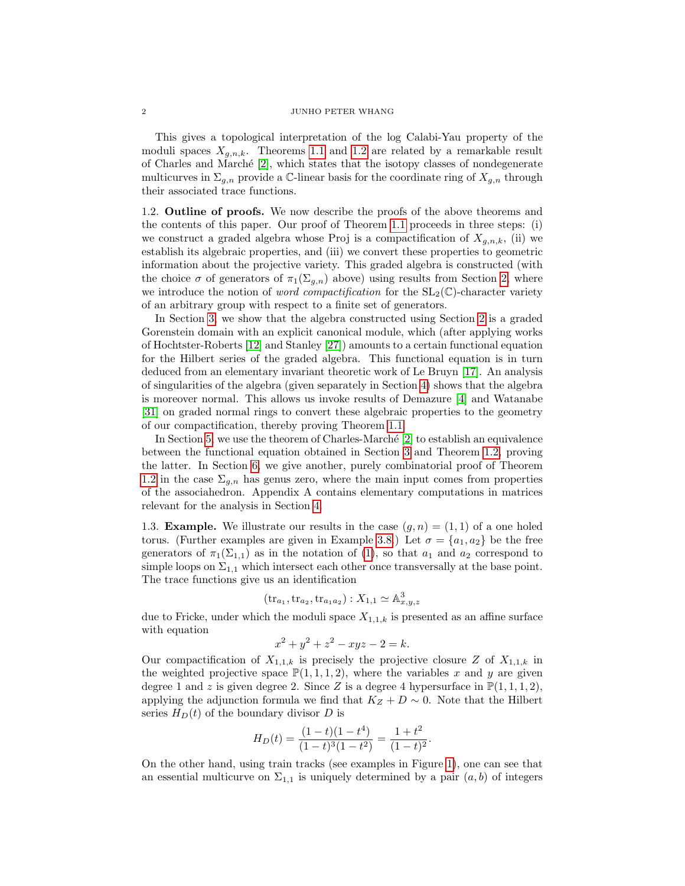This gives a topological interpretation of the log Calabi-Yau property of the moduli spaces $X_{g,n,k}$. Theorems 1.1 and 1.2 are related by a remarkable result of Charles and Marché [2], which states that the isotopy classes of nondegenerate multicurves in $\Sigma_{g,n}$ provide a $\mathbb{C}$-linear basis for the coordinate ring of $X_{g,n}$ through their associated trace functions.

1.2. **Outline of proofs.** We now describe the proofs of the above theorems and the contents of this paper. Our proof of Theorem 1.1 proceeds in three steps: (i) we construct a graded algebra whose Proj is a compactification of $X_{g,n,k}$, (ii) we establish its algebraic properties, and (iii) we convert these properties to geometric information about the projective variety. This graded algebra is constructed (with the choice $\sigma$ of generators of $\pi_1(\Sigma_{g,n})$ above) using results from Section 2, where we introduce the notion of *word compactification* for the $\mathrm{SL}_2(\mathbb{C})$-character variety of an arbitrary group with respect to a finite set of generators.

In Section 3, we show that the algebra constructed using Section 2 is a graded Gorenstein domain with an explicit canonical module, which (after applying works of Hochtster-Roberts [12] and Stanley [27]) amounts to a certain functional equation for the Hilbert series of the graded algebra. This functional equation is in turn deduced from an elementary invariant theoretic work of Le Bruyn [17]. An analysis of singularities of the algebra (given separately in Section 4) shows that the algebra is moreover normal. This allows us invoke results of Demazure [4] and Watanabe [31] on graded normal rings to convert these algebraic properties to the geometry of our compactification, thereby proving Theorem 1.1.

In Section 5, we use the theorem of Charles-Marché [2] to establish an equivalence between the functional equation obtained in Section 3 and Theorem 1.2, proving the latter. In Section 6, we give another, purely combinatorial proof of Theorem 1.2 in the case $\Sigma_{g,n}$ has genus zero, where the main input comes from properties of the associahedron. Appendix A contains elementary computations in matrices relevant for the analysis in Section 4.

1.3. **Example.** We illustrate our results in the case $(g,n) = (1,1)$ of a one holed torus. (Further examples are given in Example 3.8.) Let $\sigma = \{a_1, a_2\}$ be the free generators of $\pi_1(\Sigma_{1,1})$ as in the notation of (1), so that $a_1$ and $a_2$ correspond to simple loops on $\Sigma_{1,1}$ which intersect each other once transversally at the base point. The trace functions give us an identification

$$(\mathrm{tr}_{a_1}, \mathrm{tr}_{a_2}, \mathrm{tr}_{a_1 a_2}) : X_{1,1} \simeq \mathbb{A}^3_{x,y,z}$$

due to Fricke, under which the moduli space $X_{1,1,k}$ is presented as an affine surface with equation

$$x^2 + y^2 + z^2 - xyz - 2 = k.$$

Our compactification of $X_{1,1,k}$ is precisely the projective closure $Z$ of $X_{1,1,k}$ in the weighted projective space $\mathbb{P}(1,1,1,2)$, where the variables $x$ and $y$ are given degree 1 and $z$ is given degree 2. Since $Z$ is a degree 4 hypersurface in $\mathbb{P}(1,1,1,2)$, applying the adjunction formula we find that $K_Z + D \sim 0$. Note that the Hilbert series $H_D(t)$ of the boundary divisor $D$ is

$$H_D(t) = \frac{(1-t)(1-t^4)}{(1-t)^3(1-t^2)} = \frac{1+t^2}{(1-t)^2}.$$

On the other hand, using train tracks (see examples in Figure 1), one can see that an essential multicurve on $\Sigma_{1,1}$ is uniquely determined by a pair $(a,b)$ of integers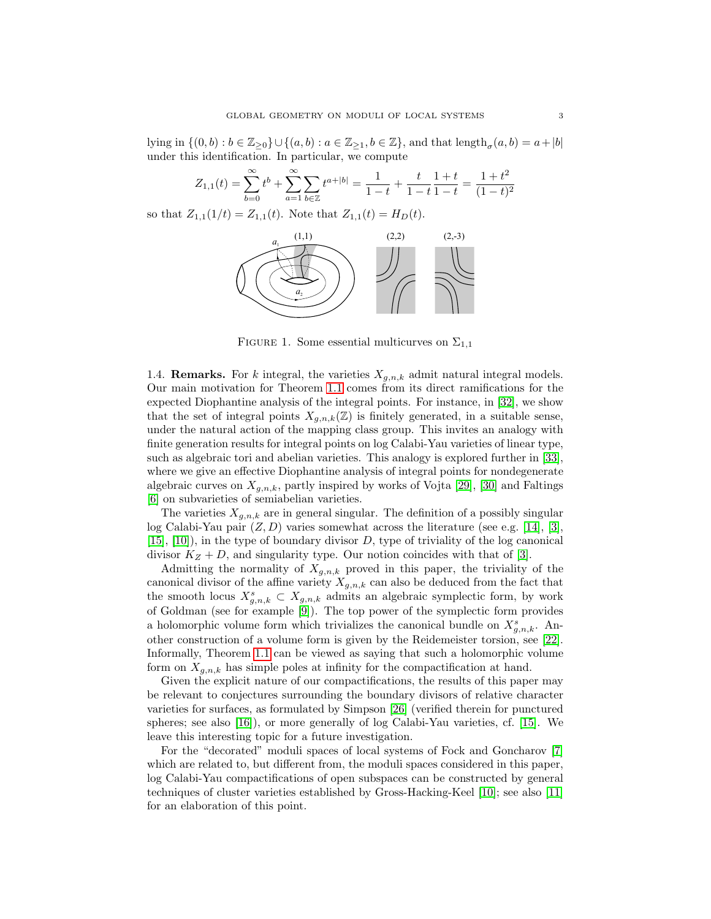lying in $\{(0,b) : b \in \mathbb{Z}_{\geq 0}\} \cup \{(a,b) : a \in \mathbb{Z}_{\geq 1}, b \in \mathbb{Z}\}$, and that $\text{length}_\sigma(a,b) = a + |b|$ under this identification. In particular, we compute

$$Z_{1,1}(t) = \sum_{b=0}^{\infty} t^b + \sum_{a=1}^{\infty} \sum_{b \in \mathbb{Z}} t^{a+|b|} = \frac{1}{1-t} + \frac{t}{1-t}\frac{1+t}{1-t} = \frac{1+t^2}{(1-t)^2}$$

so that $Z_{1,1}(1/t) = Z_{1,1}(t)$. Note that $Z_{1,1}(t) = H_D(t)$.

Figure 1. Some essential multicurves on $\Sigma_{1,1}$

1.4. **Remarks.** For $k$ integral, the varieties $X_{g,n,k}$ admit natural integral models. Our main motivation for Theorem 1.1 comes from its direct ramifications for the expected Diophantine analysis of the integral points. For instance, in [32], we show that the set of integral points $X_{g,n,k}(\mathbb{Z})$ is finitely generated, in a suitable sense, under the natural action of the mapping class group. This invites an analogy with finite generation results for integral points on log Calabi-Yau varieties of linear type, such as algebraic tori and abelian varieties. This analogy is explored further in [33], where we give an effective Diophantine analysis of integral points for nondegenerate algebraic curves on $X_{g,n,k}$, partly inspired by works of Vojta [29], [30] and Faltings [6] on subvarieties of semiabelian varieties.

The varieties $X_{g,n,k}$ are in general singular. The definition of a possibly singular log Calabi-Yau pair $(Z, D)$ varies somewhat across the literature (see e.g. [14], [3], [15], [10]), in the type of boundary divisor $D$, type of triviality of the log canonical divisor $K_Z + D$, and singularity type. Our notion coincides with that of [3].

Admitting the normality of $X_{g,n,k}$ proved in this paper, the triviality of the canonical divisor of the affine variety $X_{g,n,k}$ can also be deduced from the fact that the smooth locus $X_{g,n,k}^s \subset X_{g,n,k}$ admits an algebraic symplectic form, by work of Goldman (see for example [9]). The top power of the symplectic form provides a holomorphic volume form which trivializes the canonical bundle on $X_{g,n,k}^s$. Another construction of a volume form is given by the Reidemeister torsion, see [22]. Informally, Theorem 1.1 can be viewed as saying that such a holomorphic volume form on $X_{g,n,k}$ has simple poles at infinity for the compactification at hand.

Given the explicit nature of our compactifications, the results of this paper may be relevant to conjectures surrounding the boundary divisors of relative character varieties for surfaces, as formulated by Simpson [26] (verified therein for punctured spheres; see also [16]), or more generally of log Calabi-Yau varieties, cf. [15]. We leave this interesting topic for a future investigation.

For the "decorated" moduli spaces of local systems of Fock and Goncharov [7] which are related to, but different from, the moduli spaces considered in this paper, log Calabi-Yau compactifications of open subspaces can be constructed by general techniques of cluster varieties established by Gross-Hacking-Keel [10]; see also [11] for an elaboration of this point.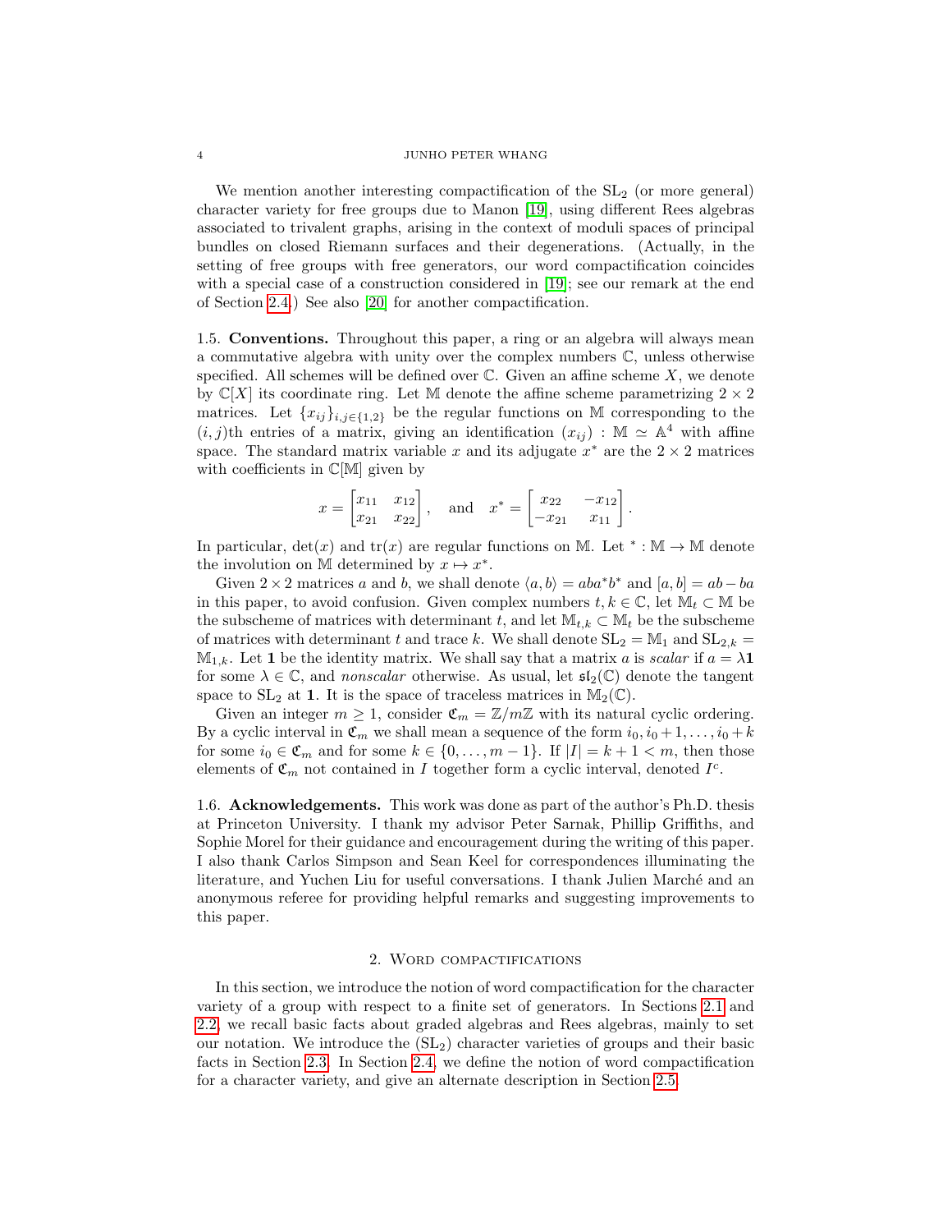We mention another interesting compactification of the $\mathrm{SL}_2$ (or more general) character variety for free groups due to Manon [19], using different Rees algebras associated to trivalent graphs, arising in the context of moduli spaces of principal bundles on closed Riemann surfaces and their degenerations. (Actually, in the setting of free groups with free generators, our word compactification coincides with a special case of a construction considered in [19]; see our remark at the end of Section 2.4.) See also [20] for another compactification.

1.5. **Conventions.** Throughout this paper, a ring or an algebra will always mean a commutative algebra with unity over the complex numbers $\mathbb{C}$, unless otherwise specified. All schemes will be defined over $\mathbb{C}$. Given an affine scheme $X$, we denote by $\mathbb{C}[X]$ its coordinate ring. Let $\mathbb{M}$ denote the affine scheme parametrizing $2 \times 2$ matrices. Let $\{x_{ij}\}_{i,j \in \{1,2\}}$ be the regular functions on $\mathbb{M}$ corresponding to the $(i,j)$th entries of a matrix, giving an identification $(x_{ij}) : \mathbb{M} \simeq \mathbb{A}^4$ with affine space. The standard matrix variable $x$ and its adjugate $x^*$ are the $2 \times 2$ matrices with coefficients in $\mathbb{C}[\mathbb{M}]$ given by

$$x = \begin{bmatrix} x_{11} & x_{12} \\ x_{21} & x_{22} \end{bmatrix}, \quad \text{and} \quad x^* = \begin{bmatrix} x_{22} & -x_{12} \\ -x_{21} & x_{11} \end{bmatrix}.$$

In particular, $\det(x)$ and $\mathrm{tr}(x)$ are regular functions on $\mathbb{M}$. Let $^* : \mathbb{M} \to \mathbb{M}$ denote the involution on $\mathbb{M}$ determined by $x \mapsto x^*$.

Given $2 \times 2$ matrices $a$ and $b$, we shall denote $\langle a, b \rangle = aba^*b^*$ and $[a,b] = ab - ba$ in this paper, to avoid confusion. Given complex numbers $t, k \in \mathbb{C}$, let $\mathbb{M}_t \subset \mathbb{M}$ be the subscheme of matrices with determinant $t$, and let $\mathbb{M}_{t,k} \subset \mathbb{M}_t$ be the subscheme of matrices with determinant $t$ and trace $k$. We shall denote $\mathrm{SL}_2 = \mathbb{M}_1$ and $\mathrm{SL}_{2,k} = \mathbb{M}_{1,k}$. Let $\mathbf{1}$ be the identity matrix. We shall say that a matrix $a$ is *scalar* if $a = \lambda \mathbf{1}$ for some $\lambda \in \mathbb{C}$, and *nonscalar* otherwise. As usual, let $\mathfrak{sl}_2(\mathbb{C})$ denote the tangent space to $\mathrm{SL}_2$ at $\mathbf{1}$. It is the space of traceless matrices in $\mathbb{M}_2(\mathbb{C})$.

Given an integer $m \geq 1$, consider $\mathfrak{C}_m = \mathbb{Z}/m\mathbb{Z}$ with its natural cyclic ordering. By a cyclic interval in $\mathfrak{C}_m$ we shall mean a sequence of the form $i_0, i_0+1, \dots, i_0+k$ for some $i_0 \in \mathfrak{C}_m$ and for some $k \in \{0, \dots, m-1\}$. If $|I| = k+1 < m$, then those elements of $\mathfrak{C}_m$ not contained in $I$ together form a cyclic interval, denoted $I^c$.

1.6. **Acknowledgements.** This work was done as part of the author's Ph.D. thesis at Princeton University. I thank my advisor Peter Sarnak, Phillip Griffiths, and Sophie Morel for their guidance and encouragement during the writing of this paper. I also thank Carlos Simpson and Sean Keel for correspondences illuminating the literature, and Yuchen Liu for useful conversations. I thank Julien Marché and an anonymous referee for providing helpful remarks and suggesting improvements to this paper.

## 2. Word compactifications

In this section, we introduce the notion of word compactification for the character variety of a group with respect to a finite set of generators. In Sections 2.1 and 2.2, we recall basic facts about graded algebras and Rees algebras, mainly to set our notation. We introduce the $(\mathrm{SL}_2)$ character varieties of groups and their basic facts in Section 2.3. In Section 2.4, we define the notion of word compactification for a character variety, and give an alternate description in Section 2.5.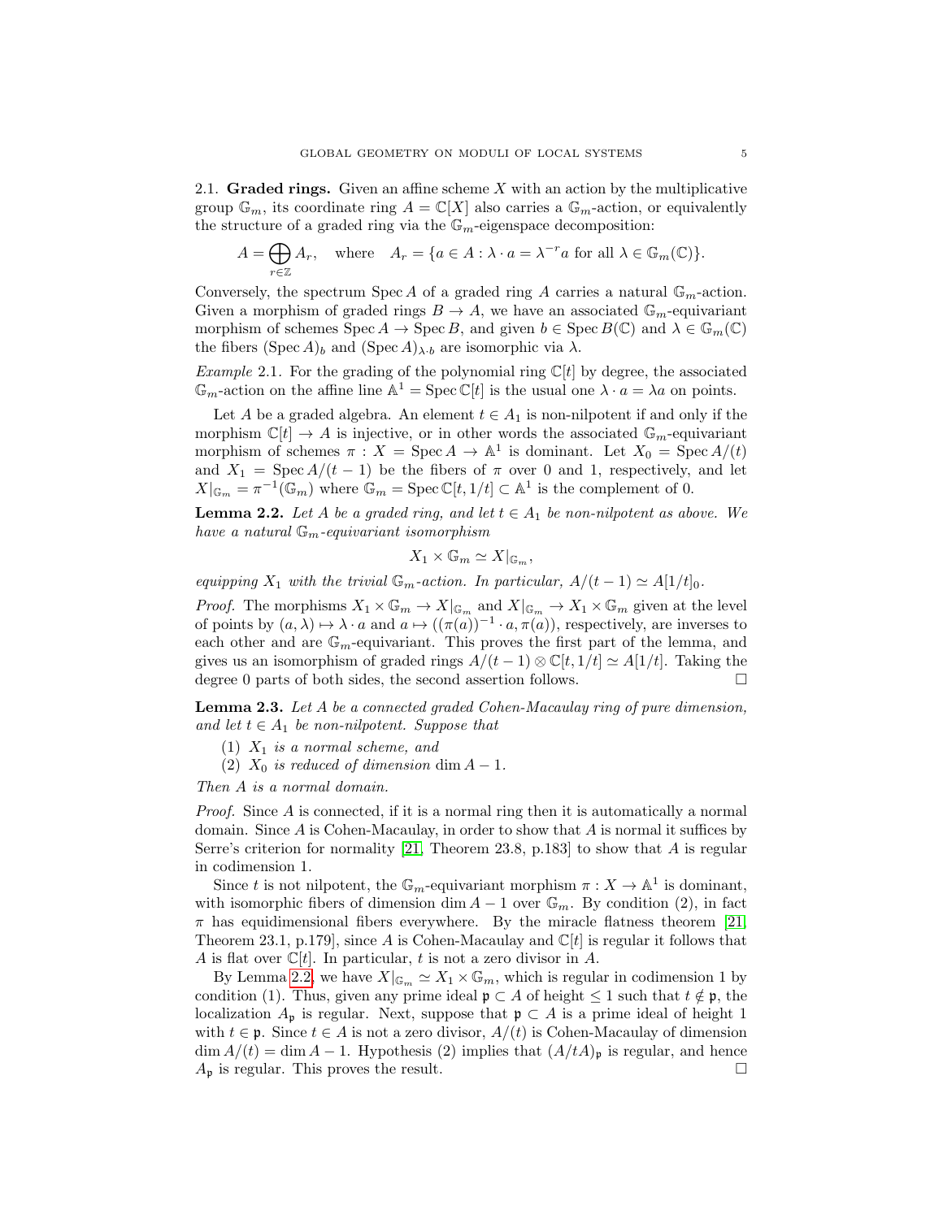### 2.1. Graded rings.

Given an affine scheme $X$ with an action by the multiplicative group $\mathbb{G}_m$, its coordinate ring $A = \mathbb{C}[X]$ also carries a $\mathbb{G}_m$-action, or equivalently the structure of a graded ring via the $\mathbb{G}_m$-eigenspace decomposition:

$$A = \bigoplus_{r\in\mathbb{Z}} A_r, \quad \text{where} \quad A_r = \{a \in A : \lambda \cdot a = \lambda^{-r} a \text{ for all } \lambda \in \mathbb{G}_m(\mathbb{C})\}.$$

Conversely, the spectrum $\operatorname{Spec} A$ of a graded ring $A$ carries a natural $\mathbb{G}_m$-action. Given a morphism of graded rings $B \to A$, we have an associated $\mathbb{G}_m$-equivariant morphism of schemes $\operatorname{Spec} A \to \operatorname{Spec} B$, and given $b \in \operatorname{Spec} B(\mathbb{C})$ and $\lambda \in \mathbb{G}_m(\mathbb{C})$ the fibers $(\operatorname{Spec} A)_b$ and $(\operatorname{Spec} A)_{\lambda\cdot b}$ are isomorphic via $\lambda$.

*Example* 2.1. For the grading of the polynomial ring $\mathbb{C}[t]$ by degree, the associated $\mathbb{G}_m$-action on the affine line $\mathbb{A}^1 = \operatorname{Spec} \mathbb{C}[t]$ is the usual one $\lambda \cdot a = \lambda a$ on points.

Let $A$ be a graded algebra. An element $t \in A_1$ is non-nilpotent if and only if the morphism $\mathbb{C}[t] \to A$ is injective, or in other words the associated $\mathbb{G}_m$-equivariant morphism of schemes $\pi : X = \operatorname{Spec} A \to \mathbb{A}^1$ is dominant. Let $X_0 = \operatorname{Spec} A/(t)$ and $X_1 = \operatorname{Spec} A/(t-1)$ be the fibers of $\pi$ over 0 and 1, respectively, and let $X|_{\mathbb{G}_m} = \pi^{-1}(\mathbb{G}_m)$ where $\mathbb{G}_m = \operatorname{Spec} \mathbb{C}[t, 1/t] \subset \mathbb{A}^1$ is the complement of 0.

**Lemma 2.2.** *Let $A$ be a graded ring, and let $t \in A_1$ be non-nilpotent as above. We have a natural $\mathbb{G}_m$-equivariant isomorphism*

$$X_1 \times \mathbb{G}_m \simeq X|_{\mathbb{G}_m},$$

*equipping $X_1$ with the trivial $\mathbb{G}_m$-action. In particular, $A/(t-1) \simeq A[1/t]_0$.*

*Proof.* The morphisms $X_1 \times \mathbb{G}_m \to X|_{\mathbb{G}_m}$ and $X|_{\mathbb{G}_m} \to X_1 \times \mathbb{G}_m$ given at the level of points by $(a, \lambda) \mapsto \lambda \cdot a$ and $a \mapsto ((\pi(a))^{-1} \cdot a, \pi(a))$, respectively, are inverses to each other and are $\mathbb{G}_m$-equivariant. This proves the first part of the lemma, and gives us an isomorphism of graded rings $A/(t-1) \otimes \mathbb{C}[t, 1/t] \simeq A[1/t]$. Taking the degree 0 parts of both sides, the second assertion follows. $\square$

**Lemma 2.3.** *Let $A$ be a connected graded Cohen-Macaulay ring of pure dimension, and let $t \in A_1$ be non-nilpotent. Suppose that*

1. *$X_1$ is a normal scheme, and*
2. *$X_0$ is reduced of dimension $\dim A - 1$.*

*Then $A$ is a normal domain.*

*Proof.* Since $A$ is connected, if it is a normal ring then it is automatically a normal domain. Since $A$ is Cohen-Macaulay, in order to show that $A$ is normal it suffices by Serre's criterion for normality [21, Theorem 23.8, p.183] to show that $A$ is regular in codimension 1.

Since $t$ is not nilpotent, the $\mathbb{G}_m$-equivariant morphism $\pi : X \to \mathbb{A}^1$ is dominant, with isomorphic fibers of dimension $\dim A - 1$ over $\mathbb{G}_m$. By condition (2), in fact $\pi$ has equidimensional fibers everywhere. By the miracle flatness theorem [21, Theorem 23.1, p.179], since $A$ is Cohen-Macaulay and $\mathbb{C}[t]$ is regular it follows that $A$ is flat over $\mathbb{C}[t]$. In particular, $t$ is not a zero divisor in $A$.

By Lemma 2.2, we have $X|_{\mathbb{G}_m} \simeq X_1 \times \mathbb{G}_m$, which is regular in codimension 1 by condition (1). Thus, given any prime ideal $\mathfrak{p} \subset A$ of height $\leq 1$ such that $t \notin \mathfrak{p}$, the localization $A_\mathfrak{p}$ is regular. Next, suppose that $\mathfrak{p} \subset A$ is a prime ideal of height 1 with $t \in \mathfrak{p}$. Since $t \in A$ is not a zero divisor, $A/(t)$ is Cohen-Macaulay of dimension $\dim A/(t) = \dim A - 1$. Hypothesis (2) implies that $(A/tA)_\mathfrak{p}$ is regular, and hence $A_\mathfrak{p}$ is regular. This proves the result. $\square$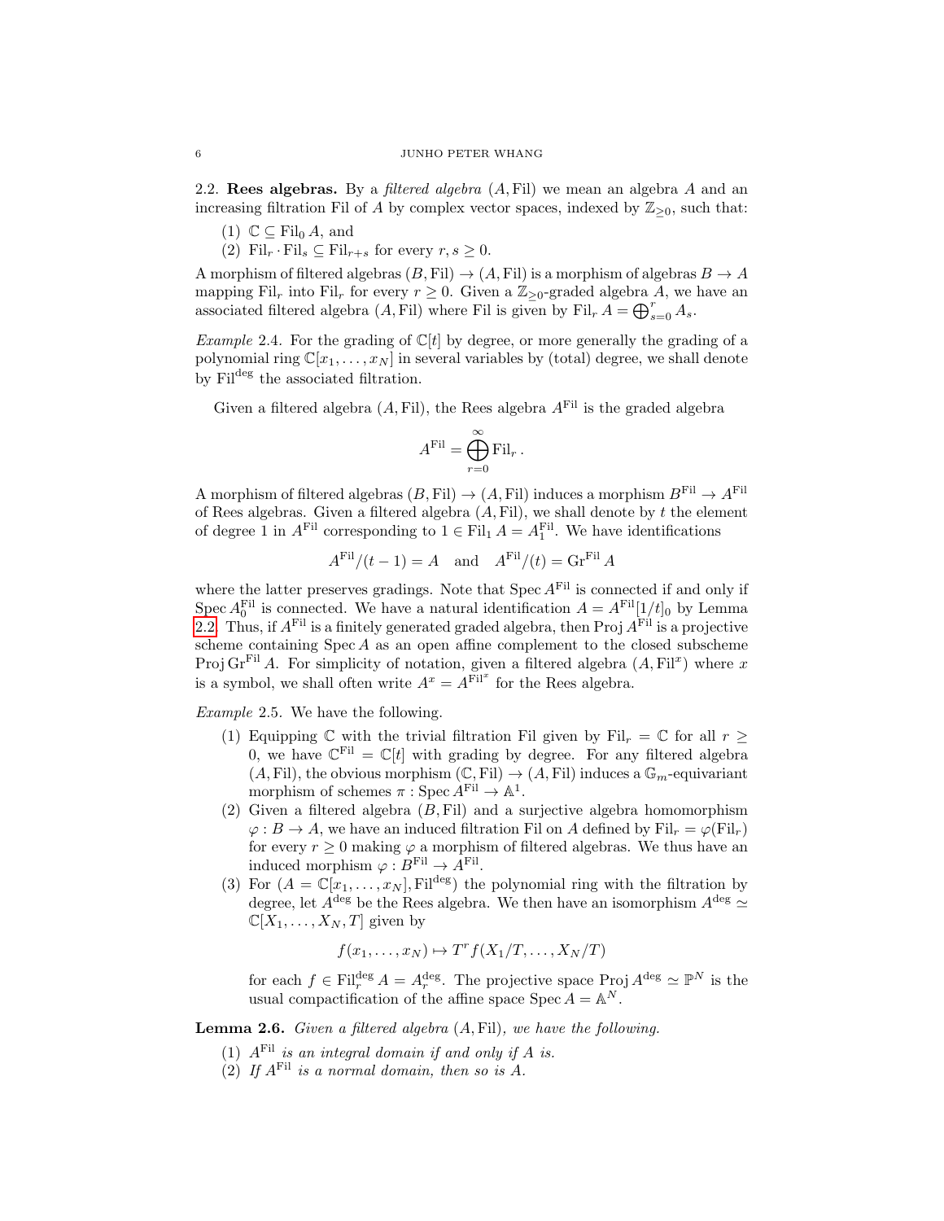**2.2. Rees algebras.** By a *filtered algebra* $(A, \mathrm{Fil})$ we mean an algebra $A$ and an increasing filtration $\mathrm{Fil}$ of $A$ by complex vector spaces, indexed by $\mathbb{Z}_{\geq 0}$, such that:

1. $\mathbb{C} \subseteq \mathrm{Fil}_0 A$, and
2. $\mathrm{Fil}_r \cdot \mathrm{Fil}_s \subseteq \mathrm{Fil}_{r+s}$ for every $r, s \geq 0$.

A morphism of filtered algebras $(B, \mathrm{Fil}) \to (A, \mathrm{Fil})$ is a morphism of algebras $B \to A$ mapping $\mathrm{Fil}_r$ into $\mathrm{Fil}_r$ for every $r \geq 0$. Given a $\mathbb{Z}_{\geq 0}$-graded algebra $A$, we have an associated filtered algebra $(A, \mathrm{Fil})$ where $\mathrm{Fil}$ is given by $\mathrm{Fil}_r A = \bigoplus_{s=0}^{r} A_s$.

*Example* 2.4. For the grading of $\mathbb{C}[t]$ by degree, or more generally the grading of a polynomial ring $\mathbb{C}[x_1, \dots, x_N]$ in several variables by (total) degree, we shall denote by $\mathrm{Fil}^{\deg}$ the associated filtration.

Given a filtered algebra $(A, \mathrm{Fil})$, the Rees algebra $A^{\mathrm{Fil}}$ is the graded algebra

$$A^{\mathrm{Fil}} = \bigoplus_{r=0}^{\infty} \mathrm{Fil}_r .$$

A morphism of filtered algebras $(B, \mathrm{Fil}) \to (A, \mathrm{Fil})$ induces a morphism $B^{\mathrm{Fil}} \to A^{\mathrm{Fil}}$ of Rees algebras. Given a filtered algebra $(A, \mathrm{Fil})$, we shall denote by $t$ the element of degree 1 in $A^{\mathrm{Fil}}$ corresponding to $1 \in \mathrm{Fil}_1 A = A_1^{\mathrm{Fil}}$. We have identifications

$$A^{\mathrm{Fil}}/(t-1) = A \quad \text{and} \quad A^{\mathrm{Fil}}/(t) = \mathrm{Gr}^{\mathrm{Fil}} A$$

where the latter preserves gradings. Note that $\operatorname{Spec} A^{\mathrm{Fil}}$ is connected if and only if $\operatorname{Spec} A_0^{\mathrm{Fil}}$ is connected. We have a natural identification $A = A^{\mathrm{Fil}}[1/t]_0$ by Lemma 2.2. Thus, if $A^{\mathrm{Fil}}$ is a finitely generated graded algebra, then $\operatorname{Proj} A^{\mathrm{Fil}}$ is a projective scheme containing $\operatorname{Spec} A$ as an open affine complement to the closed subscheme $\operatorname{Proj} \mathrm{Gr}^{\mathrm{Fil}} A$. For simplicity of notation, given a filtered algebra $(A, \mathrm{Fil}^x)$ where $x$ is a symbol, we shall often write $A^x = A^{\mathrm{Fil}^x}$ for the Rees algebra.

*Example* 2.5. We have the following.

1. Equipping $\mathbb{C}$ with the trivial filtration $\mathrm{Fil}$ given by $\mathrm{Fil}_r = \mathbb{C}$ for all $r \geq 0$, we have $\mathbb{C}^{\mathrm{Fil}} = \mathbb{C}[t]$ with grading by degree. For any filtered algebra $(A, \mathrm{Fil})$, the obvious morphism $(\mathbb{C}, \mathrm{Fil}) \to (A, \mathrm{Fil})$ induces a $\mathbb{G}_m$-equivariant morphism of schemes $\pi : \operatorname{Spec} A^{\mathrm{Fil}} \to \mathbb{A}^1$.
2. Given a filtered algebra $(B, \mathrm{Fil})$ and a surjective algebra homomorphism $\varphi : B \to A$, we have an induced filtration $\mathrm{Fil}$ on $A$ defined by $\mathrm{Fil}_r = \varphi(\mathrm{Fil}_r)$ for every $r \geq 0$ making $\varphi$ a morphism of filtered algebras. We thus have an induced morphism $\varphi : B^{\mathrm{Fil}} \to A^{\mathrm{Fil}}$.
3. For $(A = \mathbb{C}[x_1, \dots, x_N], \mathrm{Fil}^{\deg})$ the polynomial ring with the filtration by degree, let $A^{\deg}$ be the Rees algebra. We then have an isomorphism $A^{\deg} \simeq \mathbb{C}[X_1, \dots, X_N, T]$ given by
$$f(x_1, \dots, x_N) \mapsto T^r f(X_1/T, \dots, X_N/T)$$
for each $f \in \mathrm{Fil}_r^{\deg} A = A_r^{\deg}$. The projective space $\operatorname{Proj} A^{\deg} \simeq \mathbb{P}^N$ is the usual compactification of the affine space $\operatorname{Spec} A = \mathbb{A}^N$.

**Lemma 2.6.** *Given a filtered algebra $(A, \mathrm{Fil})$, we have the following.*

1. *$A^{\mathrm{Fil}}$ is an integral domain if and only if $A$ is.*
2. *If $A^{\mathrm{Fil}}$ is a normal domain, then so is $A$.*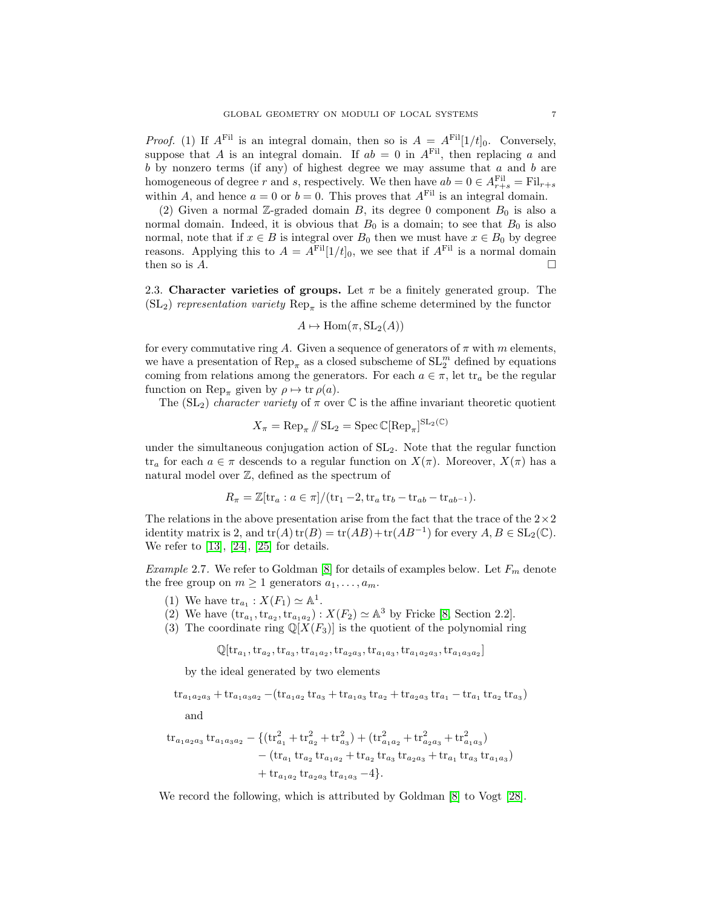*Proof.* (1) If $A^{\mathrm{Fil}}$ is an integral domain, then so is $A = A^{\mathrm{Fil}}[1/t]_0$. Conversely, suppose that $A$ is an integral domain. If $ab = 0$ in $A^{\mathrm{Fil}}$, then replacing $a$ and $b$ by nonzero terms (if any) of highest degree we may assume that $a$ and $b$ are homogeneous of degree $r$ and $s$, respectively. We then have $ab = 0 \in A^{\mathrm{Fil}}_{r+s} = \mathrm{Fil}_{r+s}$ within $A$, and hence $a = 0$ or $b = 0$. This proves that $A^{\mathrm{Fil}}$ is an integral domain.

(2) Given a normal $\mathbb{Z}$-graded domain $B$, its degree 0 component $B_0$ is also a normal domain. Indeed, it is obvious that $B_0$ is a domain; to see that $B_0$ is also normal, note that if $x \in B$ is integral over $B_0$ then we must have $x \in B_0$ by degree reasons. Applying this to $A = A^{\mathrm{Fil}}[1/t]_0$, we see that if $A^{\mathrm{Fil}}$ is a normal domain then so is $A$. $\square$

**2.3. Character varieties of groups.** Let $\pi$ be a finitely generated group. The $(\mathrm{SL}_2)$ *representation variety* $\mathrm{Rep}_\pi$ is the affine scheme determined by the functor

$$A \mapsto \mathrm{Hom}(\pi, \mathrm{SL}_2(A))$$

for every commutative ring $A$. Given a sequence of generators of $\pi$ with $m$ elements, we have a presentation of $\mathrm{Rep}_\pi$ as a closed subscheme of $\mathrm{SL}_2^m$ defined by equations coming from relations among the generators. For each $a \in \pi$, let $\mathrm{tr}_a$ be the regular function on $\mathrm{Rep}_\pi$ given by $\rho \mapsto \mathrm{tr}\,\rho(a)$.

The $(\mathrm{SL}_2)$ *character variety* of $\pi$ over $\mathbb{C}$ is the affine invariant theoretic quotient

$$X_\pi = \mathrm{Rep}_\pi /\!\!/ \mathrm{SL}_2 = \mathrm{Spec}\, \mathbb{C}[\mathrm{Rep}_\pi]^{\mathrm{SL}_2(\mathbb{C})}$$

under the simultaneous conjugation action of $\mathrm{SL}_2$. Note that the regular function $\mathrm{tr}_a$ for each $a \in \pi$ descends to a regular function on $X(\pi)$. Moreover, $X(\pi)$ has a natural model over $\mathbb{Z}$, defined as the spectrum of

$$R_\pi = \mathbb{Z}[\mathrm{tr}_a : a \in \pi]/(\mathrm{tr}_1 - 2, \mathrm{tr}_a \mathrm{tr}_b - \mathrm{tr}_{ab} - \mathrm{tr}_{ab^{-1}}).$$

The relations in the above presentation arise from the fact that the trace of the $2\times 2$ identity matrix is 2, and $\mathrm{tr}(A)\,\mathrm{tr}(B) = \mathrm{tr}(AB) + \mathrm{tr}(AB^{-1})$ for every $A, B \in \mathrm{SL}_2(\mathbb{C})$. We refer to [13], [24], [25] for details.

*Example* 2.7. We refer to Goldman [8] for details of examples below. Let $F_m$ denote the free group on $m \geq 1$ generators $a_1, \ldots, a_m$.

1. We have $\mathrm{tr}_{a_1} : X(F_1) \simeq \mathbb{A}^1$.
2. We have $(\mathrm{tr}_{a_1}, \mathrm{tr}_{a_2}, \mathrm{tr}_{a_1 a_2}) : X(F_2) \simeq \mathbb{A}^3$ by Fricke [8, Section 2.2].
3. The coordinate ring $\mathbb{Q}[X(F_3)]$ is the quotient of the polynomial ring

$$\mathbb{Q}[\mathrm{tr}_{a_1}, \mathrm{tr}_{a_2}, \mathrm{tr}_{a_3}, \mathrm{tr}_{a_1a_2}, \mathrm{tr}_{a_2a_3}, \mathrm{tr}_{a_1a_3}, \mathrm{tr}_{a_1a_2a_3}, \mathrm{tr}_{a_1a_3a_2}]$$

   by the ideal generated by two elements

$$\mathrm{tr}_{a_1a_2a_3} + \mathrm{tr}_{a_1a_3a_2} - (\mathrm{tr}_{a_1a_2}\mathrm{tr}_{a_3} + \mathrm{tr}_{a_1a_3}\mathrm{tr}_{a_2} + \mathrm{tr}_{a_2a_3}\mathrm{tr}_{a_1} - \mathrm{tr}_{a_1}\mathrm{tr}_{a_2}\mathrm{tr}_{a_3})$$

   and

$$\begin{aligned}\mathrm{tr}_{a_1a_2a_3}\mathrm{tr}_{a_1a_3a_2} - \{&(\mathrm{tr}_{a_1}^2 + \mathrm{tr}_{a_2}^2 + \mathrm{tr}_{a_3}^2) + (\mathrm{tr}_{a_1a_2}^2 + \mathrm{tr}_{a_2a_3}^2 + \mathrm{tr}_{a_1a_3}^2) \\ &- (\mathrm{tr}_{a_1}\mathrm{tr}_{a_2}\mathrm{tr}_{a_1a_2} + \mathrm{tr}_{a_2}\mathrm{tr}_{a_3}\mathrm{tr}_{a_2a_3} + \mathrm{tr}_{a_1}\mathrm{tr}_{a_3}\mathrm{tr}_{a_1a_3}) \\ &+ \mathrm{tr}_{a_1a_2}\mathrm{tr}_{a_2a_3}\mathrm{tr}_{a_1a_3} - 4\}.\end{aligned}$$

We record the following, which is attributed by Goldman [8] to Vogt [28].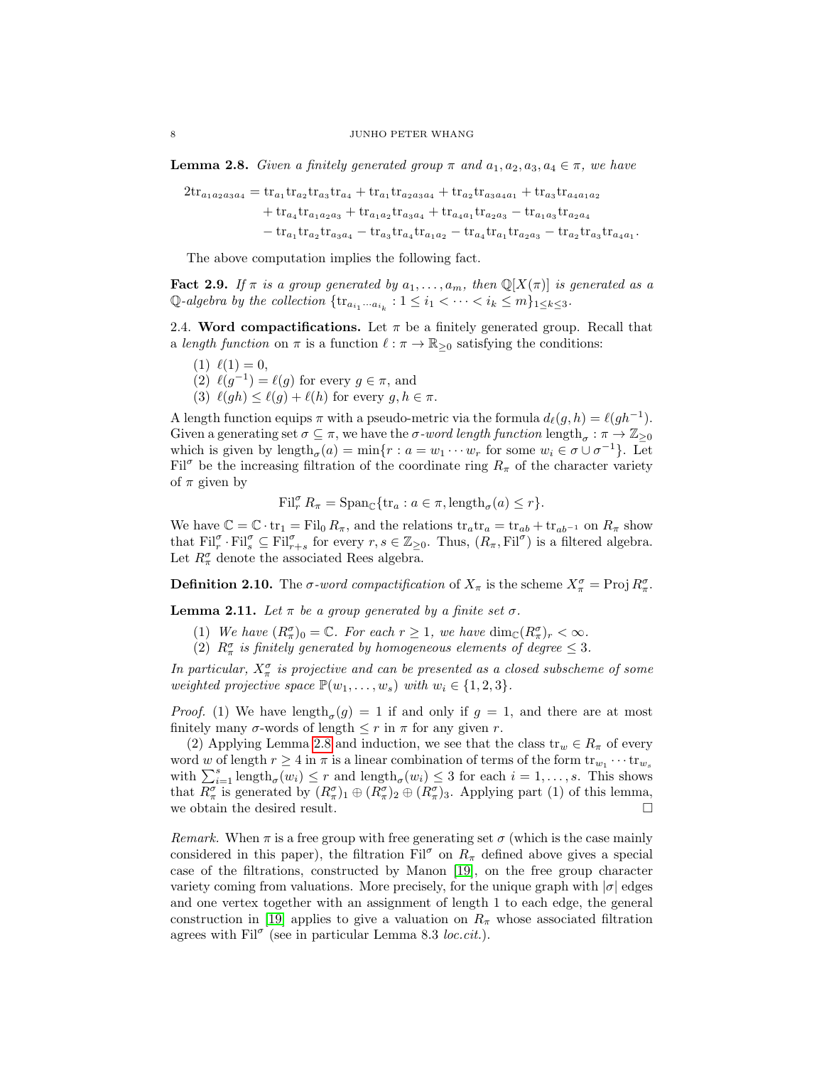**Lemma 2.8.** *Given a finitely generated group $\pi$ and $a_1, a_2, a_3, a_4 \in \pi$, we have*

$$
\begin{aligned}
2\mathrm{tr}_{a_1a_2a_3a_4} &= \mathrm{tr}_{a_1}\mathrm{tr}_{a_2}\mathrm{tr}_{a_3}\mathrm{tr}_{a_4} + \mathrm{tr}_{a_1}\mathrm{tr}_{a_2a_3a_4} + \mathrm{tr}_{a_2}\mathrm{tr}_{a_3a_4a_1} + \mathrm{tr}_{a_3}\mathrm{tr}_{a_4a_1a_2} \\
&\quad + \mathrm{tr}_{a_4}\mathrm{tr}_{a_1a_2a_3} + \mathrm{tr}_{a_1a_2}\mathrm{tr}_{a_3a_4} + \mathrm{tr}_{a_4a_1}\mathrm{tr}_{a_2a_3} - \mathrm{tr}_{a_1a_3}\mathrm{tr}_{a_2a_4} \\
&\quad - \mathrm{tr}_{a_1}\mathrm{tr}_{a_2}\mathrm{tr}_{a_3a_4} - \mathrm{tr}_{a_3}\mathrm{tr}_{a_4}\mathrm{tr}_{a_1a_2} - \mathrm{tr}_{a_4}\mathrm{tr}_{a_1}\mathrm{tr}_{a_2a_3} - \mathrm{tr}_{a_2}\mathrm{tr}_{a_3}\mathrm{tr}_{a_4a_1}.
\end{aligned}
$$

The above computation implies the following fact.

**Fact 2.9.** *If $\pi$ is a group generated by $a_1, \dots, a_m$, then $\mathbb{Q}[X(\pi)]$ is generated as a $\mathbb{Q}$-algebra by the collection $\{\mathrm{tr}_{a_{i_1}\cdots a_{i_k}} : 1 \le i_1 < \cdots < i_k \le m\}_{1 \le k \le 3}$.*

2.4. **Word compactifications.** Let $\pi$ be a finitely generated group. Recall that a *length function* on $\pi$ is a function $\ell : \pi \to \mathbb{R}_{\ge 0}$ satisfying the conditions:

(1) $\ell(1) = 0$,
(2) $\ell(g^{-1}) = \ell(g)$ for every $g \in \pi$, and
(3) $\ell(gh) \le \ell(g) + \ell(h)$ for every $g, h \in \pi$.

A length function equips $\pi$ with a pseudo-metric via the formula $d_\ell(g, h) = \ell(gh^{-1})$. Given a generating set $\sigma \subseteq \pi$, we have the $\sigma$*-word length function* $\mathrm{length}_\sigma : \pi \to \mathbb{Z}_{\ge 0}$ which is given by $\mathrm{length}_\sigma(a) = \min\{r : a = w_1 \cdots w_r \text{ for some } w_i \in \sigma \cup \sigma^{-1}\}$. Let $\mathrm{Fil}^\sigma$ be the increasing filtration of the coordinate ring $R_\pi$ of the character variety of $\pi$ given by

$$\mathrm{Fil}^\sigma_r R_\pi = \mathrm{Span}_\mathbb{C}\{\mathrm{tr}_a : a \in \pi, \mathrm{length}_\sigma(a) \le r\}.$$

We have $\mathbb{C} = \mathbb{C} \cdot \mathrm{tr}_1 = \mathrm{Fil}_0 R_\pi$, and the relations $\mathrm{tr}_a \mathrm{tr}_a = \mathrm{tr}_{ab} + \mathrm{tr}_{ab^{-1}}$ on $R_\pi$ show that $\mathrm{Fil}^\sigma_r \cdot \mathrm{Fil}^\sigma_s \subseteq \mathrm{Fil}^\sigma_{r+s}$ for every $r, s \in \mathbb{Z}_{\ge 0}$. Thus, $(R_\pi, \mathrm{Fil}^\sigma)$ is a filtered algebra. Let $R^\sigma_\pi$ denote the associated Rees algebra.

**Definition 2.10.** The $\sigma$*-word compactification* of $X_\pi$ is the scheme $X^\sigma_\pi = \mathrm{Proj}\, R^\sigma_\pi$.

**Lemma 2.11.** *Let $\pi$ be a group generated by a finite set $\sigma$.*

(1) *We have $(R^\sigma_\pi)_0 = \mathbb{C}$. For each $r \ge 1$, we have $\dim_\mathbb{C}(R^\sigma_\pi)_r < \infty$.*
(2) *$R^\sigma_\pi$ is finitely generated by homogeneous elements of degree $\le 3$.*

*In particular, $X^\sigma_\pi$ is projective and can be presented as a closed subscheme of some weighted projective space $\mathbb{P}(w_1, \dots, w_s)$ with $w_i \in \{1, 2, 3\}$.*

*Proof.* (1) We have $\mathrm{length}_\sigma(g) = 1$ if and only if $g = 1$, and there are at most finitely many $\sigma$-words of length $\le r$ in $\pi$ for any given $r$.

(2) Applying Lemma 2.8 and induction, we see that the class $\mathrm{tr}_w \in R_\pi$ of every word $w$ of length $r \ge 4$ in $\pi$ is a linear combination of terms of the form $\mathrm{tr}_{w_1} \cdots \mathrm{tr}_{w_s}$ with $\sum_{i=1}^s \mathrm{length}_\sigma(w_i) \le r$ and $\mathrm{length}_\sigma(w_i) \le 3$ for each $i = 1, \dots, s$. This shows that $R^\sigma_\pi$ is generated by $(R^\sigma_\pi)_1 \oplus (R^\sigma_\pi)_2 \oplus (R^\sigma_\pi)_3$. Applying part (1) of this lemma, we obtain the desired result. $\square$

*Remark.* When $\pi$ is a free group with free generating set $\sigma$ (which is the case mainly considered in this paper), the filtration $\mathrm{Fil}^\sigma$ on $R_\pi$ defined above gives a special case of the filtrations, constructed by Manon [19], on the free group character variety coming from valuations. More precisely, for the unique graph with $|\sigma|$ edges and one vertex together with an assignment of length 1 to each edge, the general construction in [19] applies to give a valuation on $R_\pi$ whose associated filtration agrees with $\mathrm{Fil}^\sigma$ (see in particular Lemma 8.3 *loc.cit.*).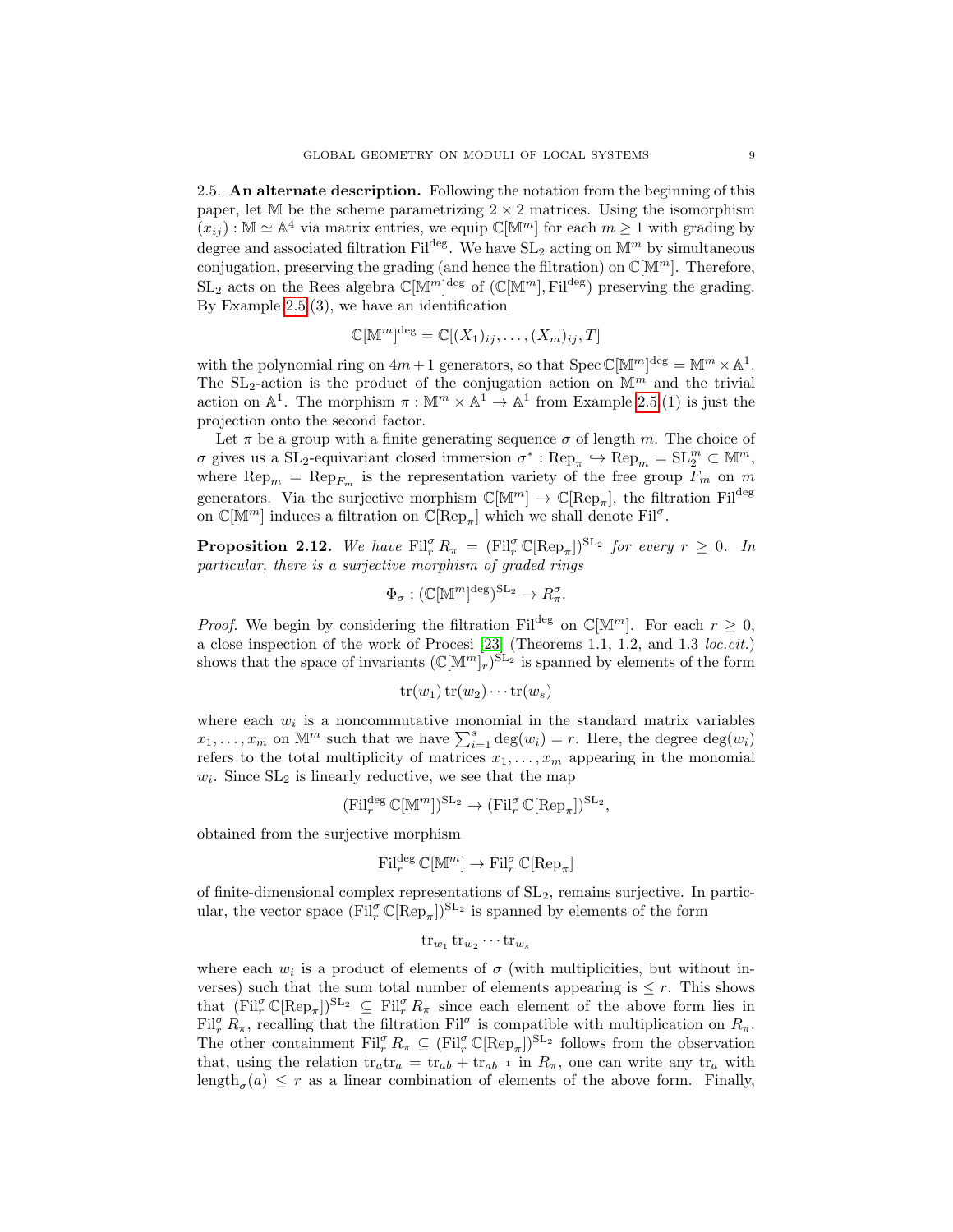2.5. **An alternate description.** Following the notation from the beginning of this paper, let $\mathbb{M}$ be the scheme parametrizing $2 \times 2$ matrices. Using the isomorphism $(x_{ij}) : \mathbb{M} \simeq \mathbb{A}^4$ via matrix entries, we equip $\mathbb{C}[\mathbb{M}^m]$ for each $m \geq 1$ with grading by degree and associated filtration $\mathrm{Fil}^{\mathrm{deg}}$. We have $\mathrm{SL}_2$ acting on $\mathbb{M}^m$ by simultaneous conjugation, preserving the grading (and hence the filtration) on $\mathbb{C}[\mathbb{M}^m]$. Therefore, $\mathrm{SL}_2$ acts on the Rees algebra $\mathbb{C}[\mathbb{M}^m]^{\mathrm{deg}}$ of $(\mathbb{C}[\mathbb{M}^m], \mathrm{Fil}^{\mathrm{deg}})$ preserving the grading. By Example 2.5 (3), we have an identification

$$\mathbb{C}[\mathbb{M}^m]^{\mathrm{deg}} = \mathbb{C}[(X_1)_{ij}, \dots, (X_m)_{ij}, T]$$

with the polynomial ring on $4m+1$ generators, so that $\operatorname{Spec} \mathbb{C}[\mathbb{M}^m]^{\mathrm{deg}} = \mathbb{M}^m \times \mathbb{A}^1$. The $\mathrm{SL}_2$-action is the product of the conjugation action on $\mathbb{M}^m$ and the trivial action on $\mathbb{A}^1$. The morphism $\pi : \mathbb{M}^m \times \mathbb{A}^1 \to \mathbb{A}^1$ from Example 2.5 (1) is just the projection onto the second factor.

Let $\pi$ be a group with a finite generating sequence $\sigma$ of length $m$. The choice of $\sigma$ gives us a $\mathrm{SL}_2$-equivariant closed immersion $\sigma^* : \mathrm{Rep}_\pi \hookrightarrow \mathrm{Rep}_m = \mathrm{SL}_2^m \subset \mathbb{M}^m$, where $\mathrm{Rep}_m = \mathrm{Rep}_{F_m}$ is the representation variety of the free group $F_m$ on $m$ generators. Via the surjective morphism $\mathbb{C}[\mathbb{M}^m] \to \mathbb{C}[\mathrm{Rep}_\pi]$, the filtration $\mathrm{Fil}^{\mathrm{deg}}$ on $\mathbb{C}[\mathbb{M}^m]$ induces a filtration on $\mathbb{C}[\mathrm{Rep}_\pi]$ which we shall denote $\mathrm{Fil}^\sigma$.

**Proposition 2.12.** *We have $\mathrm{Fil}_r^\sigma R_\pi = (\mathrm{Fil}_r^\sigma \mathbb{C}[\mathrm{Rep}_\pi])^{\mathrm{SL}_2}$ for every $r \geq 0$. In particular, there is a surjective morphism of graded rings*

$$\Phi_\sigma : (\mathbb{C}[\mathbb{M}^m]^{\mathrm{deg}})^{\mathrm{SL}_2} \to R_\pi^\sigma.$$

*Proof.* We begin by considering the filtration $\mathrm{Fil}^{\mathrm{deg}}$ on $\mathbb{C}[\mathbb{M}^m]$. For each $r \geq 0$, a close inspection of the work of Procesi [23] (Theorems 1.1, 1.2, and 1.3 *loc.cit.*) shows that the space of invariants $(\mathbb{C}[\mathbb{M}^m]_r)^{\mathrm{SL}_2}$ is spanned by elements of the form

$$\mathrm{tr}(w_1)\,\mathrm{tr}(w_2) \cdots \mathrm{tr}(w_s)$$

where each $w_i$ is a noncommutative monomial in the standard matrix variables $x_1, \dots, x_m$ on $\mathbb{M}^m$ such that we have $\sum_{i=1}^s \deg(w_i) = r$. Here, the degree $\deg(w_i)$ refers to the total multiplicity of matrices $x_1, \dots, x_m$ appearing in the monomial $w_i$. Since $\mathrm{SL}_2$ is linearly reductive, we see that the map

$$(\mathrm{Fil}_r^{\mathrm{deg}} \mathbb{C}[\mathbb{M}^m])^{\mathrm{SL}_2} \to (\mathrm{Fil}_r^\sigma \mathbb{C}[\mathrm{Rep}_\pi])^{\mathrm{SL}_2},$$

obtained from the surjective morphism

$$\mathrm{Fil}_r^{\mathrm{deg}} \mathbb{C}[\mathbb{M}^m] \to \mathrm{Fil}_r^\sigma \mathbb{C}[\mathrm{Rep}_\pi]$$

of finite-dimensional complex representations of $\mathrm{SL}_2$, remains surjective. In particular, the vector space $(\mathrm{Fil}_r^\sigma \mathbb{C}[\mathrm{Rep}_\pi])^{\mathrm{SL}_2}$ is spanned by elements of the form

$$\mathrm{tr}_{w_1} \mathrm{tr}_{w_2} \cdots \mathrm{tr}_{w_s}$$

where each $w_i$ is a product of elements of $\sigma$ (with multiplicities, but without inverses) such that the sum total number of elements appearing is $\leq r$. This shows that $(\mathrm{Fil}_r^\sigma \mathbb{C}[\mathrm{Rep}_\pi])^{\mathrm{SL}_2} \subseteq \mathrm{Fil}_r^\sigma R_\pi$ since each element of the above form lies in $\mathrm{Fil}_r^\sigma R_\pi$, recalling that the filtration $\mathrm{Fil}^\sigma$ is compatible with multiplication on $R_\pi$. The other containment $\mathrm{Fil}_r^\sigma R_\pi \subseteq (\mathrm{Fil}_r^\sigma \mathbb{C}[\mathrm{Rep}_\pi])^{\mathrm{SL}_2}$ follows from the observation that, using the relation $\mathrm{tr}_a \mathrm{tr}_a = \mathrm{tr}_{ab} + \mathrm{tr}_{ab^{-1}}$ in $R_\pi$, one can write any $\mathrm{tr}_a$ with $\mathrm{length}_\sigma(a) \leq r$ as a linear combination of elements of the above form. Finally,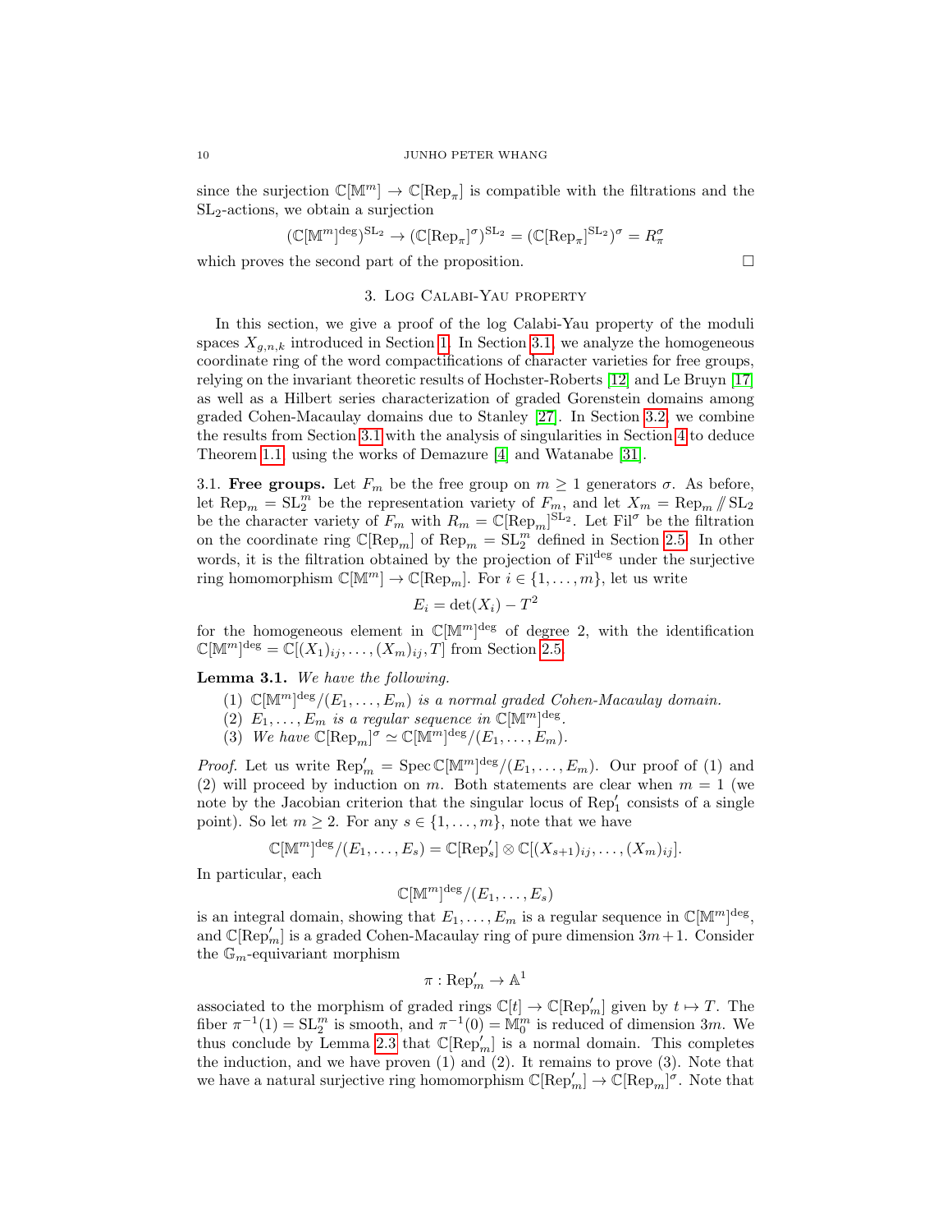since the surjection $\mathbb{C}[\mathbb{M}^m] \to \mathbb{C}[\mathrm{Rep}_\pi]$ is compatible with the filtrations and the $\mathrm{SL}_2$-actions, we obtain a surjection

$$(\mathbb{C}[\mathbb{M}^m]^{\deg})^{\mathrm{SL}_2} \to (\mathbb{C}[\mathrm{Rep}_\pi]^\sigma)^{\mathrm{SL}_2} = (\mathbb{C}[\mathrm{Rep}_\pi]^{\mathrm{SL}_2})^\sigma = R_\pi^\sigma$$

which proves the second part of the proposition. $\square$

## 3. Log Calabi-Yau property

In this section, we give a proof of the log Calabi-Yau property of the moduli spaces $X_{g,n,k}$ introduced in Section 1. In Section 3.1, we analyze the homogeneous coordinate ring of the word compactifications of character varieties for free groups, relying on the invariant theoretic results of Hochster-Roberts [12] and Le Bruyn [17] as well as a Hilbert series characterization of graded Gorenstein domains among graded Cohen-Macaulay domains due to Stanley [27]. In Section 3.2, we combine the results from Section 3.1 with the analysis of singularities in Section 4 to deduce Theorem 1.1, using the works of Demazure [4] and Watanabe [31].

3.1. **Free groups.** Let $F_m$ be the free group on $m \geq 1$ generators $\sigma$. As before, let $\mathrm{Rep}_m = \mathrm{SL}_2^m$ be the representation variety of $F_m$, and let $X_m = \mathrm{Rep}_m /\!\!/ \mathrm{SL}_2$ be the character variety of $F_m$ with $R_m = \mathbb{C}[\mathrm{Rep}_m]^{\mathrm{SL}_2}$. Let $\mathrm{Fil}^\sigma$ be the filtration on the coordinate ring $\mathbb{C}[\mathrm{Rep}_m]$ of $\mathrm{Rep}_m = \mathrm{SL}_2^m$ defined in Section 2.5. In other words, it is the filtration obtained by the projection of $\mathrm{Fil}^{\deg}$ under the surjective ring homomorphism $\mathbb{C}[\mathbb{M}^m] \to \mathbb{C}[\mathrm{Rep}_m]$. For $i \in \{1, \dots, m\}$, let us write

$$E_i = \det(X_i) - T^2$$

for the homogeneous element in $\mathbb{C}[\mathbb{M}^m]^{\deg}$ of degree 2, with the identification $\mathbb{C}[\mathbb{M}^m]^{\deg} = \mathbb{C}[(X_1)_{ij}, \dots, (X_m)_{ij}, T]$ from Section 2.5.

**Lemma 3.1.** *We have the following.*

1. *$\mathbb{C}[\mathbb{M}^m]^{\deg}/(E_1, \dots, E_m)$ is a normal graded Cohen-Macaulay domain.*
2. *$E_1, \dots, E_m$ is a regular sequence in $\mathbb{C}[\mathbb{M}^m]^{\deg}$.*
3. *We have $\mathbb{C}[\mathrm{Rep}_m]^\sigma \simeq \mathbb{C}[\mathbb{M}^m]^{\deg}/(E_1, \dots, E_m)$.*

*Proof.* Let us write $\mathrm{Rep}_m' = \mathrm{Spec}\, \mathbb{C}[\mathbb{M}^m]^{\deg}/(E_1, \dots, E_m)$. Our proof of (1) and (2) will proceed by induction on $m$. Both statements are clear when $m = 1$ (we note by the Jacobian criterion that the singular locus of $\mathrm{Rep}_1'$ consists of a single point). So let $m \geq 2$. For any $s \in \{1, \dots, m\}$, note that we have

$$\mathbb{C}[\mathbb{M}^m]^{\deg}/(E_1, \dots, E_s) = \mathbb{C}[\mathrm{Rep}_s'] \otimes \mathbb{C}[(X_{s+1})_{ij}, \dots, (X_m)_{ij}].$$

In particular, each

$$\mathbb{C}[\mathbb{M}^m]^{\deg}/(E_1, \dots, E_s)$$

is an integral domain, showing that $E_1, \dots, E_m$ is a regular sequence in $\mathbb{C}[\mathbb{M}^m]^{\deg}$, and $\mathbb{C}[\mathrm{Rep}_m']$ is a graded Cohen-Macaulay ring of pure dimension $3m+1$. Consider the $\mathbb{G}_m$-equivariant morphism

$$\pi : \mathrm{Rep}_m' \to \mathbb{A}^1$$

associated to the morphism of graded rings $\mathbb{C}[t] \to \mathbb{C}[\mathrm{Rep}_m']$ given by $t \mapsto T$. The fiber $\pi^{-1}(1) = \mathrm{SL}_2^m$ is smooth, and $\pi^{-1}(0) = \mathbb{M}_0^m$ is reduced of dimension $3m$. We thus conclude by Lemma 2.3 that $\mathbb{C}[\mathrm{Rep}_m']$ is a normal domain. This completes the induction, and we have proven (1) and (2). It remains to prove (3). Note that we have a natural surjective ring homomorphism $\mathbb{C}[\mathrm{Rep}_m'] \to \mathbb{C}[\mathrm{Rep}_m]^\sigma$. Note that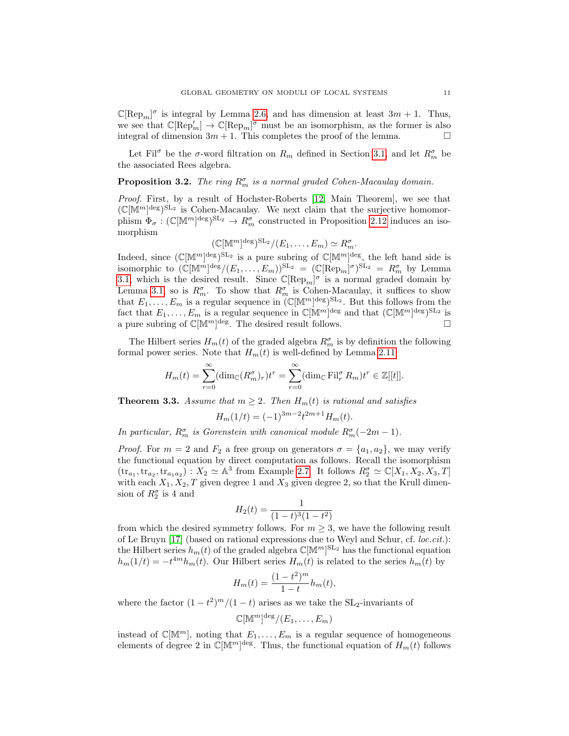$\mathbb{C}[\mathrm{Rep}_m]^\sigma$ is integral by Lemma 2.6 and has dimension at least $3m+1$. Thus, we see that $\mathbb{C}[\mathrm{Rep}'_m] \to \mathbb{C}[\mathrm{Rep}_m]^\sigma$ must be an isomorphism, as the former is also integral of dimension $3m+1$. This completes the proof of the lemma. □

Let $\mathrm{Fil}^\sigma$ be the $\sigma$-word filtration on $R_m$ defined in Section 3.1, and let $R_m^\sigma$ be the associated Rees algebra.

**Proposition 3.2.** *The ring $R_m^\sigma$ is a normal graded Cohen-Macaulay domain.*

*Proof.* First, by a result of Hochster-Roberts [12, Main Theorem], we see that $(\mathbb{C}[\mathbb{M}^m]^{\deg})^{\mathrm{SL}_2}$ is Cohen-Macaulay. We next claim that the surjective homomorphism $\Phi_\sigma : (\mathbb{C}[\mathbb{M}^m]^{\deg})^{\mathrm{SL}_2} \to R_m^\sigma$ constructed in Proposition 2.12 induces an isomorphism

$$(\mathbb{C}[\mathbb{M}^m]^{\deg})^{\mathrm{SL}_2}/(E_1, \dots, E_m) \simeq R_m^\sigma.$$

Indeed, since $(\mathbb{C}[\mathbb{M}^m]^{\deg})^{\mathrm{SL}_2}$ is a pure subring of $\mathbb{C}[\mathbb{M}^m]^{\deg}$, the left hand side is isomorphic to $(\mathbb{C}[\mathbb{M}^m]^{\deg}/(E_1, \dots, E_m))^{\mathrm{SL}_2} = (\mathbb{C}[\mathrm{Rep}_m]^\sigma)^{\mathrm{SL}_2} = R_m^\sigma$ by Lemma 3.1, which is the desired result. Since $\mathbb{C}[\mathrm{Rep}_m]^\sigma$ is a normal graded domain by Lemma 3.1, so is $R_m^\sigma$. To show that $R_m^\sigma$ is Cohen-Macaulay, it suffices to show that $E_1, \dots, E_m$ is a regular sequence in $(\mathbb{C}[\mathbb{M}^m]^{\deg})^{\mathrm{SL}_2}$. But this follows from the fact that $E_1, \dots, E_m$ is a regular sequence in $\mathbb{C}[\mathbb{M}^m]^{\deg}$ and that $(\mathbb{C}[\mathbb{M}^m]^{\deg})^{\mathrm{SL}_2}$ is a pure subring of $\mathbb{C}[\mathbb{M}^m]^{\deg}$. The desired result follows. □

The Hilbert series $H_m(t)$ of the graded algebra $R_m^\sigma$ is by definition the following formal power series. Note that $H_m(t)$ is well-defined by Lemma 2.11.

$$H_m(t) = \sum_{r=0}^{\infty} (\dim_{\mathbb{C}}(R_m^\sigma)_r) t^r = \sum_{r=0}^{\infty} (\dim_{\mathbb{C}} \mathrm{Fil}_r^\sigma R_m) t^r \in \mathbb{Z}[[t]].$$

**Theorem 3.3.** *Assume that $m \geq 2$. Then $H_m(t)$ is rational and satisfies*

$$H_m(1/t) = (-1)^{3m-2} t^{2m+1} H_m(t).$$

*In particular, $R_m^\sigma$ is Gorenstein with canonical module $R_m^\sigma(-2m-1)$.*

*Proof.* For $m = 2$ and $F_2$ a free group on generators $\sigma = \{a_1, a_2\}$, we may verify the functional equation by direct computation as follows. Recall the isomorphism $(\mathrm{tr}_{a_1}, \mathrm{tr}_{a_2}, \mathrm{tr}_{a_1 a_2}) : X_2 \simeq \mathbb{A}^3$ from Example 2.7. It follows $R_2^\sigma \simeq \mathbb{C}[X_1, X_2, X_3, T]$ with each $X_1, X_2, T$ given degree 1 and $X_3$ given degree 2, so that the Krull dimension of $R_2^\sigma$ is 4 and

$$H_2(t) = \frac{1}{(1-t)^3(1-t^2)}$$

from which the desired symmetry follows. For $m \geq 3$, we have the following result of Le Bruyn [17] (based on rational expressions due to Weyl and Schur, cf. *loc.cit.*): the Hilbert series $h_m(t)$ of the graded algebra $\mathbb{C}[\mathbb{M}^m]^{\mathrm{SL}_2}$ has the functional equation $h_m(1/t) = -t^{4m} h_m(t)$. Our Hilbert series $H_m(t)$ is related to the series $h_m(t)$ by

$$H_m(t) = \frac{(1-t^2)^m}{1-t} h_m(t),$$

where the factor $(1-t^2)^m/(1-t)$ arises as we take the $\mathrm{SL}_2$-invariants of

$$\mathbb{C}[\mathbb{M}^m]^{\deg}/(E_1, \dots, E_m)$$

instead of $\mathbb{C}[\mathbb{M}^m]$, noting that $E_1, \dots, E_m$ is a regular sequence of homogeneous elements of degree 2 in $\mathbb{C}[\mathbb{M}^m]^{\deg}$. Thus, the functional equation of $H_m(t)$ follows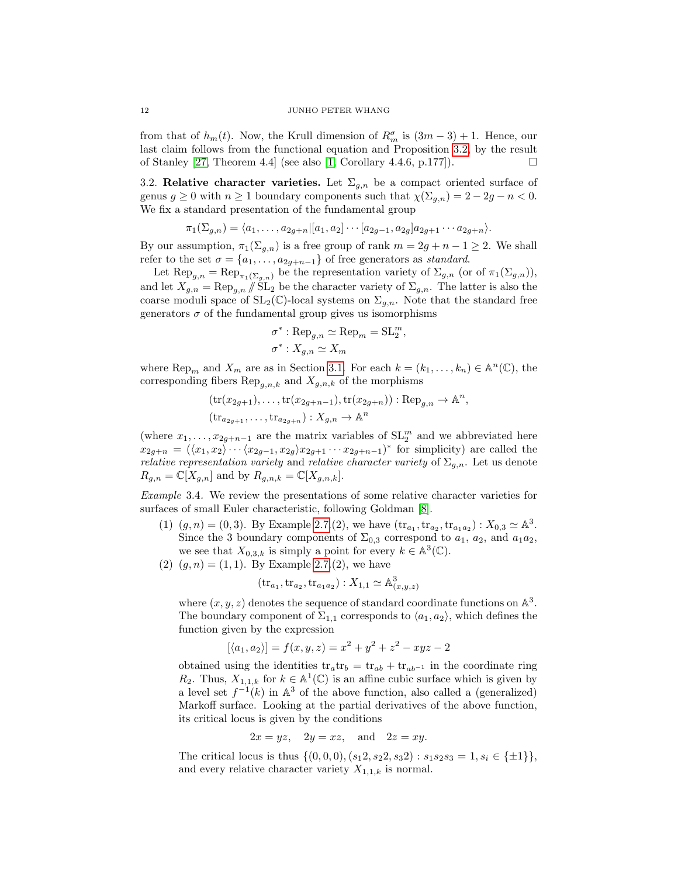from that of $h_m(t)$. Now, the Krull dimension of $R_m^\sigma$ is $(3m-3)+1$. Hence, our last claim follows from the functional equation and Proposition 3.2, by the result of Stanley [27, Theorem 4.4] (see also [1, Corollary 4.4.6, p.177]). □

3.2. **Relative character varieties.** Let $\Sigma_{g,n}$ be a compact oriented surface of genus $g \geq 0$ with $n \geq 1$ boundary components such that $\chi(\Sigma_{g,n}) = 2-2g-n < 0$. We fix a standard presentation of the fundamental group

$$\pi_1(\Sigma_{g,n}) = \langle a_1, \dots, a_{2g+n} | [a_1, a_2] \cdots [a_{2g-1}, a_{2g}] a_{2g+1} \cdots a_{2g+n} \rangle.$$

By our assumption, $\pi_1(\Sigma_{g,n})$ is a free group of rank $m = 2g+n-1 \geq 2$. We shall refer to the set $\sigma = \{a_1, \dots, a_{2g+n-1}\}$ of free generators as *standard*.

Let $\mathrm{Rep}_{g,n} = \mathrm{Rep}_{\pi_1(\Sigma_{g,n})}$ be the representation variety of $\Sigma_{g,n}$ (or of $\pi_1(\Sigma_{g,n})$), and let $X_{g,n} = \mathrm{Rep}_{g,n} /\!\!/ \mathrm{SL}_2$ be the character variety of $\Sigma_{g,n}$. The latter is also the coarse moduli space of $\mathrm{SL}_2(\mathbb{C})$-local systems on $\Sigma_{g,n}$. Note that the standard free generators $\sigma$ of the fundamental group gives us isomorphisms

$$\sigma^* : \mathrm{Rep}_{g,n} \simeq \mathrm{Rep}_m = \mathrm{SL}_2^m,$$
$$\sigma^* : X_{g,n} \simeq X_m$$

where $\mathrm{Rep}_m$ and $X_m$ are as in Section 3.1. For each $k = (k_1, \dots, k_n) \in \mathbb{A}^n(\mathbb{C})$, the corresponding fibers $\mathrm{Rep}_{g,n,k}$ and $X_{g,n,k}$ of the morphisms

$$(\mathrm{tr}(x_{2g+1}), \dots, \mathrm{tr}(x_{2g+n-1}), \mathrm{tr}(x_{2g+n})) : \mathrm{Rep}_{g,n} \to \mathbb{A}^n,$$
$$(\mathrm{tr}_{a_{2g+1}}, \dots, \mathrm{tr}_{a_{2g+n}}) : X_{g,n} \to \mathbb{A}^n$$

(where $x_1, \dots, x_{2g+n-1}$ are the matrix variables of $\mathrm{SL}_2^m$ and we abbreviated here $x_{2g+n} = (\langle x_1, x_2 \rangle \cdots \langle x_{2g-1}, x_{2g} \rangle x_{2g+1} \cdots x_{2g+n-1})^*$ for simplicity) are called the *relative representation variety* and *relative character variety* of $\Sigma_{g,n}$. Let us denote $R_{g,n} = \mathbb{C}[X_{g,n}]$ and by $R_{g,n,k} = \mathbb{C}[X_{g,n,k}]$.

*Example* 3.4. We review the presentations of some relative character varieties for surfaces of small Euler characteristic, following Goldman [8].

(1) $(g,n) = (0,3)$. By Example 2.7 (2), we have $(\mathrm{tr}_{a_1}, \mathrm{tr}_{a_2}, \mathrm{tr}_{a_1 a_2}) : X_{0,3} \simeq \mathbb{A}^3$. Since the 3 boundary components of $\Sigma_{0,3}$ correspond to $a_1$, $a_2$, and $a_1 a_2$, we see that $X_{0,3,k}$ is simply a point for every $k \in \mathbb{A}^3(\mathbb{C})$.

(2) $(g,n) = (1,1)$. By Example 2.7 (2), we have

$$(\mathrm{tr}_{a_1}, \mathrm{tr}_{a_2}, \mathrm{tr}_{a_1 a_2}) : X_{1,1} \simeq \mathbb{A}^3_{(x,y,z)}$$

where $(x,y,z)$ denotes the sequence of standard coordinate functions on $\mathbb{A}^3$. The boundary component of $\Sigma_{1,1}$ corresponds to $\langle a_1, a_2 \rangle$, which defines the function given by the expression

$$[\langle a_1, a_2 \rangle] = f(x,y,z) = x^2 + y^2 + z^2 - xyz - 2$$

obtained using the identities $\mathrm{tr}_a \mathrm{tr}_b = \mathrm{tr}_{ab} + \mathrm{tr}_{ab^{-1}}$ in the coordinate ring $R_2$. Thus, $X_{1,1,k}$ for $k \in \mathbb{A}^1(\mathbb{C})$ is an affine cubic surface which is given by a level set $f^{-1}(k)$ in $\mathbb{A}^3$ of the above function, also called a (generalized) Markoff surface. Looking at the partial derivatives of the above function, its critical locus is given by the conditions

$$2x = yz, \quad 2y = xz, \quad \text{and} \quad 2z = xy.$$

The critical locus is thus $\{(0,0,0), (s_1 2, s_2 2, s_3 2) : s_1 s_2 s_3 = 1, s_i \in \{\pm 1\}\}$, and every relative character variety $X_{1,1,k}$ is normal.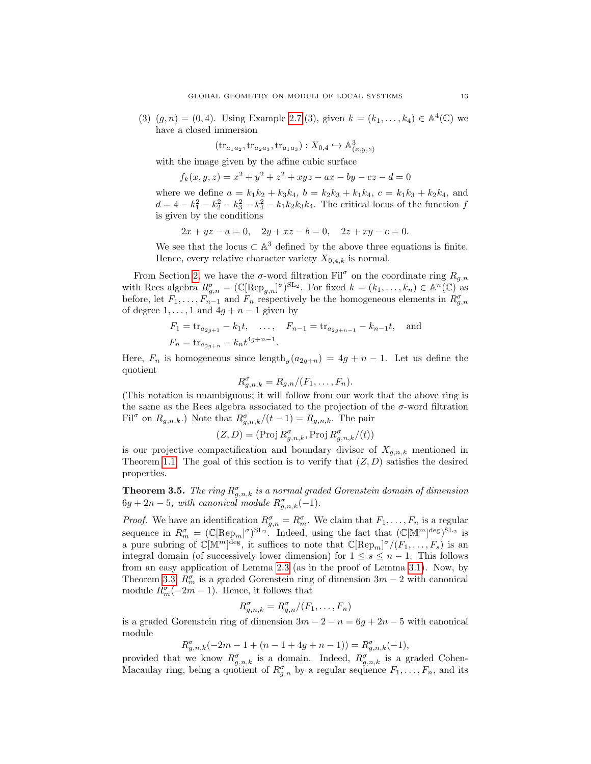(3) $(g,n) = (0,4)$. Using Example 2.7 (3), given $k = (k_1, \ldots, k_4) \in \mathbb{A}^4(\mathbb{C})$ we have a closed immersion

$$(\mathrm{tr}_{a_1a_2}, \mathrm{tr}_{a_2a_3}, \mathrm{tr}_{a_1a_3}) : X_{0,4} \hookrightarrow \mathbb{A}^3_{(x,y,z)}$$

with the image given by the affine cubic surface

$$f_k(x,y,z) = x^2 + y^2 + z^2 + xyz - ax - by - cz - d = 0$$

where we define $a = k_1k_2 + k_3k_4$, $b = k_2k_3 + k_1k_4$, $c = k_1k_3 + k_2k_4$, and $d = 4 - k_1^2 - k_2^2 - k_3^2 - k_4^2 - k_1k_2k_3k_4$. The critical locus of the function $f$ is given by the conditions

$$2x + yz - a = 0, \quad 2y + xz - b = 0, \quad 2z + xy - c = 0.$$

We see that the locus $\subset \mathbb{A}^3$ defined by the above three equations is finite. Hence, every relative character variety $X_{0,4,k}$ is normal.

From Section 2, we have the $\sigma$-word filtration $\mathrm{Fil}^\sigma$ on the coordinate ring $R_{g,n}$ with Rees algebra $R_{g,n}^\sigma = (\mathbb{C}[\mathrm{Rep}_{g,n}]^\sigma)^{\mathrm{SL}_2}$. For fixed $k = (k_1, \ldots, k_n) \in \mathbb{A}^n(\mathbb{C})$ as before, let $F_1, \ldots, F_{n-1}$ and $F_n$ respectively be the homogeneous elements in $R_{g,n}^\sigma$ of degree $1, \ldots, 1$ and $4g + n - 1$ given by

$$F_1 = \mathrm{tr}_{a_{2g+1}} - k_1 t, \quad \ldots, \quad F_{n-1} = \mathrm{tr}_{a_{2g+n-1}} - k_{n-1}t, \quad \text{and}$$
$$F_n = \mathrm{tr}_{a_{2g+n}} - k_n t^{4g+n-1}.$$

Here, $F_n$ is homogeneous since $\mathrm{length}_\sigma(a_{2g+n}) = 4g + n - 1$. Let us define the quotient

$$R_{g,n,k}^\sigma = R_{g,n}/(F_1, \ldots, F_n).$$

(This notation is unambiguous; it will follow from our work that the above ring is the same as the Rees algebra associated to the projection of the $\sigma$-word filtration $\mathrm{Fil}^\sigma$ on $R_{g,n,k}$.) Note that $R_{g,n,k}^\sigma/(t-1) = R_{g,n,k}$. The pair

$$(Z, D) = (\mathrm{Proj}\, R_{g,n,k}^\sigma, \mathrm{Proj}\, R_{g,n,k}^\sigma/(t))$$

is our projective compactification and boundary divisor of $X_{g,n,k}$ mentioned in Theorem 1.1. The goal of this section is to verify that $(Z, D)$ satisfies the desired properties.

**Theorem 3.5.** *The ring $R_{g,n,k}^\sigma$ is a normal graded Gorenstein domain of dimension $6g + 2n - 5$, with canonical module $R_{g,n,k}^\sigma(-1)$.*

*Proof.* We have an identification $R_{g,n}^\sigma = R_m^\sigma$. We claim that $F_1, \ldots, F_n$ is a regular sequence in $R_m^\sigma = (\mathbb{C}[\mathrm{Rep}_m]^\sigma)^{\mathrm{SL}_2}$. Indeed, using the fact that $(\mathbb{C}[\mathbb{M}^m]^{\mathrm{deg}})^{\mathrm{SL}_2}$ is a pure subring of $\mathbb{C}[\mathbb{M}^m]^{\mathrm{deg}}$, it suffices to note that $\mathbb{C}[\mathrm{Rep}_m]^\sigma/(F_1, \ldots, F_s)$ is an integral domain (of successively lower dimension) for $1 \leq s \leq n-1$. This follows from an easy application of Lemma 2.3 (as in the proof of Lemma 3.1). Now, by Theorem 3.3, $R_m^\sigma$ is a graded Gorenstein ring of dimension $3m - 2$ with canonical module $R_m^\sigma(-2m-1)$. Hence, it follows that

$$R_{g,n,k}^\sigma = R_{g,n}^\sigma/(F_1, \ldots, F_n)$$

is a graded Gorenstein ring of dimension $3m - 2 - n = 6g + 2n - 5$ with canonical module

$$R_{g,n,k}^\sigma(-2m - 1 + (n - 1 + 4g + n - 1)) = R_{g,n,k}^\sigma(-1),$$

provided that we know $R_{g,n,k}^\sigma$ is a domain. Indeed, $R_{g,n,k}^\sigma$ is a graded Cohen-Macaulay ring, being a quotient of $R_{g,n}^\sigma$ by a regular sequence $F_1, \ldots, F_n$, and its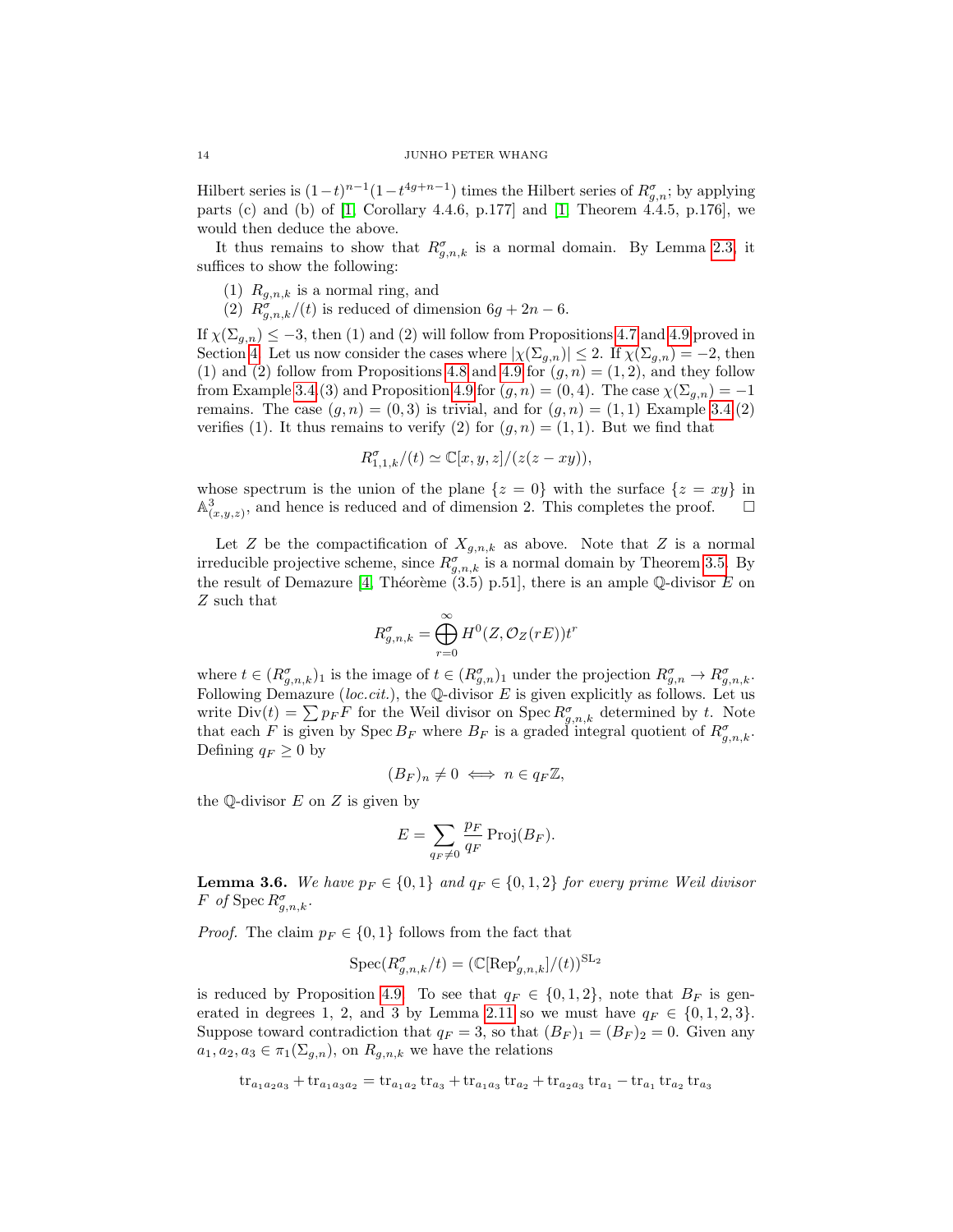Hilbert series is $(1-t)^{n-1}(1-t^{4g+n-1})$ times the Hilbert series of $R^\sigma_{g,n}$; by applying parts (c) and (b) of [1, Corollary 4.4.6, p.177] and [1, Theorem 4.4.5, p.176], we would then deduce the above.

It thus remains to show that $R^\sigma_{g,n,k}$ is a normal domain. By Lemma 2.3, it suffices to show the following:

1. $R_{g,n,k}$ is a normal ring, and
2. $R^\sigma_{g,n,k}/(t)$ is reduced of dimension $6g+2n-6$.

If $\chi(\Sigma_{g,n}) \leq -3$, then (1) and (2) will follow from Propositions 4.7 and 4.9 proved in Section 4. Let us now consider the cases where $|\chi(\Sigma_{g,n})| \leq 2$. If $\chi(\Sigma_{g,n}) = -2$, then (1) and (2) follow from Propositions 4.8 and 4.9 for $(g,n) = (1,2)$, and they follow from Example 3.4(3) and Proposition 4.9 for $(g,n) = (0,4)$. The case $\chi(\Sigma_{g,n}) = -1$ remains. The case $(g,n) = (0,3)$ is trivial, and for $(g,n) = (1,1)$ Example 3.4(2) verifies (1). It thus remains to verify (2) for $(g,n) = (1,1)$. But we find that

$$R^\sigma_{1,1,k}/(t) \simeq \mathbb{C}[x,y,z]/(z(z-xy)),$$

whose spectrum is the union of the plane $\{z=0\}$ with the surface $\{z = xy\}$ in $\mathbb{A}^3_{(x,y,z)}$, and hence is reduced and of dimension 2. This completes the proof. $\square$

Let $Z$ be the compactification of $X_{g,n,k}$ as above. Note that $Z$ is a normal irreducible projective scheme, since $R^\sigma_{g,n,k}$ is a normal domain by Theorem 3.5. By the result of Demazure [4, Théorème (3.5) p.51], there is an ample $\mathbb{Q}$-divisor $E$ on $Z$ such that

$$R^\sigma_{g,n,k} = \bigoplus_{r=0}^\infty H^0(Z, \mathcal{O}_Z(rE))t^r$$

where $t \in (R^\sigma_{g,n,k})_1$ is the image of $t \in (R^\sigma_{g,n})_1$ under the projection $R^\sigma_{g,n} \to R^\sigma_{g,n,k}$. Following Demazure (*loc.cit.*), the $\mathbb{Q}$-divisor $E$ is given explicitly as follows. Let us write $\mathrm{Div}(t) = \sum p_F F$ for the Weil divisor on $\operatorname{Spec} R^\sigma_{g,n,k}$ determined by $t$. Note that each $F$ is given by $\operatorname{Spec} B_F$ where $B_F$ is a graded integral quotient of $R^\sigma_{g,n,k}$. Defining $q_F \geq 0$ by

$$(B_F)_n \neq 0 \iff n \in q_F\mathbb{Z},$$

the $\mathbb{Q}$-divisor $E$ on $Z$ is given by

$$E = \sum_{q_F \neq 0} \frac{p_F}{q_F} \operatorname{Proj}(B_F).$$

**Lemma 3.6.** *We have $p_F \in \{0,1\}$ and $q_F \in \{0,1,2\}$ for every prime Weil divisor $F$ of $\operatorname{Spec} R^\sigma_{g,n,k}$.*

*Proof.* The claim $p_F \in \{0,1\}$ follows from the fact that

$$\operatorname{Spec}(R^\sigma_{g,n,k}/t) = (\mathbb{C}[\mathrm{Rep}'_{g,n,k}]/(t))^{\mathrm{SL}_2}$$

is reduced by Proposition 4.9. To see that $q_F \in \{0,1,2\}$, note that $B_F$ is generated in degrees 1, 2, and 3 by Lemma 2.11 so we must have $q_F \in \{0,1,2,3\}$. Suppose toward contradiction that $q_F = 3$, so that $(B_F)_1 = (B_F)_2 = 0$. Given any $a_1, a_2, a_3 \in \pi_1(\Sigma_{g,n})$, on $R_{g,n,k}$ we have the relations

$$\mathrm{tr}_{a_1a_2a_3} + \mathrm{tr}_{a_1a_3a_2} = \mathrm{tr}_{a_1a_2}\mathrm{tr}_{a_3} + \mathrm{tr}_{a_1a_3}\mathrm{tr}_{a_2} + \mathrm{tr}_{a_2a_3}\mathrm{tr}_{a_1} - \mathrm{tr}_{a_1}\mathrm{tr}_{a_2}\mathrm{tr}_{a_3}$$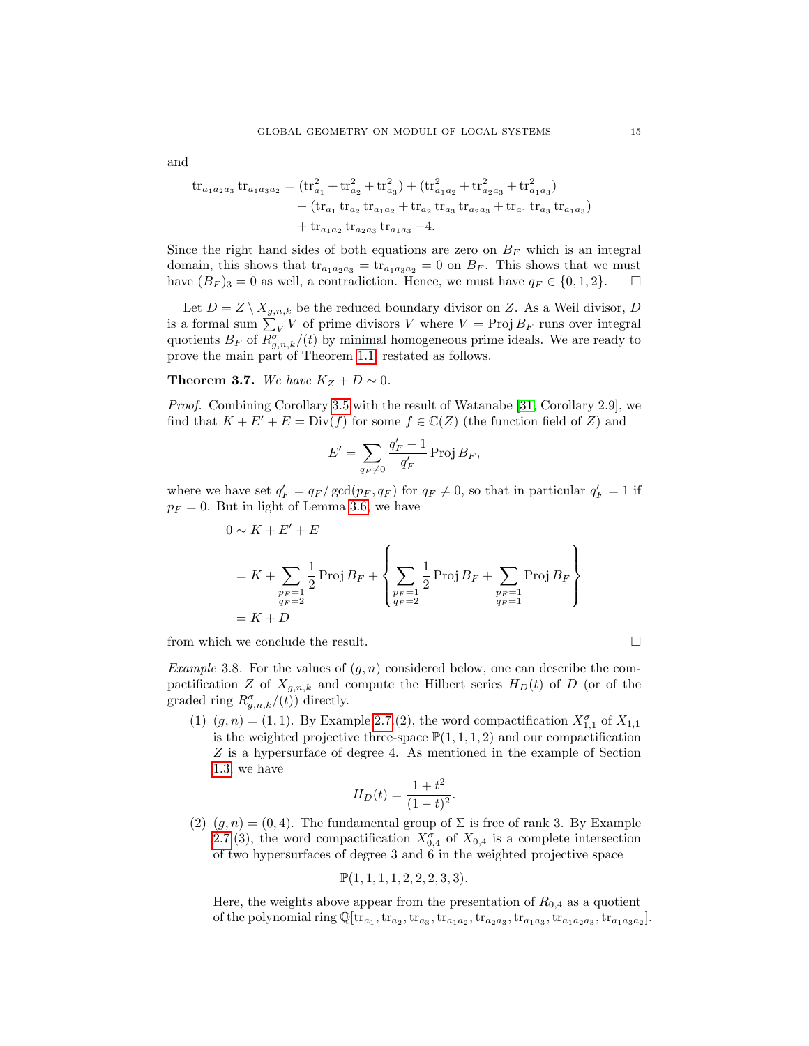and

$$
\begin{aligned}
\operatorname{tr}_{a_1a_2a_3}\operatorname{tr}_{a_1a_3a_2} &= (\operatorname{tr}_{a_1}^2+\operatorname{tr}_{a_2}^2+\operatorname{tr}_{a_3}^2)+(\operatorname{tr}_{a_1a_2}^2+\operatorname{tr}_{a_2a_3}^2+\operatorname{tr}_{a_1a_3}^2)\\
&\quad -(\operatorname{tr}_{a_1}\operatorname{tr}_{a_2}\operatorname{tr}_{a_1a_2}+\operatorname{tr}_{a_2}\operatorname{tr}_{a_3}\operatorname{tr}_{a_2a_3}+\operatorname{tr}_{a_1}\operatorname{tr}_{a_3}\operatorname{tr}_{a_1a_3})\\
&\quad +\operatorname{tr}_{a_1a_2}\operatorname{tr}_{a_2a_3}\operatorname{tr}_{a_1a_3}-4.
\end{aligned}
$$

Since the right hand sides of both equations are zero on $B_F$ which is an integral domain, this shows that $\operatorname{tr}_{a_1a_2a_3}=\operatorname{tr}_{a_1a_3a_2}=0$ on $B_F$. This shows that we must have $(B_F)_3=0$ as well, a contradiction. Hence, we must have $q_F\in\{0,1,2\}$. □

Let $D=Z\setminus X_{g,n,k}$ be the reduced boundary divisor on $Z$. As a Weil divisor, $D$ is a formal sum $\sum_V V$ of prime divisors $V$ where $V=\operatorname{Proj} B_F$ runs over integral quotients $B_F$ of $R^\sigma_{g,n,k}/(t)$ by minimal homogeneous prime ideals. We are ready to prove the main part of Theorem 1.1, restated as follows.

**Theorem 3.7.** *We have $K_Z+D\sim 0$.*

*Proof.* Combining Corollary 3.5 with the result of Watanabe [31, Corollary 2.9], we find that $K+E'+E=\operatorname{Div}(f)$ for some $f\in\mathbb{C}(Z)$ (the function field of $Z$) and

$$
E'=\sum_{q_F\neq 0}\frac{q_F'-1}{q_F'}\operatorname{Proj} B_F,
$$

where we have set $q_F'=q_F/\gcd(p_F,q_F)$ for $q_F\neq 0$, so that in particular $q_F'=1$ if $p_F=0$. But in light of Lemma 3.6, we have

$$
\begin{aligned}
0&\sim K+E'+E\\
&=K+\sum_{\substack{p_F=1\\ q_F=2}}\frac{1}{2}\operatorname{Proj} B_F+\left\{\sum_{\substack{p_F=1\\ q_F=2}}\frac{1}{2}\operatorname{Proj} B_F+\sum_{\substack{p_F=1\\ q_F=1}}\operatorname{Proj} B_F\right\}\\
&=K+D
\end{aligned}
$$

from which we conclude the result. □

*Example* 3.8. For the values of $(g,n)$ considered below, one can describe the compactification $Z$ of $X_{g,n,k}$ and compute the Hilbert series $H_D(t)$ of $D$ (or of the graded ring $R^\sigma_{g,n,k}/(t)$) directly.

(1) $(g,n)=(1,1)$. By Example 2.7 (2), the word compactification $X^\sigma_{1,1}$ of $X_{1,1}$ is the weighted projective three-space $\mathbb{P}(1,1,1,2)$ and our compactification $Z$ is a hypersurface of degree 4. As mentioned in the example of Section 1.3, we have

$$
H_D(t)=\frac{1+t^2}{(1-t)^2}.
$$

(2) $(g,n)=(0,4)$. The fundamental group of $\Sigma$ is free of rank 3. By Example 2.7 (3), the word compactification $X^\sigma_{0,4}$ of $X_{0,4}$ is a complete intersection of two hypersurfaces of degree 3 and 6 in the weighted projective space

$$
\mathbb{P}(1,1,1,1,2,2,2,3,3).
$$

Here, the weights above appear from the presentation of $R_{0,4}$ as a quotient of the polynomial ring $\mathbb{Q}[\operatorname{tr}_{a_1},\operatorname{tr}_{a_2},\operatorname{tr}_{a_3},\operatorname{tr}_{a_1a_2},\operatorname{tr}_{a_2a_3},\operatorname{tr}_{a_1a_3},\operatorname{tr}_{a_1a_2a_3},\operatorname{tr}_{a_1a_3a_2}]$.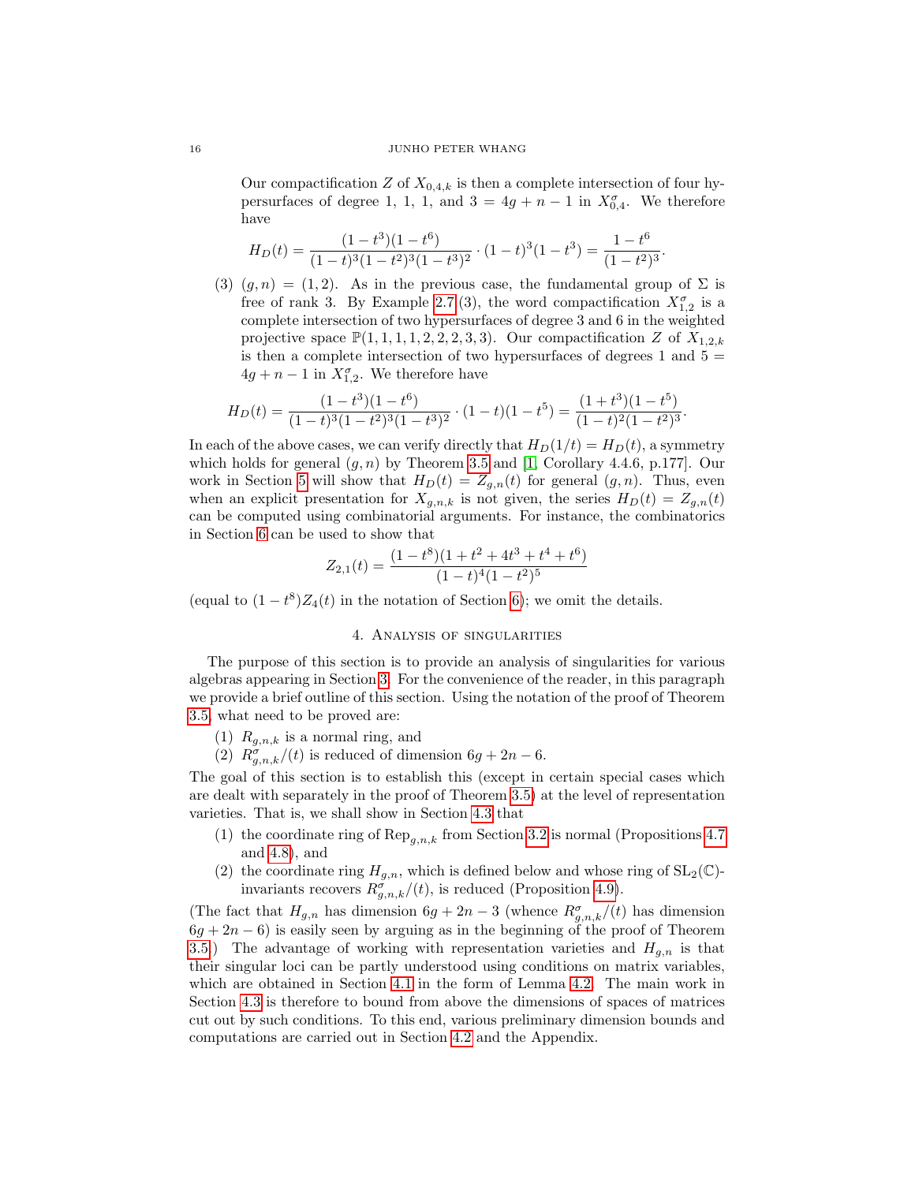Our compactification $Z$ of $X_{0,4,k}$ is then a complete intersection of four hypersurfaces of degree 1, 1, 1, and $3 = 4g + n - 1$ in $X^{\sigma}_{0,4}$. We therefore have

$$H_D(t) = \frac{(1-t^3)(1-t^6)}{(1-t)^3(1-t^2)^3(1-t^3)^2} \cdot (1-t)^3(1-t^3) = \frac{1-t^6}{(1-t^2)^3}.$$

(3) $(g, n) = (1, 2)$. As in the previous case, the fundamental group of $\Sigma$ is free of rank 3. By Example 2.7(3), the word compactification $X^{\sigma}_{1,2}$ is a complete intersection of two hypersurfaces of degree 3 and 6 in the weighted projective space $\mathbb{P}(1, 1, 1, 1, 2, 2, 2, 3, 3)$. Our compactification $Z$ of $X_{1,2,k}$ is then a complete intersection of two hypersurfaces of degrees 1 and $5 = 4g + n - 1$ in $X^{\sigma}_{1,2}$. We therefore have

$$H_D(t) = \frac{(1-t^3)(1-t^6)}{(1-t)^3(1-t^2)^3(1-t^3)^2} \cdot (1-t)(1-t^5) = \frac{(1+t^3)(1-t^5)}{(1-t)^2(1-t^2)^3}.$$

In each of the above cases, we can verify directly that $H_D(1/t) = H_D(t)$, a symmetry which holds for general $(g, n)$ by Theorem 3.5 and [1, Corollary 4.4.6, p.177]. Our work in Section 5 will show that $H_D(t) = Z_{g,n}(t)$ for general $(g, n)$. Thus, even when an explicit presentation for $X_{g,n,k}$ is not given, the series $H_D(t) = Z_{g,n}(t)$ can be computed using combinatorial arguments. For instance, the combinatorics in Section 6 can be used to show that

$$Z_{2,1}(t) = \frac{(1-t^8)(1+t^2+4t^3+t^4+t^6)}{(1-t)^4(1-t^2)^5}$$

(equal to $(1-t^8)Z_4(t)$ in the notation of Section 6); we omit the details.

## 4. Analysis of singularities

The purpose of this section is to provide an analysis of singularities for various algebras appearing in Section 3. For the convenience of the reader, in this paragraph we provide a brief outline of this section. Using the notation of the proof of Theorem 3.5, what need to be proved are:

(1) $R_{g,n,k}$ is a normal ring, and
(2) $R^{\sigma}_{g,n,k}/(t)$ is reduced of dimension $6g + 2n - 6$.

The goal of this section is to establish this (except in certain special cases which are dealt with separately in the proof of Theorem 3.5) at the level of representation varieties. That is, we shall show in Section 4.3 that

(1) the coordinate ring of $\mathrm{Rep}_{g,n,k}$ from Section 3.2 is normal (Propositions 4.7 and 4.8), and
(2) the coordinate ring $H_{g,n}$, which is defined below and whose ring of $\mathrm{SL}_2(\mathbb{C})$-invariants recovers $R^{\sigma}_{g,n,k}/(t)$, is reduced (Proposition 4.9).

(The fact that $H_{g,n}$ has dimension $6g + 2n - 3$ (whence $R^{\sigma}_{g,n,k}/(t)$ has dimension $6g + 2n - 6$) is easily seen by arguing as in the beginning of the proof of Theorem 3.5.) The advantage of working with representation varieties and $H_{g,n}$ is that their singular loci can be partly understood using conditions on matrix variables, which are obtained in Section 4.1 in the form of Lemma 4.2. The main work in Section 4.3 is therefore to bound from above the dimensions of spaces of matrices cut out by such conditions. To this end, various preliminary dimension bounds and computations are carried out in Section 4.2 and the Appendix.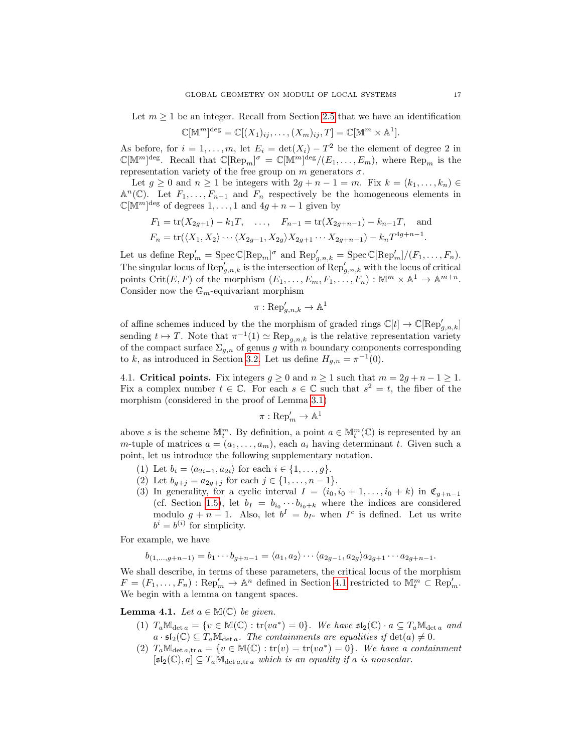Let $m \geq 1$ be an integer. Recall from Section 2.5 that we have an identification

$$\mathbb{C}[\mathbb{M}^m]^{\deg} = \mathbb{C}[(X_1)_{ij}, \ldots, (X_m)_{ij}, T] = \mathbb{C}[\mathbb{M}^m \times \mathbb{A}^1].$$

As before, for $i = 1, \ldots, m$, let $E_i = \det(X_i) - T^2$ be the element of degree 2 in $\mathbb{C}[\mathbb{M}^m]^{\deg}$. Recall that $\mathbb{C}[\mathrm{Rep}_m]^\sigma = \mathbb{C}[\mathbb{M}^m]^{\deg}/(E_1, \ldots, E_m)$, where $\mathrm{Rep}_m$ is the representation variety of the free group on $m$ generators $\sigma$.

Let $g \geq 0$ and $n \geq 1$ be integers with $2g + n - 1 = m$. Fix $k = (k_1, \ldots, k_n) \in \mathbb{A}^n(\mathbb{C})$. Let $F_1, \ldots, F_{n-1}$ and $F_n$ respectively be the homogeneous elements in $\mathbb{C}[\mathbb{M}^m]^{\deg}$ of degrees $1, \ldots, 1$ and $4g + n - 1$ given by

$$\begin{aligned}
&F_1 = \mathrm{tr}(X_{2g+1}) - k_1 T, \quad \ldots, \quad F_{n-1} = \mathrm{tr}(X_{2g+n-1}) - k_{n-1} T, \quad \text{and} \\
&F_n = \mathrm{tr}(\langle X_1, X_2 \rangle \cdots \langle X_{2g-1}, X_{2g} \rangle X_{2g+1} \cdots X_{2g+n-1}) - k_n T^{4g+n-1}.
\end{aligned}$$

Let us define $\mathrm{Rep}'_m = \operatorname{Spec} \mathbb{C}[\mathrm{Rep}_m]^\sigma$ and $\mathrm{Rep}'_{g,n,k} = \operatorname{Spec} \mathbb{C}[\mathrm{Rep}'_m]/(F_1, \ldots, F_n)$. The singular locus of $\mathrm{Rep}'_{g,n,k}$ is the intersection of $\mathrm{Rep}'_{g,n,k}$ with the locus of critical points $\mathrm{Crit}(E, F)$ of the morphism $(E_1, \ldots, E_m, F_1, \ldots, F_n) : \mathbb{M}^m \times \mathbb{A}^1 \to \mathbb{A}^{m+n}$. Consider now the $\mathbb{G}_m$-equivariant morphism

$$\pi : \mathrm{Rep}'_{g,n,k} \to \mathbb{A}^1$$

of affine schemes induced by the the morphism of graded rings $\mathbb{C}[t] \to \mathbb{C}[\mathrm{Rep}'_{g,n,k}]$ sending $t \mapsto T$. Note that $\pi^{-1}(1) \simeq \mathrm{Rep}_{g,n,k}$ is the relative representation variety of the compact surface $\Sigma_{g,n}$ of genus $g$ with $n$ boundary components corresponding to $k$, as introduced in Section 3.2. Let us define $H_{g,n} = \pi^{-1}(0)$.

**4.1. Critical points.** Fix integers $g \geq 0$ and $n \geq 1$ such that $m = 2g + n - 1 \geq 1$. Fix a complex number $t \in \mathbb{C}$. For each $s \in \mathbb{C}$ such that $s^2 = t$, the fiber of the morphism (considered in the proof of Lemma 3.1)

$$\pi : \mathrm{Rep}'_m \to \mathbb{A}^1$$

above $s$ is the scheme $\mathbb{M}^m_t$. By definition, a point $a \in \mathbb{M}^m_t(\mathbb{C})$ is represented by an $m$-tuple of matrices $a = (a_1, \ldots, a_m)$, each $a_i$ having determinant $t$. Given such a point, let us introduce the following supplementary notation.

1. Let $b_i = \langle a_{2i-1}, a_{2i} \rangle$ for each $i \in \{1, \ldots, g\}$.
2. Let $b_{g+j} = a_{2g+j}$ for each $j \in \{1, \ldots, n-1\}$.
3. In generality, for a cyclic interval $I = (i_0, i_0 + 1, \ldots, i_0 + k)$ in $\mathfrak{C}_{g+n-1}$ (cf. Section 1.5), let $b_I = b_{i_0} \cdots b_{i_0+k}$ where the indices are considered modulo $g + n - 1$. Also, let $b^I = b_{I^c}$ when $I^c$ is defined. Let us write $b^i = b^{(i)}$ for simplicity.

For example, we have

$$b_{(1,\ldots,g+n-1)} = b_1 \cdots b_{g+n-1} = \langle a_1, a_2 \rangle \cdots \langle a_{2g-1}, a_{2g} \rangle a_{2g+1} \cdots a_{2g+n-1}.$$

We shall describe, in terms of these parameters, the critical locus of the morphism $F = (F_1, \ldots, F_n) : \mathrm{Rep}'_m \to \mathbb{A}^n$ defined in Section 4.1 restricted to $\mathbb{M}^m_t \subset \mathrm{Rep}'_m$. We begin with a lemma on tangent spaces.

**Lemma 4.1.** *Let $a \in \mathbb{M}(\mathbb{C})$ be given.*

1. $T_a \mathbb{M}_{\det a} = \{v \in \mathbb{M}(\mathbb{C}) : \mathrm{tr}(va^*) = 0\}$. *We have $\mathfrak{sl}_2(\mathbb{C}) \cdot a \subseteq T_a \mathbb{M}_{\det a}$ and $a \cdot \mathfrak{sl}_2(\mathbb{C}) \subseteq T_a \mathbb{M}_{\det a}$. The containments are equalities if $\det(a) \neq 0$.*
2. $T_a \mathbb{M}_{\det a, \mathrm{tr}\, a} = \{v \in \mathbb{M}(\mathbb{C}) : \mathrm{tr}(v) = \mathrm{tr}(va^*) = 0\}$. *We have a containment $[\mathfrak{sl}_2(\mathbb{C}), a] \subseteq T_a \mathbb{M}_{\det a, \mathrm{tr}\, a}$ which is an equality if $a$ is nonscalar.*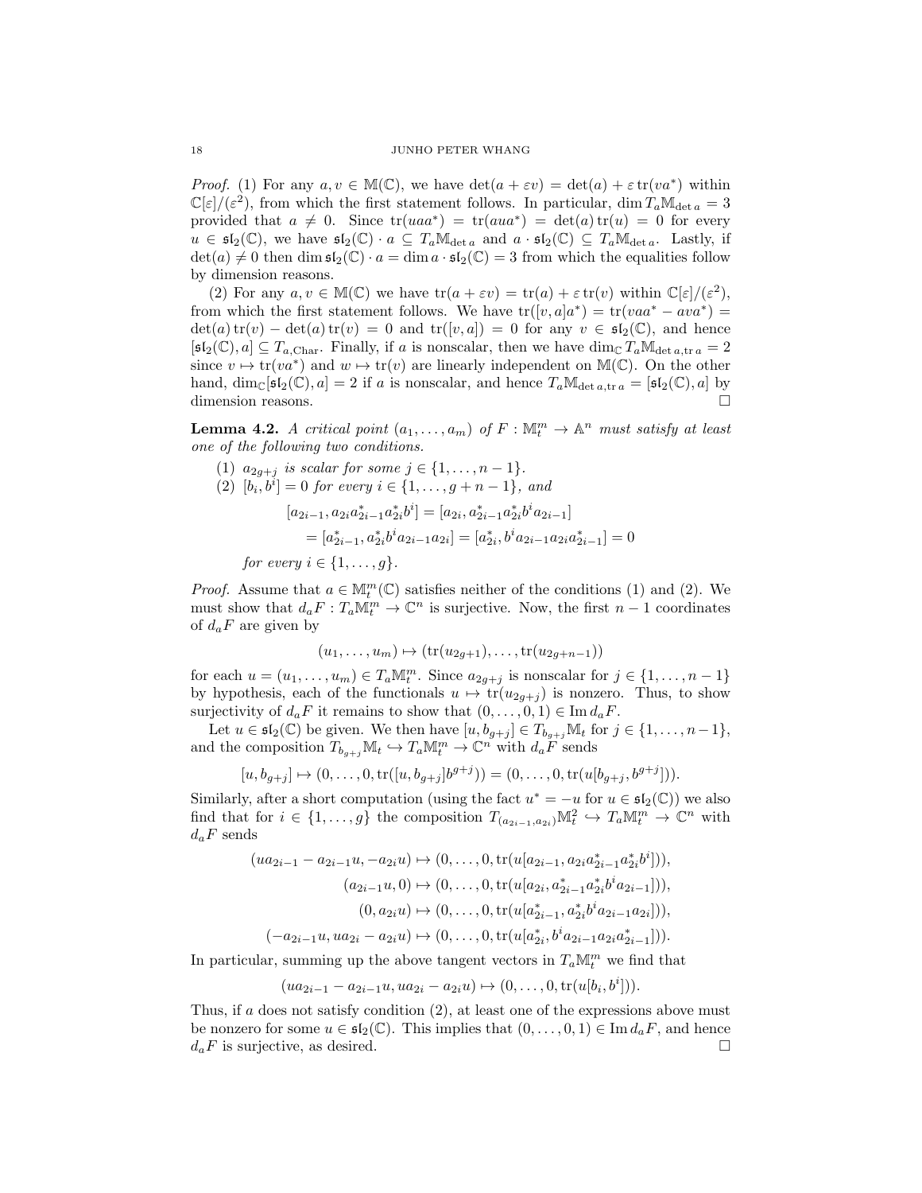*Proof.* (1) For any $a, v \in \mathbb{M}(\mathbb{C})$, we have $\det(a + \varepsilon v) = \det(a) + \varepsilon \operatorname{tr}(va^*)$ within $\mathbb{C}[\varepsilon]/(\varepsilon^2)$, from which the first statement follows. In particular, $\dim T_a \mathbb{M}_{\det a} = 3$ provided that $a \neq 0$. Since $\operatorname{tr}(uaa^*) = \operatorname{tr}(aua^*) = \det(a)\operatorname{tr}(u) = 0$ for every $u \in \mathfrak{sl}_2(\mathbb{C})$, we have $\mathfrak{sl}_2(\mathbb{C}) \cdot a \subseteq T_a \mathbb{M}_{\det a}$ and $a \cdot \mathfrak{sl}_2(\mathbb{C}) \subseteq T_a \mathbb{M}_{\det a}$. Lastly, if $\det(a) \neq 0$ then $\dim \mathfrak{sl}_2(\mathbb{C}) \cdot a = \dim a \cdot \mathfrak{sl}_2(\mathbb{C}) = 3$ from which the equalities follow by dimension reasons.

(2) For any $a, v \in \mathbb{M}(\mathbb{C})$ we have $\operatorname{tr}(a + \varepsilon v) = \operatorname{tr}(a) + \varepsilon \operatorname{tr}(v)$ within $\mathbb{C}[\varepsilon]/(\varepsilon^2)$, from which the first statement follows. We have $\operatorname{tr}([v,a]a^*) = \operatorname{tr}(vaa^* - ava^*) = \det(a)\operatorname{tr}(v) - \det(a)\operatorname{tr}(v) = 0$ and $\operatorname{tr}([v,a]) = 0$ for any $v \in \mathfrak{sl}_2(\mathbb{C})$, and hence $[\mathfrak{sl}_2(\mathbb{C}), a] \subseteq T_{a,\mathrm{Char}}$. Finally, if $a$ is nonscalar, then we have $\dim_{\mathbb{C}} T_a \mathbb{M}_{\det a, \operatorname{tr} a} = 2$ since $v \mapsto \operatorname{tr}(va^*)$ and $w \mapsto \operatorname{tr}(v)$ are linearly independent on $\mathbb{M}(\mathbb{C})$. On the other hand, $\dim_{\mathbb{C}} [\mathfrak{sl}_2(\mathbb{C}), a] = 2$ if $a$ is nonscalar, and hence $T_a \mathbb{M}_{\det a, \operatorname{tr} a} = [\mathfrak{sl}_2(\mathbb{C}), a]$ by dimension reasons. $\square$

**Lemma 4.2.** *A critical point $(a_1, \ldots, a_m)$ of $F : \mathbb{M}_t^m \to \mathbb{A}^n$ must satisfy at least one of the following two conditions.*

1. *$a_{2g+j}$ is scalar for some $j \in \{1, \ldots, n-1\}$.*
2. *$[b_i, b^i] = 0$ for every $i \in \{1, \ldots, g+n-1\}$, and*
$$\begin{aligned}
[a_{2i-1}, a_{2i} a_{2i-1}^* a_{2i}^* b^i] &= [a_{2i}, a_{2i-1}^* a_{2i}^* b^i a_{2i-1}] \\
&= [a_{2i-1}^*, a_{2i}^* b^i a_{2i-1} a_{2i}] = [a_{2i}^*, b^i a_{2i-1} a_{2i} a_{2i-1}^*] = 0
\end{aligned}$$
*for every $i \in \{1, \ldots, g\}$.*

*Proof.* Assume that $a \in \mathbb{M}_t^m(\mathbb{C})$ satisfies neither of the conditions (1) and (2). We must show that $d_a F : T_a \mathbb{M}_t^m \to \mathbb{C}^n$ is surjective. Now, the first $n-1$ coordinates of $d_a F$ are given by

$$(u_1, \ldots, u_m) \mapsto (\operatorname{tr}(u_{2g+1}), \ldots, \operatorname{tr}(u_{2g+n-1}))$$

for each $u = (u_1, \ldots, u_m) \in T_a \mathbb{M}_t^m$. Since $a_{2g+j}$ is nonscalar for $j \in \{1, \ldots, n-1\}$ by hypothesis, each of the functionals $u \mapsto \operatorname{tr}(u_{2g+j})$ is nonzero. Thus, to show surjectivity of $d_a F$ it remains to show that $(0, \ldots, 0, 1) \in \operatorname{Im} d_a F$.

Let $u \in \mathfrak{sl}_2(\mathbb{C})$ be given. We then have $[u, b_{g+j}] \in T_{b_{g+j}} \mathbb{M}_t$ for $j \in \{1, \ldots, n-1\}$, and the composition $T_{b_{g+j}} \mathbb{M}_t \hookrightarrow T_a \mathbb{M}_t^m \to \mathbb{C}^n$ with $d_a F$ sends

$$[u, b_{g+j}] \mapsto (0, \ldots, 0, \operatorname{tr}([u, b_{g+j}] b^{g+j})) = (0, \ldots, 0, \operatorname{tr}(u[b_{g+j}, b^{g+j}])).$$

Similarly, after a short computation (using the fact $u^* = -u$ for $u \in \mathfrak{sl}_2(\mathbb{C})$) we also find that for $i \in \{1, \ldots, g\}$ the composition $T_{(a_{2i-1}, a_{2i})} \mathbb{M}_t^2 \hookrightarrow T_a \mathbb{M}_t^m \to \mathbb{C}^n$ with $d_a F$ sends

$$\begin{aligned}
(ua_{2i-1} - a_{2i-1}u, -a_{2i}u) &\mapsto (0, \ldots, 0, \operatorname{tr}(u[a_{2i-1}, a_{2i} a_{2i-1}^* a_{2i}^* b^i])), \\
(a_{2i-1}u, 0) &\mapsto (0, \ldots, 0, \operatorname{tr}(u[a_{2i}, a_{2i-1}^* a_{2i}^* b^i a_{2i-1}])), \\
(0, a_{2i}u) &\mapsto (0, \ldots, 0, \operatorname{tr}(u[a_{2i-1}^*, a_{2i}^* b^i a_{2i-1} a_{2i}])), \\
(-a_{2i-1}u, ua_{2i} - a_{2i}u) &\mapsto (0, \ldots, 0, \operatorname{tr}(u[a_{2i}^*, b^i a_{2i-1} a_{2i} a_{2i-1}^*])).
\end{aligned}$$

In particular, summing up the above tangent vectors in $T_a \mathbb{M}_t^m$ we find that

$$(ua_{2i-1} - a_{2i-1}u, ua_{2i} - a_{2i}u) \mapsto (0, \ldots, 0, \operatorname{tr}(u[b_i, b^i])).$$

Thus, if $a$ does not satisfy condition (2), at least one of the expressions above must be nonzero for some $u \in \mathfrak{sl}_2(\mathbb{C})$. This implies that $(0, \ldots, 0, 1) \in \operatorname{Im} d_a F$, and hence $d_a F$ is surjective, as desired. $\square$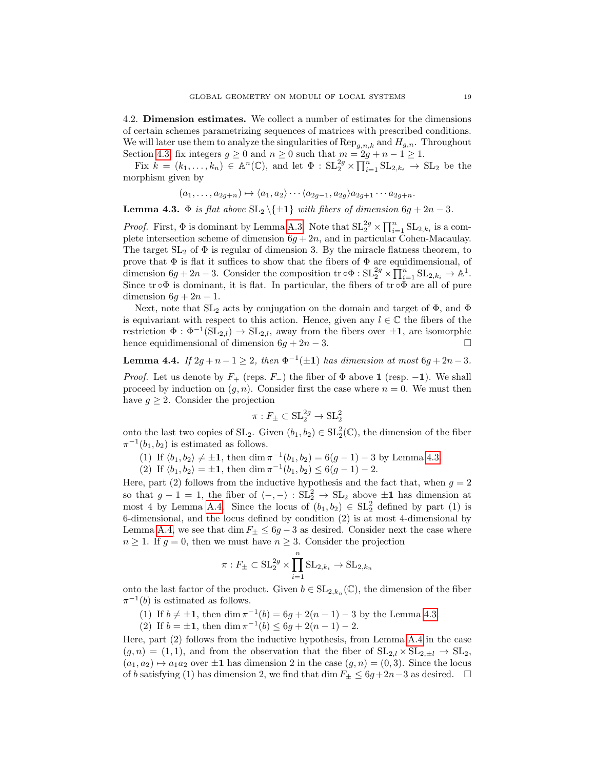4.2. **Dimension estimates.** We collect a number of estimates for the dimensions of certain schemes parametrizing sequences of matrices with prescribed conditions. We will later use them to analyze the singularities of $\mathrm{Rep}_{g,n,k}$ and $H_{g,n}$. Throughout Section 4.3, fix integers $g \geq 0$ and $n \geq 0$ such that $m = 2g + n - 1 \geq 1$.

Fix $k = (k_1, \ldots, k_n) \in \mathbb{A}^n(\mathbb{C})$, and let $\Phi : \mathrm{SL}_2^{2g} \times \prod_{i=1}^n \mathrm{SL}_{2,k_i} \to \mathrm{SL}_2$ be the morphism given by

$$(a_1, \ldots, a_{2g+n}) \mapsto \langle a_1, a_2 \rangle \cdots \langle a_{2g-1}, a_{2g} \rangle a_{2g+1} \cdots a_{2g+n}.$$

**Lemma 4.3.** *$\Phi$ is flat above $\mathrm{SL}_2 \setminus \{\pm \mathbf{1}\}$ with fibers of dimension $6g + 2n - 3$.*

*Proof.* First, $\Phi$ is dominant by Lemma A.3. Note that $\mathrm{SL}_2^{2g} \times \prod_{i=1}^n \mathrm{SL}_{2,k_i}$ is a complete intersection scheme of dimension $6g + 2n$, and in particular Cohen-Macaulay. The target $\mathrm{SL}_2$ of $\Phi$ is regular of dimension 3. By the miracle flatness theorem, to prove that $\Phi$ is flat it suffices to show that the fibers of $\Phi$ are equidimensional, of dimension $6g + 2n - 3$. Consider the composition $\mathrm{tr} \circ \Phi : \mathrm{SL}_2^{2g} \times \prod_{i=1}^n \mathrm{SL}_{2,k_i} \to \mathbb{A}^1$. Since $\mathrm{tr} \circ \Phi$ is dominant, it is flat. In particular, the fibers of $\mathrm{tr} \circ \Phi$ are all of pure dimension $6g + 2n - 1$.

Next, note that $\mathrm{SL}_2$ acts by conjugation on the domain and target of $\Phi$, and $\Phi$ is equivariant with respect to this action. Hence, given any $l \in \mathbb{C}$ the fibers of the restriction $\Phi : \Phi^{-1}(\mathrm{SL}_{2,l}) \to \mathrm{SL}_{2,l}$, away from the fibers over $\pm \mathbf{1}$, are isomorphic hence equidimensional of dimension $6g + 2n - 3$. $\square$

**Lemma 4.4.** *If $2g + n - 1 \geq 2$, then $\Phi^{-1}(\pm \mathbf{1})$ has dimension at most $6g + 2n - 3$.*

*Proof.* Let us denote by $F_+$ (reps. $F_-$) the fiber of $\Phi$ above $\mathbf{1}$ (resp. $-\mathbf{1}$). We shall proceed by induction on $(g, n)$. Consider first the case where $n = 0$. We must then have $g \geq 2$. Consider the projection

$$\pi : F_\pm \subset \mathrm{SL}_2^{2g} \to \mathrm{SL}_2^2$$

onto the last two copies of $\mathrm{SL}_2$. Given $(b_1, b_2) \in \mathrm{SL}_2^2(\mathbb{C})$, the dimension of the fiber $\pi^{-1}(b_1, b_2)$ is estimated as follows.

1. If $\langle b_1, b_2 \rangle \neq \pm \mathbf{1}$, then $\dim \pi^{-1}(b_1, b_2) = 6(g-1) - 3$ by Lemma 4.3.
2. If $\langle b_1, b_2 \rangle = \pm \mathbf{1}$, then $\dim \pi^{-1}(b_1, b_2) \leq 6(g-1) - 2$.

Here, part (2) follows from the inductive hypothesis and the fact that, when $g = 2$ so that $g - 1 = 1$, the fiber of $\langle -, - \rangle : \mathrm{SL}_2^2 \to \mathrm{SL}_2$ above $\pm \mathbf{1}$ has dimension at most 4 by Lemma A.4. Since the locus of $(b_1, b_2) \in \mathrm{SL}_2^2$ defined by part (1) is 6-dimensional, and the locus defined by condition (2) is at most 4-dimensional by Lemma A.4, we see that $\dim F_\pm \leq 6g - 3$ as desired. Consider next the case where $n \geq 1$. If $g = 0$, then we must have $n \geq 3$. Consider the projection

$$\pi : F_\pm \subset \mathrm{SL}_2^{2g} \times \prod_{i=1}^n \mathrm{SL}_{2,k_i} \to \mathrm{SL}_{2,k_n}$$

onto the last factor of the product. Given $b \in \mathrm{SL}_{2,k_n}(\mathbb{C})$, the dimension of the fiber $\pi^{-1}(b)$ is estimated as follows.

1. If $b \neq \pm \mathbf{1}$, then $\dim \pi^{-1}(b) = 6g + 2(n-1) - 3$ by the Lemma 4.3.
2. If $b = \pm \mathbf{1}$, then $\dim \pi^{-1}(b) \leq 6g + 2(n-1) - 2$.

Here, part (2) follows from the inductive hypothesis, from Lemma A.4 in the case $(g, n) = (1, 1)$, and from the observation that the fiber of $\mathrm{SL}_{2,l} \times \mathrm{SL}_{2,\pm l} \to \mathrm{SL}_2$, $(a_1, a_2) \mapsto a_1 a_2$ over $\pm \mathbf{1}$ has dimension 2 in the case $(g, n) = (0, 3)$. Since the locus of $b$ satisfying (1) has dimension 2, we find that $\dim F_\pm \leq 6g + 2n - 3$ as desired. $\square$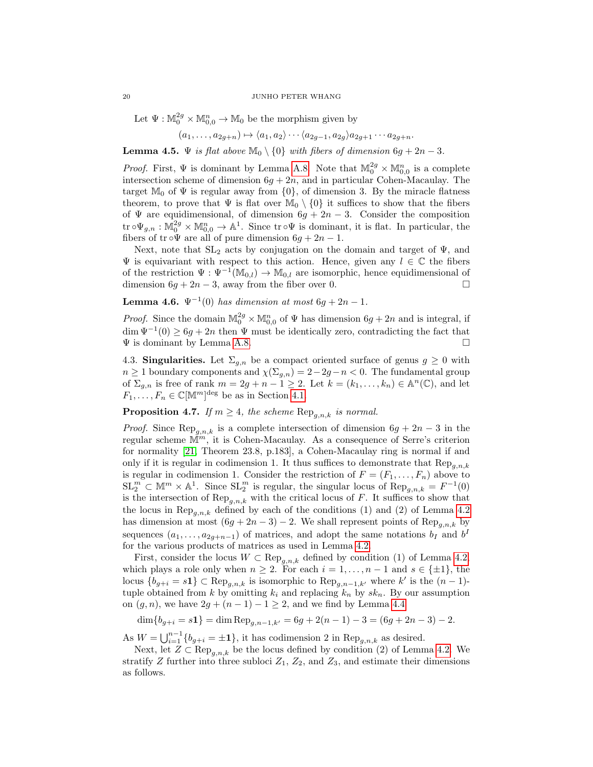Let $\Psi : \mathbb{M}_0^{2g} \times \mathbb{M}_{0,0}^n \to \mathbb{M}_0$ be the morphism given by

$$(a_1, \dots, a_{2g+n}) \mapsto \langle a_1, a_2 \rangle \cdots \langle a_{2g-1}, a_{2g} \rangle a_{2g+1} \cdots a_{2g+n}.$$

**Lemma 4.5.** *$\Psi$ is flat above $\mathbb{M}_0 \setminus \{0\}$ with fibers of dimension $6g + 2n - 3$.*

*Proof.* First, $\Psi$ is dominant by Lemma A.8. Note that $\mathbb{M}_0^{2g} \times \mathbb{M}_{0,0}^n$ is a complete intersection scheme of dimension $6g + 2n$, and in particular Cohen-Macaulay. The target $\mathbb{M}_0$ of $\Psi$ is regular away from $\{0\}$, of dimension 3. By the miracle flatness theorem, to prove that $\Psi$ is flat over $\mathbb{M}_0 \setminus \{0\}$ it suffices to show that the fibers of $\Psi$ are equidimensional, of dimension $6g + 2n - 3$. Consider the composition $\operatorname{tr} \circ \Psi_{g,n} : \mathbb{M}_0^{2g} \times \mathbb{M}_{0,0}^n \to \mathbb{A}^1$. Since $\operatorname{tr} \circ \Psi$ is dominant, it is flat. In particular, the fibers of $\operatorname{tr} \circ \Psi$ are all of pure dimension $6g + 2n - 1$.

Next, note that $\mathrm{SL}_2$ acts by conjugation on the domain and target of $\Psi$, and $\Psi$ is equivariant with respect to this action. Hence, given any $l \in \mathbb{C}$ the fibers of the restriction $\Psi : \Psi^{-1}(\mathbb{M}_{0,l}) \to \mathbb{M}_{0,l}$ are isomorphic, hence equidimensional of dimension $6g + 2n - 3$, away from the fiber over 0. □

**Lemma 4.6.** *$\Psi^{-1}(0)$ has dimension at most $6g + 2n - 1$.*

*Proof.* Since the domain $\mathbb{M}_0^{2g} \times \mathbb{M}_{0,0}^n$ of $\Psi$ has dimension $6g + 2n$ and is integral, if $\dim \Psi^{-1}(0) \geq 6g + 2n$ then $\Psi$ must be identically zero, contradicting the fact that $\Psi$ is dominant by Lemma A.8. □

4.3. **Singularities.** Let $\Sigma_{g,n}$ be a compact oriented surface of genus $g \geq 0$ with $n \geq 1$ boundary components and $\chi(\Sigma_{g,n}) = 2 - 2g - n < 0$. The fundamental group of $\Sigma_{g,n}$ is free of rank $m = 2g + n - 1 \geq 2$. Let $k = (k_1, \dots, k_n) \in \mathbb{A}^n(\mathbb{C})$, and let $F_1, \dots, F_n \in \mathbb{C}[\mathbb{M}^m]^{\deg}$ be as in Section 4.1.

**Proposition 4.7.** *If $m \geq 4$, the scheme $\mathrm{Rep}_{g,n,k}$ is normal.*

*Proof.* Since $\mathrm{Rep}_{g,n,k}$ is a complete intersection of dimension $6g + 2n - 3$ in the regular scheme $\mathbb{M}^m$, it is Cohen-Macaulay. As a consequence of Serre's criterion for normality [21, Theorem 23.8, p.183], a Cohen-Macaulay ring is normal if and only if it is regular in codimension 1. It thus suffices to demonstrate that $\mathrm{Rep}_{g,n,k}$ is regular in codimension 1. Consider the restriction of $F = (F_1, \dots, F_n)$ above to $\mathrm{SL}_2^m \subset \mathbb{M}^m \times \mathbb{A}^1$. Since $\mathrm{SL}_2^m$ is regular, the singular locus of $\mathrm{Rep}_{g,n,k} = F^{-1}(0)$ is the intersection of $\mathrm{Rep}_{g,n,k}$ with the critical locus of $F$. It suffices to show that the locus in $\mathrm{Rep}_{g,n,k}$ defined by each of the conditions (1) and (2) of Lemma 4.2 has dimension at most $(6g + 2n - 3) - 2$. We shall represent points of $\mathrm{Rep}_{g,n,k}$ by sequences $(a_1, \dots, a_{2g+n-1})$ of matrices, and adopt the same notations $b_I$ and $b^I$ for the various products of matrices as used in Lemma 4.2.

First, consider the locus $W \subset \mathrm{Rep}_{g,n,k}$ defined by condition (1) of Lemma 4.2, which plays a role only when $n \geq 2$. For each $i = 1, \dots, n-1$ and $s \in \{\pm 1\}$, the locus $\{b_{g+i} = s\mathbf{1}\} \subset \mathrm{Rep}_{g,n,k}$ is isomorphic to $\mathrm{Rep}_{g,n-1,k'}$ where $k'$ is the $(n-1)$-tuple obtained from $k$ by omitting $k_i$ and replacing $k_n$ by $sk_n$. By our assumption on $(g, n)$, we have $2g + (n-1) - 1 \geq 2$, and we find by Lemma 4.4

$$\dim\{b_{g+i} = s\mathbf{1}\} = \dim \mathrm{Rep}_{g,n-1,k'} = 6g + 2(n-1) - 3 = (6g + 2n - 3) - 2.$$

As $W = \bigcup_{i=1}^{n-1} \{b_{g+i} = \pm\mathbf{1}\}$, it has codimension 2 in $\mathrm{Rep}_{g,n,k}$ as desired.

Next, let $Z \subset \mathrm{Rep}_{g,n,k}$ be the locus defined by condition (2) of Lemma 4.2. We stratify $Z$ further into three subloci $Z_1$, $Z_2$, and $Z_3$, and estimate their dimensions as follows.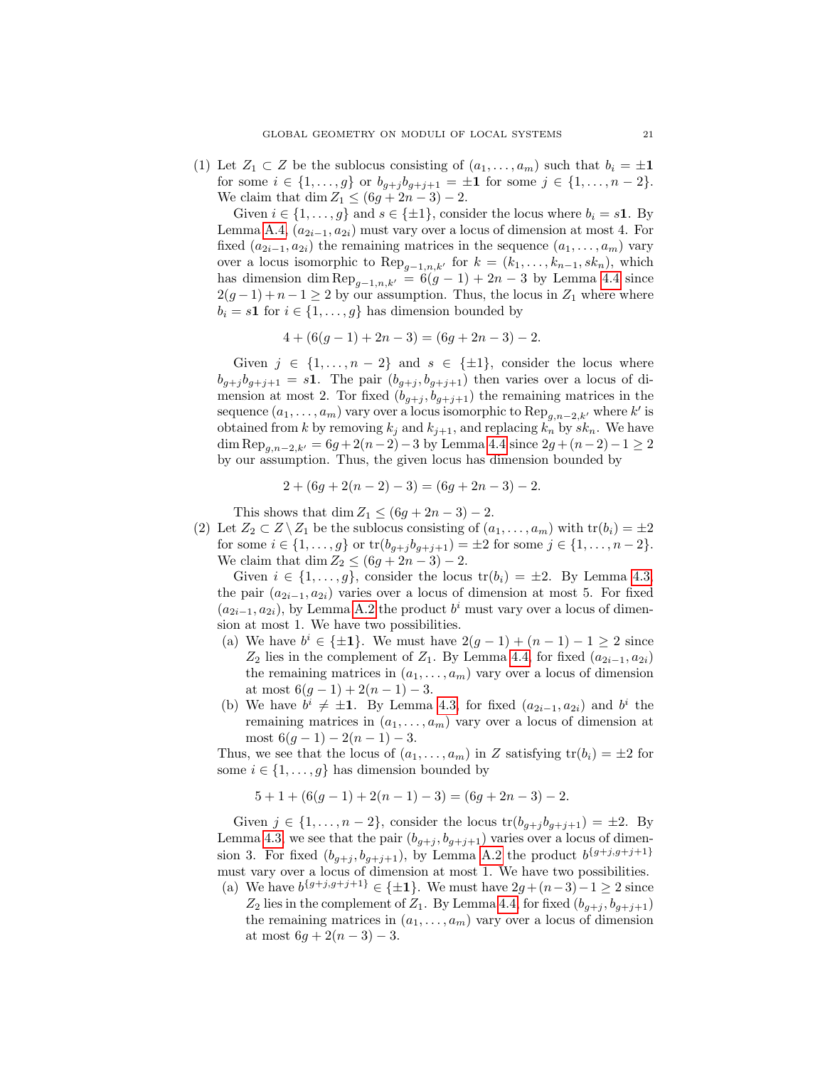(1) Let $Z_1 \subset Z$ be the sublocus consisting of $(a_1, \ldots, a_m)$ such that $b_i = \pm\mathbf{1}$ for some $i \in \{1, \ldots, g\}$ or $b_{g+j}b_{g+j+1} = \pm\mathbf{1}$ for some $j \in \{1, \ldots, n-2\}$. We claim that $\dim Z_1 \le (6g + 2n - 3) - 2$.

   Given $i \in \{1, \ldots, g\}$ and $s \in \{\pm 1\}$, consider the locus where $b_i = s\mathbf{1}$. By Lemma A.4, $(a_{2i-1}, a_{2i})$ must vary over a locus of dimension at most 4. For fixed $(a_{2i-1}, a_{2i})$ the remaining matrices in the sequence $(a_1, \ldots, a_m)$ vary over a locus isomorphic to $\mathrm{Rep}_{g-1,n,k'}$ for $k = (k_1, \ldots, k_{n-1}, sk_n)$, which has dimension $\dim \mathrm{Rep}_{g-1,n,k'} = 6(g-1) + 2n - 3$ by Lemma 4.4 since $2(g-1) + n - 1 \ge 2$ by our assumption. Thus, the locus in $Z_1$ where where $b_i = s\mathbf{1}$ for $i \in \{1, \ldots, g\}$ has dimension bounded by

$$4 + (6(g-1) + 2n - 3) = (6g + 2n - 3) - 2.$$

   Given $j \in \{1, \ldots, n-2\}$ and $s \in \{\pm 1\}$, consider the locus where $b_{g+j}b_{g+j+1} = s\mathbf{1}$. The pair $(b_{g+j}, b_{g+j+1})$ then varies over a locus of dimension at most 2. Tor fixed $(b_{g+j}, b_{g+j+1})$ the remaining matrices in the sequence $(a_1, \ldots, a_m)$ vary over a locus isomorphic to $\mathrm{Rep}_{g,n-2,k'}$ where $k'$ is obtained from $k$ by removing $k_j$ and $k_{j+1}$, and replacing $k_n$ by $sk_n$. We have $\dim \mathrm{Rep}_{g,n-2,k'} = 6g + 2(n-2) - 3$ by Lemma 4.4 since $2g + (n-2) - 1 \ge 2$ by our assumption. Thus, the given locus has dimension bounded by

$$2 + (6g + 2(n-2) - 3) = (6g + 2n - 3) - 2.$$

   This shows that $\dim Z_1 \le (6g + 2n - 3) - 2$.

(2) Let $Z_2 \subset Z \setminus Z_1$ be the sublocus consisting of $(a_1, \ldots, a_m)$ with $\mathrm{tr}(b_i) = \pm 2$ for some $i \in \{1, \ldots, g\}$ or $\mathrm{tr}(b_{g+j}b_{g+j+1}) = \pm 2$ for some $j \in \{1, \ldots, n-2\}$. We claim that $\dim Z_2 \le (6g + 2n - 3) - 2$.

   Given $i \in \{1, \ldots, g\}$, consider the locus $\mathrm{tr}(b_i) = \pm 2$. By Lemma 4.3, the pair $(a_{2i-1}, a_{2i})$ varies over a locus of dimension at most 5. For fixed $(a_{2i-1}, a_{2i})$, by Lemma A.2 the product $b^i$ must vary over a locus of dimension at most 1. We have two possibilities.

   (a) We have $b^i \in \{\pm\mathbf{1}\}$. We must have $2(g-1) + (n-1) - 1 \ge 2$ since $Z_2$ lies in the complement of $Z_1$. By Lemma 4.4, for fixed $(a_{2i-1}, a_{2i})$ the remaining matrices in $(a_1, \ldots, a_m)$ vary over a locus of dimension at most $6(g-1) + 2(n-1) - 3$.

   (b) We have $b^i \neq \pm\mathbf{1}$. By Lemma 4.3, for fixed $(a_{2i-1}, a_{2i})$ and $b^i$ the remaining matrices in $(a_1, \ldots, a_m)$ vary over a locus of dimension at most $6(g-1) - 2(n-1) - 3$.

   Thus, we see that the locus of $(a_1, \ldots, a_m)$ in $Z$ satisfying $\mathrm{tr}(b_i) = \pm 2$ for some $i \in \{1, \ldots, g\}$ has dimension bounded by

$$5 + 1 + (6(g-1) + 2(n-1) - 3) = (6g + 2n - 3) - 2.$$

   Given $j \in \{1, \ldots, n-2\}$, consider the locus $\mathrm{tr}(b_{g+j}b_{g+j+1}) = \pm 2$. By Lemma 4.3, we see that the pair $(b_{g+j}, b_{g+j+1})$ varies over a locus of dimension 3. For fixed $(b_{g+j}, b_{g+j+1})$, by Lemma A.2 the product $b^{\{g+j,g+j+1\}}$ must vary over a locus of dimension at most 1. We have two possibilities.

   (a) We have $b^{\{g+j,g+j+1\}} \in \{\pm\mathbf{1}\}$. We must have $2g + (n-3) - 1 \ge 2$ since $Z_2$ lies in the complement of $Z_1$. By Lemma 4.4, for fixed $(b_{g+j}, b_{g+j+1})$ the remaining matrices in $(a_1, \ldots, a_m)$ vary over a locus of dimension at most $6g + 2(n-3) - 3$.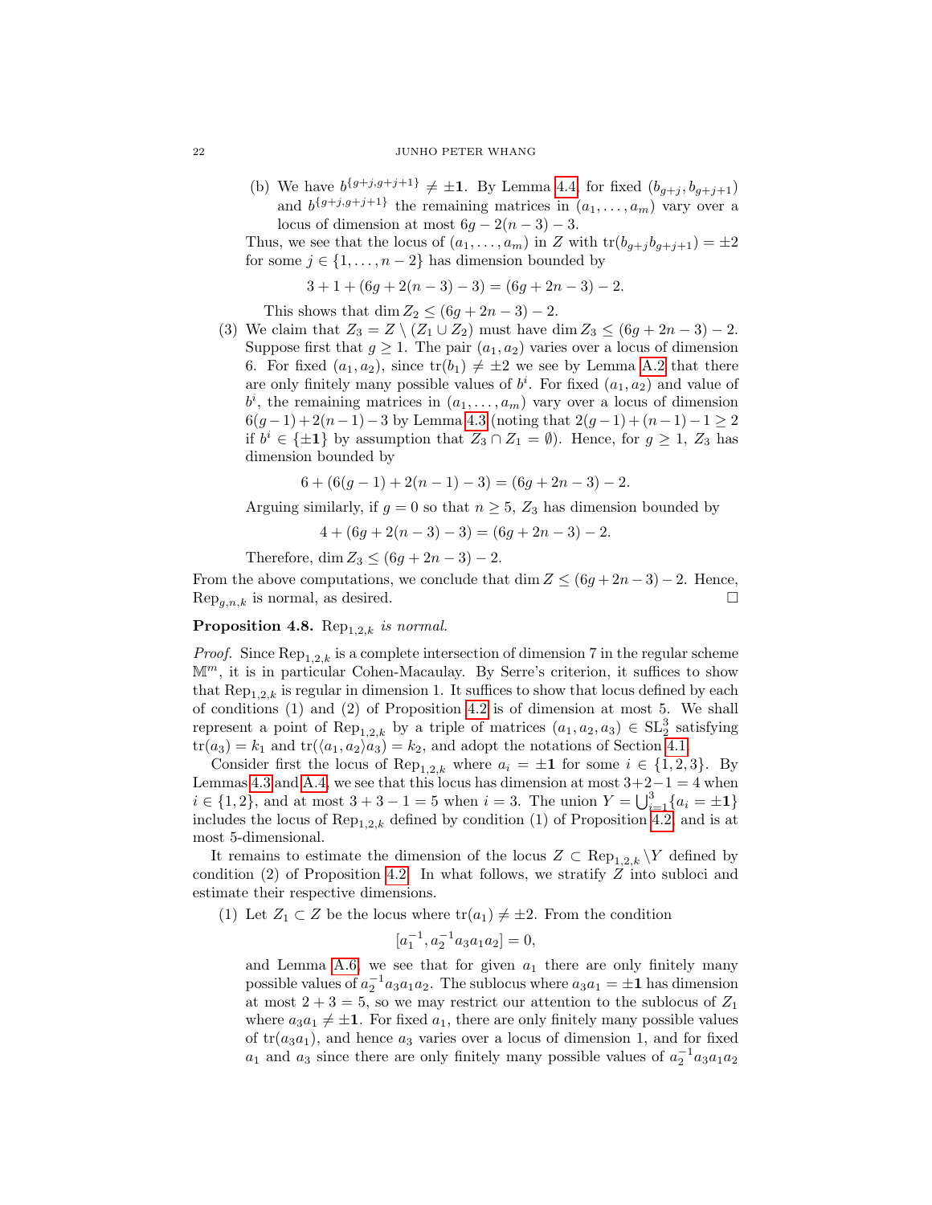(b) We have $b^{\{g+j,g+j+1\}} \neq \pm\mathbf{1}$. By Lemma 4.4, for fixed $(b_{g+j}, b_{g+j+1})$ and $b^{\{g+j,g+j+1\}}$ the remaining matrices in $(a_1, \dots, a_m)$ vary over a locus of dimension at most $6g - 2(n-3) - 3$.

Thus, we see that the locus of $(a_1, \dots, a_m)$ in $Z$ with $\operatorname{tr}(b_{g+j}b_{g+j+1}) = \pm 2$ for some $j \in \{1, \dots, n-2\}$ has dimension bounded by

$$3 + 1 + (6g + 2(n-3) - 3) = (6g + 2n - 3) - 2.$$

This shows that $\dim Z_2 \leq (6g + 2n - 3) - 2$.

(3) We claim that $Z_3 = Z \setminus (Z_1 \cup Z_2)$ must have $\dim Z_3 \leq (6g + 2n - 3) - 2$. Suppose first that $g \geq 1$. The pair $(a_1, a_2)$ varies over a locus of dimension 6. For fixed $(a_1, a_2)$, since $\operatorname{tr}(b_1) \neq \pm 2$ we see by Lemma A.2 that there are only finitely many possible values of $b^i$. For fixed $(a_1, a_2)$ and value of $b^i$, the remaining matrices in $(a_1, \dots, a_m)$ vary over a locus of dimension $6(g-1) + 2(n-1) - 3$ by Lemma 4.3 (noting that $2(g-1) + (n-1) - 1 \geq 2$ if $b^i \in \{\pm\mathbf{1}\}$ by assumption that $Z_3 \cap Z_1 = \emptyset$). Hence, for $g \geq 1$, $Z_3$ has dimension bounded by

$$6 + (6(g-1) + 2(n-1) - 3) = (6g + 2n - 3) - 2.$$

Arguing similarly, if $g = 0$ so that $n \geq 5$, $Z_3$ has dimension bounded by

$$4 + (6g + 2(n-3) - 3) = (6g + 2n - 3) - 2.$$

Therefore, $\dim Z_3 \leq (6g + 2n - 3) - 2$.

From the above computations, we conclude that $\dim Z \leq (6g + 2n - 3) - 2$. Hence, $\operatorname{Rep}_{g,n,k}$ is normal, as desired. □

**Proposition 4.8.** *$\operatorname{Rep}_{1,2,k}$ is normal.*

*Proof.* Since $\operatorname{Rep}_{1,2,k}$ is a complete intersection of dimension 7 in the regular scheme $\mathbb{M}^m$, it is in particular Cohen-Macaulay. By Serre's criterion, it suffices to show that $\operatorname{Rep}_{1,2,k}$ is regular in dimension 1. It suffices to show that locus defined by each of conditions (1) and (2) of Proposition 4.2 is of dimension at most 5. We shall represent a point of $\operatorname{Rep}_{1,2,k}$ by a triple of matrices $(a_1, a_2, a_3) \in \operatorname{SL}_2^3$ satisfying $\operatorname{tr}(a_3) = k_1$ and $\operatorname{tr}(\langle a_1, a_2 \rangle a_3) = k_2$, and adopt the notations of Section 4.1.

Consider first the locus of $\operatorname{Rep}_{1,2,k}$ where $a_i = \pm\mathbf{1}$ for some $i \in \{1,2,3\}$. By Lemmas 4.3 and A.4, we see that this locus has dimension at most $3+2-1 = 4$ when $i \in \{1,2\}$, and at most $3+3-1 = 5$ when $i = 3$. The union $Y = \bigcup_{i=1}^3 \{a_i = \pm\mathbf{1}\}$ includes the locus of $\operatorname{Rep}_{1,2,k}$ defined by condition (1) of Proposition 4.2, and is at most 5-dimensional.

It remains to estimate the dimension of the locus $Z \subset \operatorname{Rep}_{1,2,k} \setminus Y$ defined by condition (2) of Proposition 4.2. In what follows, we stratify $Z$ into subloci and estimate their respective dimensions.

(1) Let $Z_1 \subset Z$ be the locus where $\operatorname{tr}(a_1) \neq \pm 2$. From the condition

$$[a_1^{-1}, a_2^{-1} a_3 a_1 a_2] = 0,$$

and Lemma A.6, we see that for given $a_1$ there are only finitely many possible values of $a_2^{-1} a_3 a_1 a_2$. The sublocus where $a_3 a_1 = \pm\mathbf{1}$ has dimension at most $2 + 3 = 5$, so we may restrict our attention to the sublocus of $Z_1$ where $a_3 a_1 \neq \pm\mathbf{1}$. For fixed $a_1$, there are only finitely many possible values of $\operatorname{tr}(a_3 a_1)$, and hence $a_3$ varies over a locus of dimension 1, and for fixed $a_1$ and $a_3$ since there are only finitely many possible values of $a_2^{-1} a_3 a_1 a_2$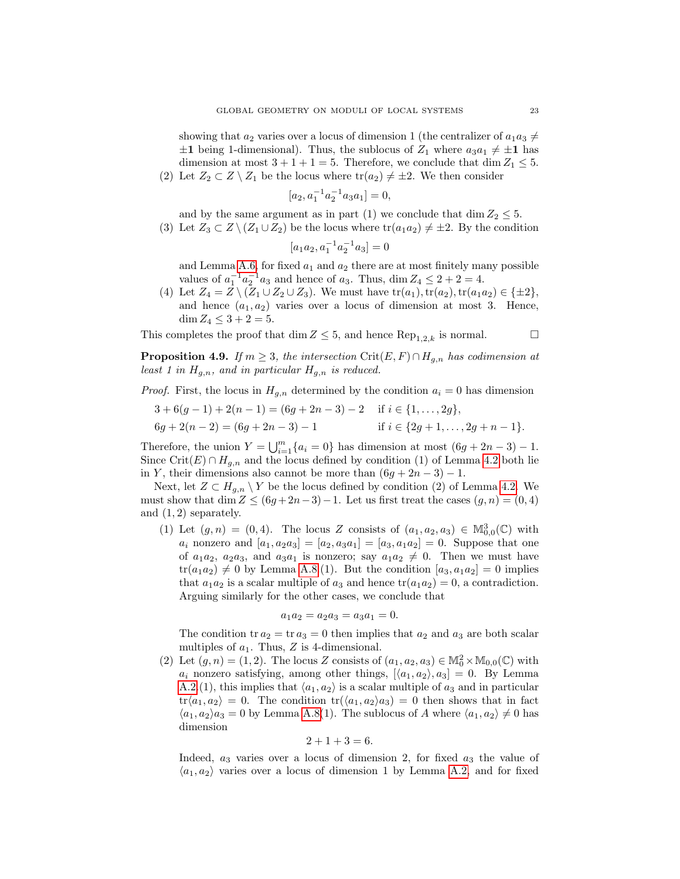showing that $a_2$ varies over a locus of dimension 1 (the centralizer of $a_1 a_3 \neq \pm\mathbf{1}$ being 1-dimensional). Thus, the sublocus of $Z_1$ where $a_3 a_1 \neq \pm\mathbf{1}$ has dimension at most $3 + 1 + 1 = 5$. Therefore, we conclude that $\dim Z_1 \leq 5$.

(2) Let $Z_2 \subset Z \setminus Z_1$ be the locus where $\mathrm{tr}(a_2) \neq \pm 2$. We then consider

$$[a_2, a_1^{-1} a_2^{-1} a_3 a_1] = 0,$$

and by the same argument as in part (1) we conclude that $\dim Z_2 \leq 5$.

(3) Let $Z_3 \subset Z \setminus (Z_1 \cup Z_2)$ be the locus where $\mathrm{tr}(a_1 a_2) \neq \pm 2$. By the condition

$$[a_1 a_2, a_1^{-1} a_2^{-1} a_3] = 0$$

and Lemma A.6, for fixed $a_1$ and $a_2$ there are at most finitely many possible values of $a_1^{-1} a_2^{-1} a_3$ and hence of $a_3$. Thus, $\dim Z_4 \leq 2 + 2 = 4$.

(4) Let $Z_4 = Z \setminus (Z_1 \cup Z_2 \cup Z_3)$. We must have $\mathrm{tr}(a_1), \mathrm{tr}(a_2), \mathrm{tr}(a_1 a_2) \in \{\pm 2\}$, and hence $(a_1, a_2)$ varies over a locus of dimension at most 3. Hence, $\dim Z_4 \leq 3 + 2 = 5$.

This completes the proof that $\dim Z \leq 5$, and hence $\mathrm{Rep}_{1,2,k}$ is normal. □

**Proposition 4.9.** *If $m \geq 3$, the intersection $\mathrm{Crit}(E, F) \cap H_{g,n}$ has codimension at least 1 in $H_{g,n}$, and in particular $H_{g,n}$ is reduced.*

*Proof.* First, the locus in $H_{g,n}$ determined by the condition $a_i = 0$ has dimension

$$\begin{aligned} &3 + 6(g-1) + 2(n-1) = (6g + 2n - 3) - 2 \quad &&\text{if } i \in \{1, \ldots, 2g\}, \\ &6g + 2(n-2) = (6g + 2n - 3) - 1 &&\text{if } i \in \{2g+1, \ldots, 2g+n-1\}. \end{aligned}$$

Therefore, the union $Y = \bigcup_{i=1}^{m} \{a_i = 0\}$ has dimension at most $(6g + 2n - 3) - 1$. Since $\mathrm{Crit}(E) \cap H_{g,n}$ and the locus defined by condition (1) of Lemma 4.2 both lie in $Y$, their dimensions also cannot be more than $(6g + 2n - 3) - 1$.

Next, let $Z \subset H_{g,n} \setminus Y$ be the locus defined by condition (2) of Lemma 4.2. We must show that $\dim Z \leq (6g + 2n - 3) - 1$. Let us first treat the cases $(g, n) = (0, 4)$ and $(1, 2)$ separately.

(1) Let $(g, n) = (0, 4)$. The locus $Z$ consists of $(a_1, a_2, a_3) \in \mathbb{M}_{0,0}^3(\mathbb{C})$ with $a_i$ nonzero and $[a_1, a_2 a_3] = [a_2, a_3 a_1] = [a_3, a_1 a_2] = 0$. Suppose that one of $a_1 a_2$, $a_2 a_3$, and $a_3 a_1$ is nonzero; say $a_1 a_2 \neq 0$. Then we must have $\mathrm{tr}(a_1 a_2) \neq 0$ by Lemma A.8(1). But the condition $[a_3, a_1 a_2] = 0$ implies that $a_1 a_2$ is a scalar multiple of $a_3$ and hence $\mathrm{tr}(a_1 a_2) = 0$, a contradiction. Arguing similarly for the other cases, we conclude that

$$a_1 a_2 = a_2 a_3 = a_3 a_1 = 0.$$

The condition $\mathrm{tr}\, a_2 = \mathrm{tr}\, a_3 = 0$ then implies that $a_2$ and $a_3$ are both scalar multiples of $a_1$. Thus, $Z$ is 4-dimensional.

(2) Let $(g, n) = (1, 2)$. The locus $Z$ consists of $(a_1, a_2, a_3) \in \mathbb{M}_0^2 \times \mathbb{M}_{0,0}(\mathbb{C})$ with $a_i$ nonzero satisfying, among other things, $[\langle a_1, a_2 \rangle, a_3] = 0$. By Lemma A.2(1), this implies that $\langle a_1, a_2 \rangle$ is a scalar multiple of $a_3$ and in particular $\mathrm{tr}\langle a_1, a_2 \rangle = 0$. The condition $\mathrm{tr}(\langle a_1, a_2 \rangle a_3) = 0$ then shows that in fact $\langle a_1, a_2 \rangle a_3 = 0$ by Lemma A.8(1). The sublocus of $A$ where $\langle a_1, a_2 \rangle \neq 0$ has dimension

$$2 + 1 + 3 = 6.$$

Indeed, $a_3$ varies over a locus of dimension 2, for fixed $a_3$ the value of $\langle a_1, a_2 \rangle$ varies over a locus of dimension 1 by Lemma A.2, and for fixed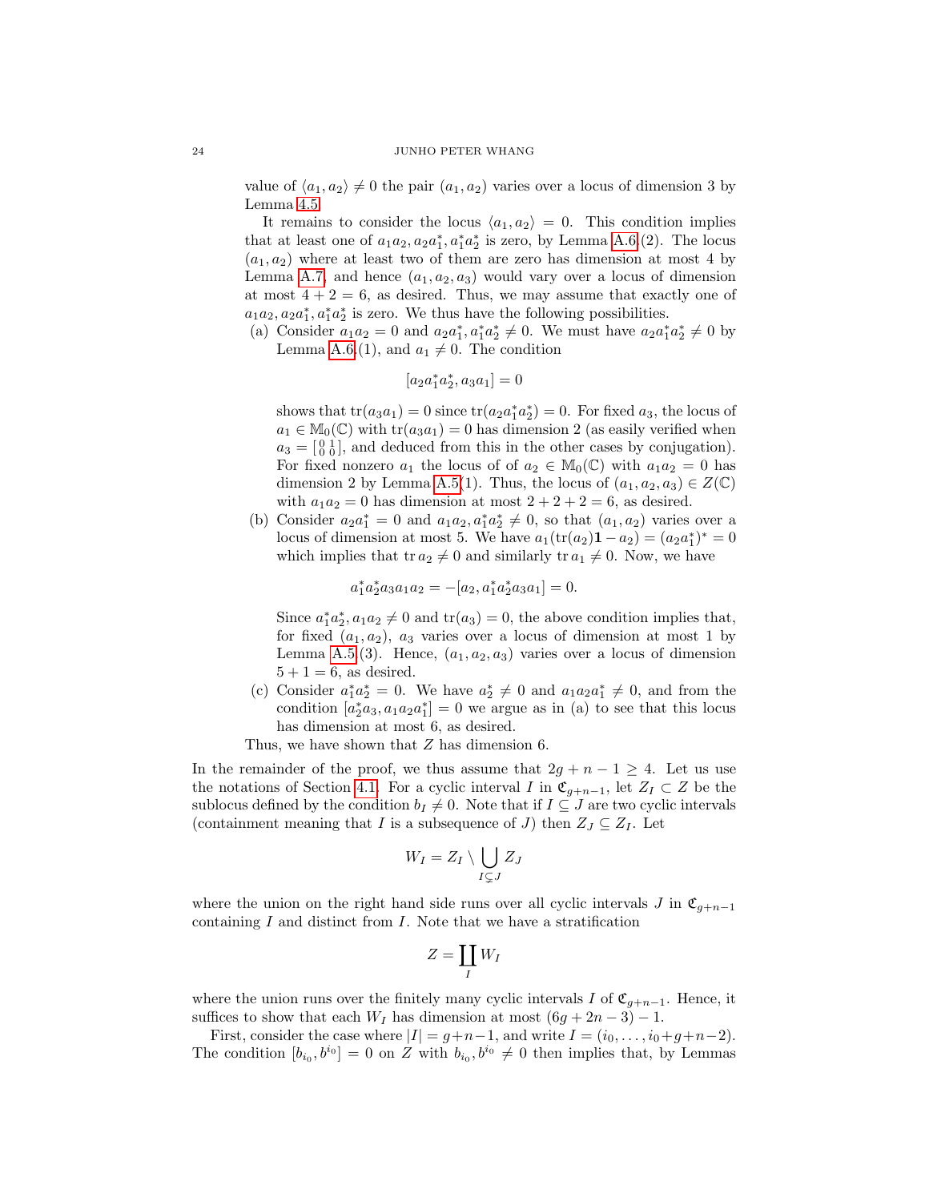value of $\langle a_1, a_2\rangle \neq 0$ the pair $(a_1, a_2)$ varies over a locus of dimension 3 by Lemma 4.5.

It remains to consider the locus $\langle a_1, a_2\rangle = 0$. This condition implies that at least one of $a_1a_2, a_2a_1^*, a_1^*a_2^*$ is zero, by Lemma A.6.(2). The locus $(a_1, a_2)$ where at least two of them are zero has dimension at most 4 by Lemma A.7, and hence $(a_1, a_2, a_3)$ would vary over a locus of dimension at most $4 + 2 = 6$, as desired. Thus, we may assume that exactly one of $a_1a_2, a_2a_1^*, a_1^*a_2^*$ is zero. We thus have the following possibilities.

(a) Consider $a_1a_2 = 0$ and $a_2a_1^*, a_1^*a_2^* \neq 0$. We must have $a_2a_1^*a_2^* \neq 0$ by Lemma A.6.(1), and $a_1 \neq 0$. The condition

$$[a_2a_1^*a_2^*, a_3a_1] = 0$$

shows that $\mathrm{tr}(a_3a_1) = 0$ since $\mathrm{tr}(a_2a_1^*a_2^*) = 0$. For fixed $a_3$, the locus of $a_1 \in \mathbb{M}_0(\mathbb{C})$ with $\mathrm{tr}(a_3a_1) = 0$ has dimension 2 (as easily verified when $a_3 = \left[\begin{smallmatrix} 0 & 1 \\ 0 & 0 \end{smallmatrix}\right]$, and deduced from this in the other cases by conjugation). For fixed nonzero $a_1$ the locus of of $a_2 \in \mathbb{M}_0(\mathbb{C})$ with $a_1a_2 = 0$ has dimension 2 by Lemma A.5(1). Thus, the locus of $(a_1, a_2, a_3) \in Z(\mathbb{C})$ with $a_1a_2 = 0$ has dimension at most $2 + 2 + 2 = 6$, as desired.

(b) Consider $a_2a_1^* = 0$ and $a_1a_2, a_1^*a_2^* \neq 0$, so that $(a_1, a_2)$ varies over a locus of dimension at most 5. We have $a_1(\mathrm{tr}(a_2)\mathbf{1} - a_2) = (a_2a_1^*)^* = 0$ which implies that $\mathrm{tr}\, a_2 \neq 0$ and similarly $\mathrm{tr}\, a_1 \neq 0$. Now, we have

$$a_1^*a_2^*a_3a_1a_2 = -[a_2, a_1^*a_2^*a_3a_1] = 0.$$

Since $a_1^*a_2^*, a_1a_2 \neq 0$ and $\mathrm{tr}(a_3) = 0$, the above condition implies that, for fixed $(a_1, a_2)$, $a_3$ varies over a locus of dimension at most 1 by Lemma A.5.(3). Hence, $(a_1, a_2, a_3)$ varies over a locus of dimension $5 + 1 = 6$, as desired.

(c) Consider $a_1^*a_2^* = 0$. We have $a_2^* \neq 0$ and $a_1a_2a_1^* \neq 0$, and from the condition $[a_2^*a_3, a_1a_2a_1^*] = 0$ we argue as in (a) to see that this locus has dimension at most 6, as desired.

Thus, we have shown that $Z$ has dimension 6.

In the remainder of the proof, we thus assume that $2g + n - 1 \geq 4$. Let us use the notations of Section 4.1. For a cyclic interval $I$ in $\mathfrak{C}_{g+n-1}$, let $Z_I \subset Z$ be the sublocus defined by the condition $b_I \neq 0$. Note that if $I \subseteq J$ are two cyclic intervals (containment meaning that $I$ is a subsequence of $J$) then $Z_J \subseteq Z_I$. Let

$$W_I = Z_I \setminus \bigcup_{I \subsetneq J} Z_J$$

where the union on the right hand side runs over all cyclic intervals $J$ in $\mathfrak{C}_{g+n-1}$ containing $I$ and distinct from $I$. Note that we have a stratification

$$Z = \coprod_I W_I$$

where the union runs over the finitely many cyclic intervals $I$ of $\mathfrak{C}_{g+n-1}$. Hence, it suffices to show that each $W_I$ has dimension at most $(6g + 2n - 3) - 1$.

First, consider the case where $|I| = g+n-1$, and write $I = (i_0, \ldots, i_0+g+n-2)$. The condition $[b_{i_0}, b^{i_0}] = 0$ on $Z$ with $b_{i_0}, b^{i_0} \neq 0$ then implies that, by Lemmas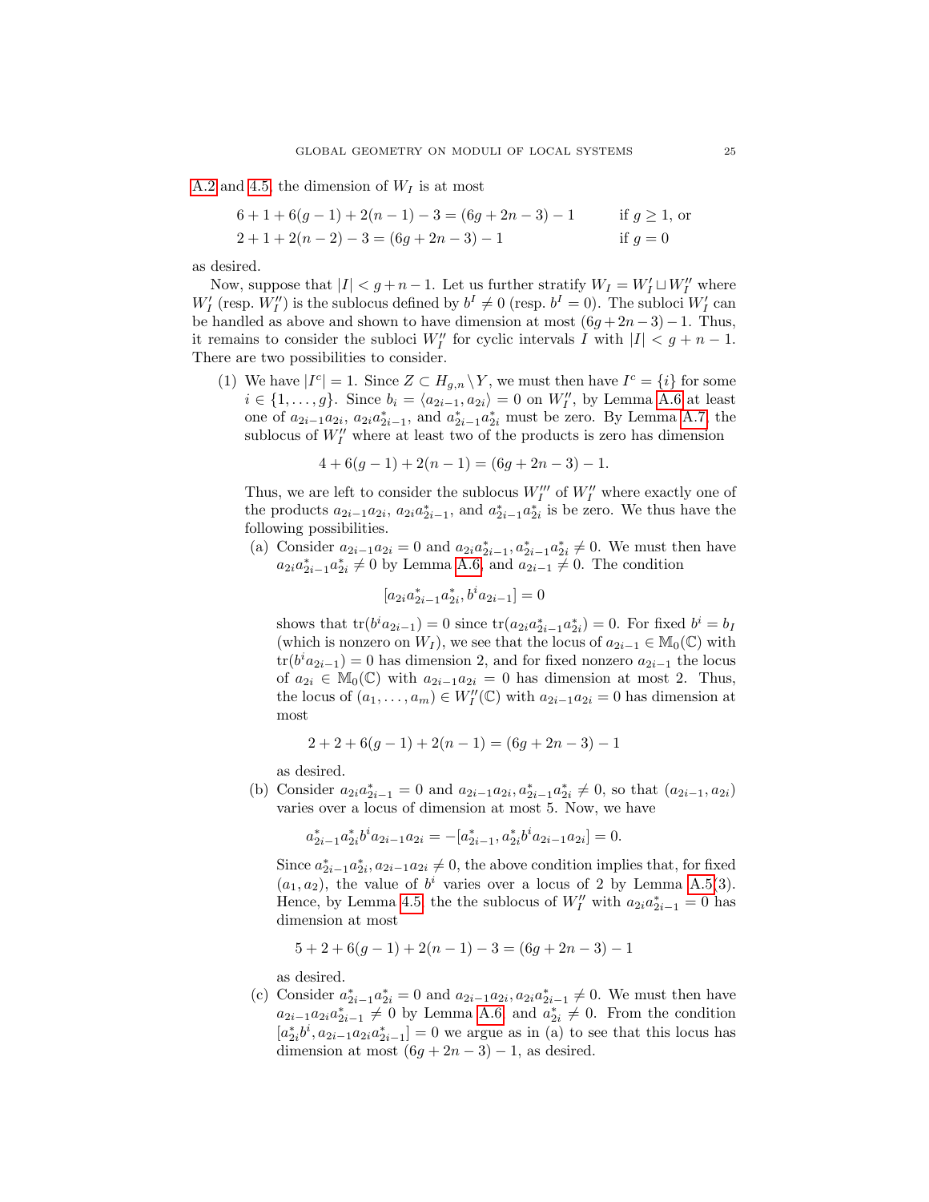A.2 and 4.5, the dimension of $W_I$ is at most

$$6 + 1 + 6(g-1) + 2(n-1) - 3 = (6g + 2n - 3) - 1 \qquad \text{if } g \geq 1, \text{ or}$$
$$2 + 1 + 2(n-2) - 3 = (6g + 2n - 3) - 1 \qquad \text{if } g = 0$$

as desired.

Now, suppose that $|I| < g + n - 1$. Let us further stratify $W_I = W_I' \sqcup W_I''$ where $W_I'$ (resp. $W_I''$) is the sublocus defined by $b^I \neq 0$ (resp. $b^I = 0$). The subloci $W_I'$ can be handled as above and shown to have dimension at most $(6g+2n-3)-1$. Thus, it remains to consider the subloci $W_I''$ for cyclic intervals $I$ with $|I| < g + n - 1$. There are two possibilities to consider.

(1) We have $|I^c| = 1$. Since $Z \subset H_{g,n} \setminus Y$, we must then have $I^c = \{i\}$ for some $i \in \{1, \dots, g\}$. Since $b_i = \langle a_{2i-1}, a_{2i} \rangle = 0$ on $W_I''$, by Lemma A.6 at least one of $a_{2i-1}a_{2i}$, $a_{2i}a_{2i-1}^*$, and $a_{2i-1}^*a_{2i}^*$ must be zero. By Lemma A.7, the sublocus of $W_I''$ where at least two of the products is zero has dimension

$$4 + 6(g-1) + 2(n-1) = (6g + 2n - 3) - 1.$$

Thus, we are left to consider the sublocus $W_I'''$ of $W_I''$ where exactly one of the products $a_{2i-1}a_{2i}$, $a_{2i}a_{2i-1}^*$, and $a_{2i-1}^*a_{2i}^*$ is be zero. We thus have the following possibilities.

   (a) Consider $a_{2i-1}a_{2i} = 0$ and $a_{2i}a_{2i-1}^*, a_{2i-1}^*a_{2i}^* \neq 0$. We must then have $a_{2i}a_{2i-1}^*a_{2i}^* \neq 0$ by Lemma A.6, and $a_{2i-1} \neq 0$. The condition

   $$[a_{2i}a_{2i-1}^*a_{2i}^*, b^i a_{2i-1}] = 0$$

   shows that $\mathrm{tr}(b^i a_{2i-1}) = 0$ since $\mathrm{tr}(a_{2i}a_{2i-1}^*a_{2i}^*) = 0$. For fixed $b^i = b_I$ (which is nonzero on $W_I$), we see that the locus of $a_{2i-1} \in \mathbb{M}_0(\mathbb{C})$ with $\mathrm{tr}(b^i a_{2i-1}) = 0$ has dimension 2, and for fixed nonzero $a_{2i-1}$ the locus of $a_{2i} \in \mathbb{M}_0(\mathbb{C})$ with $a_{2i-1}a_{2i} = 0$ has dimension at most 2. Thus, the locus of $(a_1, \dots, a_m) \in W_I''(\mathbb{C})$ with $a_{2i-1}a_{2i} = 0$ has dimension at most

   $$2 + 2 + 6(g-1) + 2(n-1) = (6g + 2n - 3) - 1$$

   as desired.

   (b) Consider $a_{2i}a_{2i-1}^* = 0$ and $a_{2i-1}a_{2i}, a_{2i-1}^*a_{2i}^* \neq 0$, so that $(a_{2i-1}, a_{2i})$ varies over a locus of dimension at most 5. Now, we have

   $$a_{2i-1}^*a_{2i}^*b^i a_{2i-1}a_{2i} = -[a_{2i-1}^*, a_{2i}^*b^i a_{2i-1}a_{2i}] = 0.$$

   Since $a_{2i-1}^*a_{2i}^*, a_{2i-1}a_{2i} \neq 0$, the above condition implies that, for fixed $(a_1, a_2)$, the value of $b^i$ varies over a locus of 2 by Lemma A.5(3). Hence, by Lemma 4.5 the the sublocus of $W_I''$ with $a_{2i}a_{2i-1}^* = 0$ has dimension at most

   $$5 + 2 + 6(g-1) + 2(n-1) - 3 = (6g + 2n - 3) - 1$$

   as desired.

   (c) Consider $a_{2i-1}^*a_{2i}^* = 0$ and $a_{2i-1}a_{2i}, a_{2i}a_{2i-1}^* \neq 0$. We must then have $a_{2i-1}a_{2i}a_{2i-1}^* \neq 0$ by Lemma A.6 and $a_{2i}^* \neq 0$. From the condition $[a_{2i}^*b^i, a_{2i-1}a_{2i}a_{2i-1}^*] = 0$ we argue as in (a) to see that this locus has dimension at most $(6g + 2n - 3) - 1$, as desired.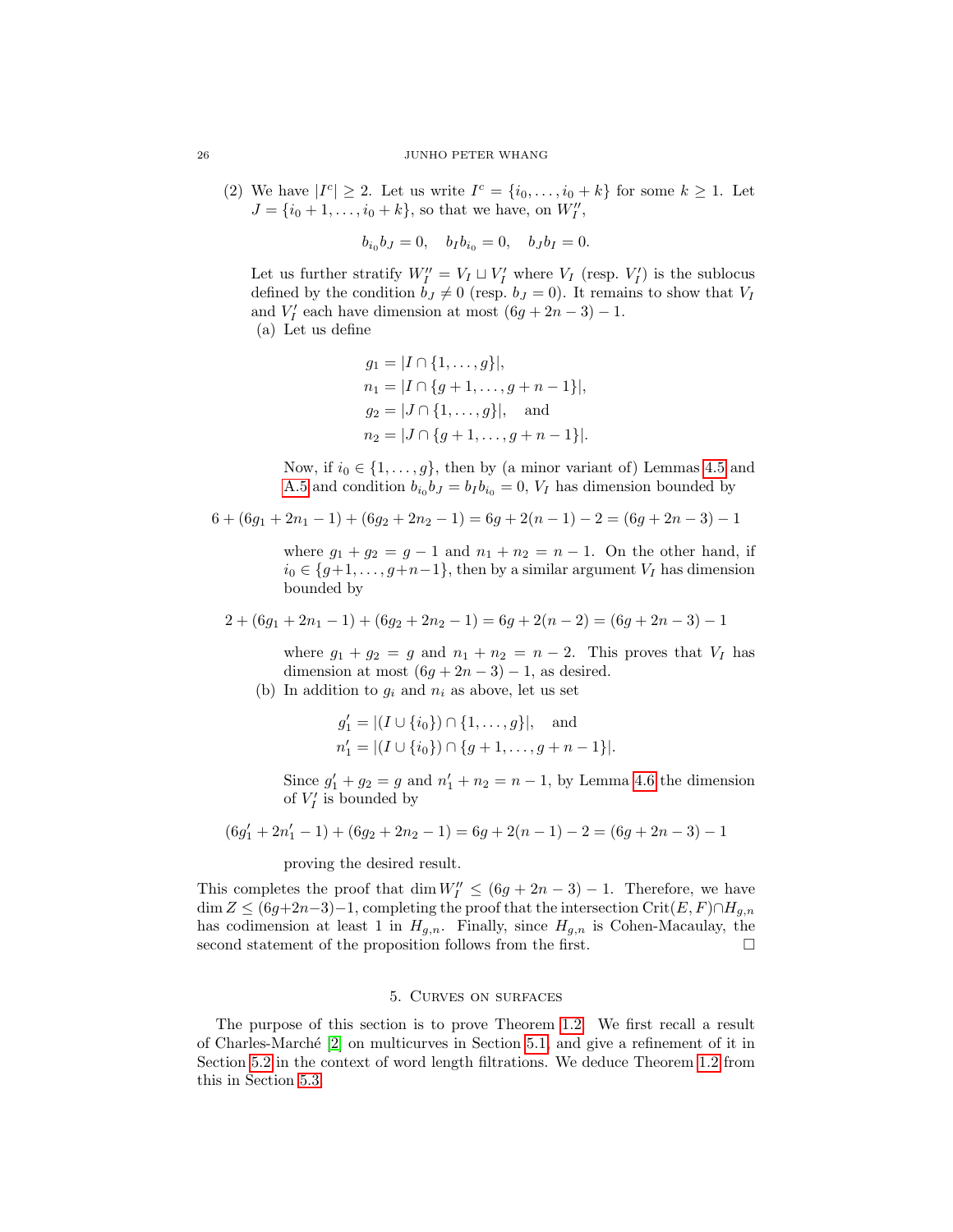(2) We have $|I^c| \geq 2$. Let us write $I^c = \{i_0, \dots, i_0 + k\}$ for some $k \geq 1$. Let $J = \{i_0 + 1, \dots, i_0 + k\}$, so that we have, on $W_I''$,

$$b_{i_0} b_J = 0, \quad b_I b_{i_0} = 0, \quad b_J b_I = 0.$$

Let us further stratify $W_I'' = V_I \sqcup V_I'$ where $V_I$ (resp. $V_I'$) is the sublocus defined by the condition $b_J \neq 0$ (resp. $b_J = 0$). It remains to show that $V_I$ and $V_I'$ each have dimension at most $(6g + 2n - 3) - 1$.

(a) Let us define

$$\begin{aligned}
g_1 &= |I \cap \{1, \dots, g\}|, \\
n_1 &= |I \cap \{g + 1, \dots, g + n - 1\}|, \\
g_2 &= |J \cap \{1, \dots, g\}|, \quad \text{and} \\
n_2 &= |J \cap \{g + 1, \dots, g + n - 1\}|.
\end{aligned}$$

Now, if $i_0 \in \{1, \dots, g\}$, then by (a minor variant of) Lemmas 4.5 and A.5 and condition $b_{i_0} b_J = b_I b_{i_0} = 0$, $V_I$ has dimension bounded by

$$6 + (6g_1 + 2n_1 - 1) + (6g_2 + 2n_2 - 1) = 6g + 2(n - 1) - 2 = (6g + 2n - 3) - 1$$

where $g_1 + g_2 = g - 1$ and $n_1 + n_2 = n - 1$. On the other hand, if $i_0 \in \{g+1, \dots, g+n-1\}$, then by a similar argument $V_I$ has dimension bounded by

$$2 + (6g_1 + 2n_1 - 1) + (6g_2 + 2n_2 - 1) = 6g + 2(n - 2) = (6g + 2n - 3) - 1$$

where $g_1 + g_2 = g$ and $n_1 + n_2 = n - 2$. This proves that $V_I$ has dimension at most $(6g + 2n - 3) - 1$, as desired.

(b) In addition to $g_i$ and $n_i$ as above, let us set

$$\begin{aligned}
g_1' &= |(I \cup \{i_0\}) \cap \{1, \dots, g\}|, \quad \text{and} \\
n_1' &= |(I \cup \{i_0\}) \cap \{g + 1, \dots, g + n - 1\}|.
\end{aligned}$$

Since $g_1' + g_2 = g$ and $n_1' + n_2 = n - 1$, by Lemma 4.6 the dimension of $V_I'$ is bounded by

$$(6g_1' + 2n_1' - 1) + (6g_2 + 2n_2 - 1) = 6g + 2(n - 1) - 2 = (6g + 2n - 3) - 1$$

proving the desired result.

This completes the proof that $\dim W_I'' \leq (6g + 2n - 3) - 1$. Therefore, we have $\dim Z \leq (6g+2n-3)-1$, completing the proof that the intersection $\mathrm{Crit}(E, F) \cap H_{g,n}$ has codimension at least 1 in $H_{g,n}$. Finally, since $H_{g,n}$ is Cohen-Macaulay, the second statement of the proposition follows from the first. $\square$

## 5. Curves on surfaces

The purpose of this section is to prove Theorem 1.2. We first recall a result of Charles-Marché [2] on multicurves in Section 5.1, and give a refinement of it in Section 5.2 in the context of word length filtrations. We deduce Theorem 1.2 from this in Section 5.3.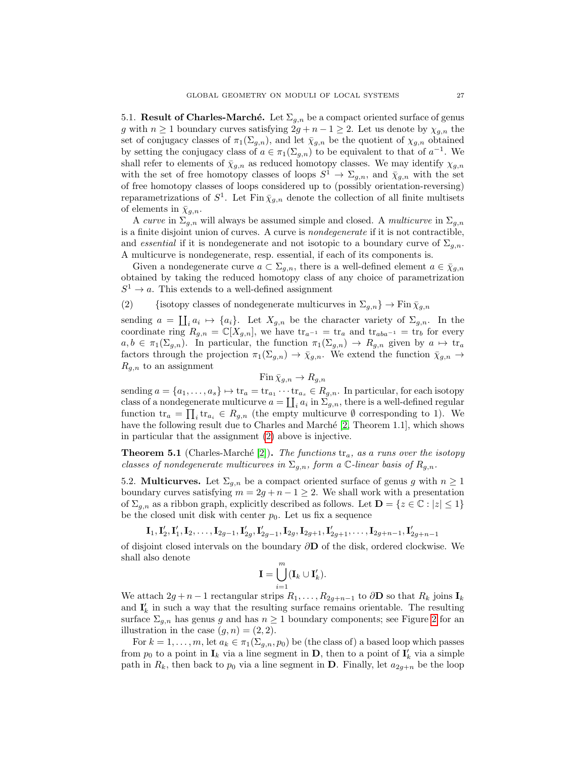### 5.1. **Result of Charles-Marché.**

Let $\Sigma_{g,n}$ be a compact oriented surface of genus $g$ with $n \geq 1$ boundary curves satisfying $2g+n-1 \geq 2$. Let us denote by $\chi_{g,n}$ the set of conjugacy classes of $\pi_1(\Sigma_{g,n})$, and let $\bar{\chi}_{g,n}$ be the quotient of $\chi_{g,n}$ obtained by setting the conjugacy class of $a \in \pi_1(\Sigma_{g,n})$ to be equivalent to that of $a^{-1}$. We shall refer to elements of $\bar{\chi}_{g,n}$ as reduced homotopy classes. We may identify $\chi_{g,n}$ with the set of free homotopy classes of loops $S^1 \to \Sigma_{g,n}$, and $\bar{\chi}_{g,n}$ with the set of free homotopy classes of loops considered up to (possibly orientation-reversing) reparametrizations of $S^1$. Let $\mathrm{Fin}\,\bar{\chi}_{g,n}$ denote the collection of all finite multisets of elements in $\bar{\chi}_{g,n}$.

A *curve* in $\Sigma_{g,n}$ will always be assumed simple and closed. A *multicurve* in $\Sigma_{g,n}$ is a finite disjoint union of curves. A curve is *nondegenerate* if it is not contractible, and *essential* if it is nondegenerate and not isotopic to a boundary curve of $\Sigma_{g,n}$. A multicurve is nondegenerate, resp. essential, if each of its components is.

Given a nondegenerate curve $a \subset \Sigma_{g,n}$, there is a well-defined element $a \in \bar{\chi}_{g,n}$ obtained by taking the reduced homotopy class of any choice of parametrization $S^1 \to a$. This extends to a well-defined assignment

$$\{\text{isotopy classes of nondegenerate multicurves in } \Sigma_{g,n}\} \to \mathrm{Fin}\,\bar{\chi}_{g,n} \tag{2}$$

sending $a = \coprod_i a_i \mapsto \{a_i\}$. Let $X_{g,n}$ be the character variety of $\Sigma_{g,n}$. In the coordinate ring $R_{g,n} = \mathbb{C}[X_{g,n}]$, we have $\mathrm{tr}_{a^{-1}} = \mathrm{tr}_a$ and $\mathrm{tr}_{aba^{-1}} = \mathrm{tr}_b$ for every $a, b \in \pi_1(\Sigma_{g,n})$. In particular, the function $\pi_1(\Sigma_{g,n}) \to R_{g,n}$ given by $a \mapsto \mathrm{tr}_a$ factors through the projection $\pi_1(\Sigma_{g,n}) \to \bar{\chi}_{g,n}$. We extend the function $\bar{\chi}_{g,n} \to R_{g,n}$ to an assignment

$$\mathrm{Fin}\,\bar{\chi}_{g,n} \to R_{g,n}$$

sending $a = \{a_1, \dots, a_s\} \mapsto \mathrm{tr}_a = \mathrm{tr}_{a_1} \cdots \mathrm{tr}_{a_s} \in R_{g,n}$. In particular, for each isotopy class of a nondegenerate multicurve $a = \coprod_i a_i$ in $\Sigma_{g,n}$, there is a well-defined regular function $\mathrm{tr}_a = \prod_i \mathrm{tr}_{a_i} \in R_{g,n}$ (the empty multicurve $\emptyset$ corresponding to 1). We have the following result due to Charles and Marché [2, Theorem 1.1], which shows in particular that the assignment (2) above is injective.

**Theorem 5.1** (Charles-Marché [2]). *The functions* $\mathrm{tr}_a$*, as* $a$ *runs over the isotopy classes of nondegenerate multicurves in* $\Sigma_{g,n}$*, form a* $\mathbb{C}$*-linear basis of* $R_{g,n}$*.*

### 5.2. **Multicurves.**

Let $\Sigma_{g,n}$ be a compact oriented surface of genus $g$ with $n \geq 1$ boundary curves satisfying $m = 2g+n-1 \geq 2$. We shall work with a presentation of $\Sigma_{g,n}$ as a ribbon graph, explicitly described as follows. Let $\mathbf{D} = \{z \in \mathbb{C} : |z| \leq 1\}$ be the closed unit disk with center $p_0$. Let us fix a sequence

$$\mathbf{I}_1, \mathbf{I}'_2, \mathbf{I}'_1, \mathbf{I}_2, \dots, \mathbf{I}_{2g-1}, \mathbf{I}'_{2g}, \mathbf{I}'_{2g-1}, \mathbf{I}_{2g}, \mathbf{I}_{2g+1}, \mathbf{I}'_{2g+1}, \dots, \mathbf{I}_{2g+n-1}, \mathbf{I}'_{2g+n-1}$$

of disjoint closed intervals on the boundary $\partial\mathbf{D}$ of the disk, ordered clockwise. We shall also denote

$$\mathbf{I} = \bigcup_{i=1}^{m} (\mathbf{I}_k \cup \mathbf{I}'_k).$$

We attach $2g+n-1$ rectangular strips $R_1, \dots, R_{2g+n-1}$ to $\partial\mathbf{D}$ so that $R_k$ joins $\mathbf{I}_k$ and $\mathbf{I}'_k$ in such a way that the resulting surface remains orientable. The resulting surface $\Sigma_{g,n}$ has genus $g$ and has $n \geq 1$ boundary components; see Figure 2 for an illustration in the case $(g,n) = (2,2)$.

For $k = 1, \dots, m$, let $a_k \in \pi_1(\Sigma_{g,n}, p_0)$ be (the class of) a based loop which passes from $p_0$ to a point in $\mathbf{I}_k$ via a line segment in $\mathbf{D}$, then to a point of $\mathbf{I}'_k$ via a simple path in $R_k$, then back to $p_0$ via a line segment in $\mathbf{D}$. Finally, let $a_{2g+n}$ be the loop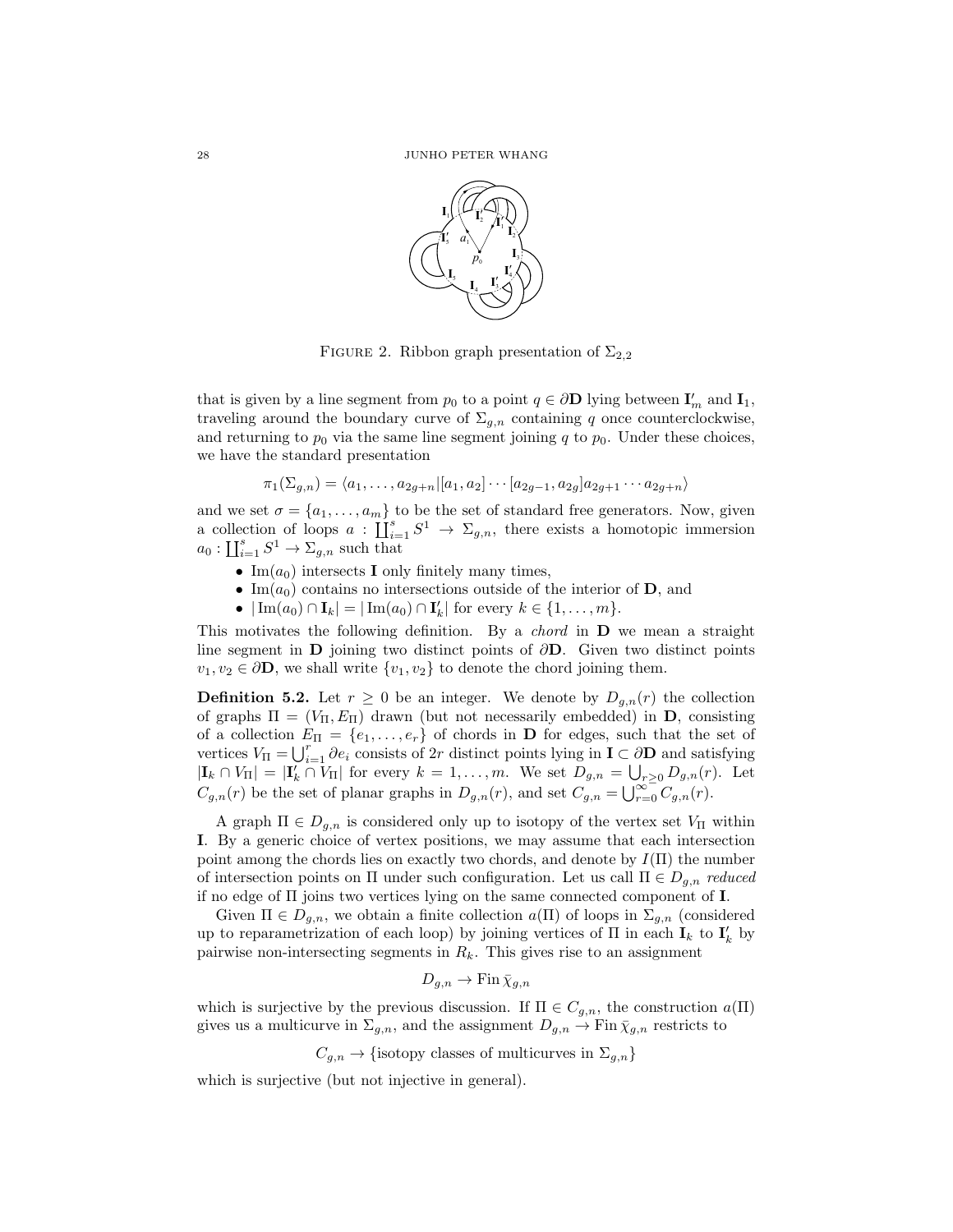FIGURE 2. Ribbon graph presentation of $\Sigma_{2,2}$

that is given by a line segment from $p_0$ to a point $q \in \partial\mathbf{D}$ lying between $\mathbf{I}'_m$ and $\mathbf{I}_1$, traveling around the boundary curve of $\Sigma_{g,n}$ containing $q$ once counterclockwise, and returning to $p_0$ via the same line segment joining $q$ to $p_0$. Under these choices, we have the standard presentation

$$\pi_1(\Sigma_{g,n}) = \langle a_1, \dots, a_{2g+n} | [a_1, a_2] \cdots [a_{2g-1}, a_{2g}] a_{2g+1} \cdots a_{2g+n} \rangle$$

and we set $\sigma = \{a_1, \dots, a_m\}$ to be the set of standard free generators. Now, given a collection of loops $a : \coprod_{i=1}^s S^1 \to \Sigma_{g,n}$, there exists a homotopic immersion $a_0 : \coprod_{i=1}^s S^1 \to \Sigma_{g,n}$ such that

- $\mathrm{Im}(a_0)$ intersects $\mathbf{I}$ only finitely many times,
- $\mathrm{Im}(a_0)$ contains no intersections outside of the interior of $\mathbf{D}$, and
- $|\mathrm{Im}(a_0) \cap \mathbf{I}_k| = |\mathrm{Im}(a_0) \cap \mathbf{I}'_k|$ for every $k \in \{1, \dots, m\}$.

This motivates the following definition. By a *chord* in $\mathbf{D}$ we mean a straight line segment in $\mathbf{D}$ joining two distinct points of $\partial\mathbf{D}$. Given two distinct points $v_1, v_2 \in \partial\mathbf{D}$, we shall write $\{v_1, v_2\}$ to denote the chord joining them.

**Definition 5.2.** Let $r \geq 0$ be an integer. We denote by $D_{g,n}(r)$ the collection of graphs $\Pi = (V_\Pi, E_\Pi)$ drawn (but not necessarily embedded) in $\mathbf{D}$, consisting of a collection $E_\Pi = \{e_1, \dots, e_r\}$ of chords in $\mathbf{D}$ for edges, such that the set of vertices $V_\Pi = \bigcup_{i=1}^r \partial e_i$ consists of $2r$ distinct points lying in $\mathbf{I} \subset \partial\mathbf{D}$ and satisfying $|\mathbf{I}_k \cap V_\Pi| = |\mathbf{I}'_k \cap V_\Pi|$ for every $k = 1, \dots, m$. We set $D_{g,n} = \bigcup_{r \geq 0} D_{g,n}(r)$. Let $C_{g,n}(r)$ be the set of planar graphs in $D_{g,n}(r)$, and set $C_{g,n} = \bigcup_{r=0}^\infty C_{g,n}(r)$.

A graph $\Pi \in D_{g,n}$ is considered only up to isotopy of the vertex set $V_\Pi$ within $\mathbf{I}$. By a generic choice of vertex positions, we may assume that each intersection point among the chords lies on exactly two chords, and denote by $I(\Pi)$ the number of intersection points on $\Pi$ under such configuration. Let us call $\Pi \in D_{g,n}$ *reduced* if no edge of $\Pi$ joins two vertices lying on the same connected component of $\mathbf{I}$.

Given $\Pi \in D_{g,n}$, we obtain a finite collection $a(\Pi)$ of loops in $\Sigma_{g,n}$ (considered up to reparametrization of each loop) by joining vertices of $\Pi$ in each $\mathbf{I}_k$ to $\mathbf{I}'_k$ by pairwise non-intersecting segments in $R_k$. This gives rise to an assignment

$$D_{g,n} \to \mathrm{Fin}\,\bar{\chi}_{g,n}$$

which is surjective by the previous discussion. If $\Pi \in C_{g,n}$, the construction $a(\Pi)$ gives us a multicurve in $\Sigma_{g,n}$, and the assignment $D_{g,n} \to \mathrm{Fin}\,\bar{\chi}_{g,n}$ restricts to

$$C_{g,n} \to \{\text{isotopy classes of multicurves in } \Sigma_{g,n}\}$$

which is surjective (but not injective in general).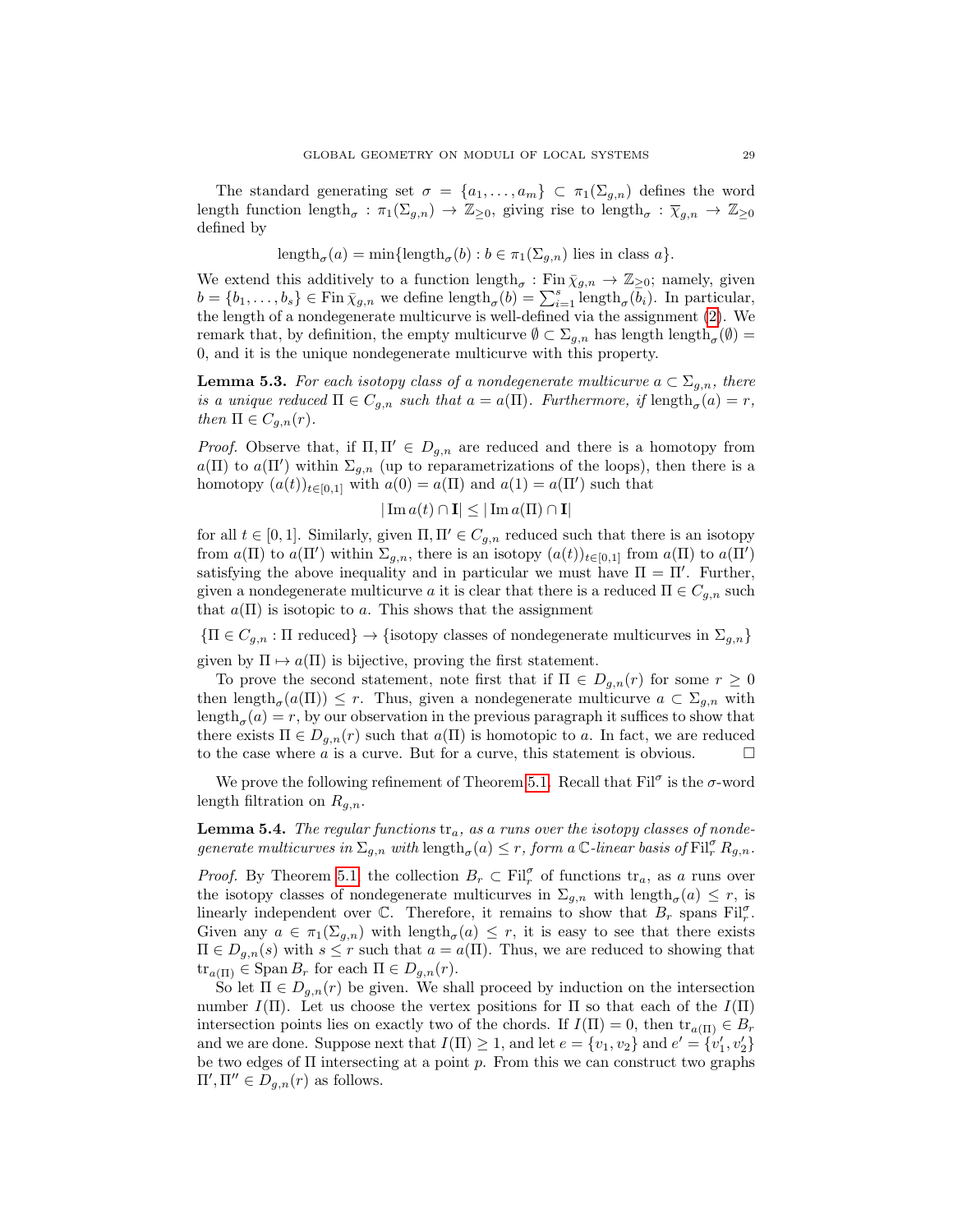The standard generating set $\sigma = \{a_1, \ldots, a_m\} \subset \pi_1(\Sigma_{g,n})$ defines the word length function $\mathrm{length}_\sigma : \pi_1(\Sigma_{g,n}) \to \mathbb{Z}_{\geq 0}$, giving rise to $\mathrm{length}_\sigma : \overline{\chi}_{g,n} \to \mathbb{Z}_{\geq 0}$ defined by

$$\mathrm{length}_\sigma(a) = \min\{\mathrm{length}_\sigma(b) : b \in \pi_1(\Sigma_{g,n}) \text{ lies in class } a\}.$$

We extend this additively to a function $\mathrm{length}_\sigma : \mathrm{Fin}\,\bar{\chi}_{g,n} \to \mathbb{Z}_{\geq 0}$; namely, given $b = \{b_1, \ldots, b_s\} \in \mathrm{Fin}\,\bar{\chi}_{g,n}$ we define $\mathrm{length}_\sigma(b) = \sum_{i=1}^{s} \mathrm{length}_\sigma(b_i)$. In particular, the length of a nondegenerate multicurve is well-defined via the assignment (2). We remark that, by definition, the empty multicurve $\emptyset \subset \Sigma_{g,n}$ has length $\mathrm{length}_\sigma(\emptyset) = 0$, and it is the unique nondegenerate multicurve with this property.

**Lemma 5.3.** *For each isotopy class of a nondegenerate multicurve $a \subset \Sigma_{g,n}$, there is a unique reduced $\Pi \in C_{g,n}$ such that $a = a(\Pi)$. Furthermore, if $\mathrm{length}_\sigma(a) = r$, then $\Pi \in C_{g,n}(r)$.*

*Proof.* Observe that, if $\Pi, \Pi' \in D_{g,n}$ are reduced and there is a homotopy from $a(\Pi)$ to $a(\Pi')$ within $\Sigma_{g,n}$ (up to reparametrizations of the loops), then there is a homotopy $(a(t))_{t\in[0,1]}$ with $a(0) = a(\Pi)$ and $a(1) = a(\Pi')$ such that

$$|\operatorname{Im} a(t) \cap \mathbf{I}| \leq |\operatorname{Im} a(\Pi) \cap \mathbf{I}|$$

for all $t \in [0,1]$. Similarly, given $\Pi, \Pi' \in C_{g,n}$ reduced such that there is an isotopy from $a(\Pi)$ to $a(\Pi')$ within $\Sigma_{g,n}$, there is an isotopy $(a(t))_{t\in[0,1]}$ from $a(\Pi)$ to $a(\Pi')$ satisfying the above inequality and in particular we must have $\Pi = \Pi'$. Further, given a nondegenerate multicurve $a$ it is clear that there is a reduced $\Pi \in C_{g,n}$ such that $a(\Pi)$ is isotopic to $a$. This shows that the assignment

$$\{\Pi \in C_{g,n} : \Pi \text{ reduced}\} \to \{\text{isotopy classes of nondegenerate multicurves in } \Sigma_{g,n}\}$$

given by $\Pi \mapsto a(\Pi)$ is bijective, proving the first statement.

To prove the second statement, note first that if $\Pi \in D_{g,n}(r)$ for some $r \geq 0$ then $\mathrm{length}_\sigma(a(\Pi)) \leq r$. Thus, given a nondegenerate multicurve $a \subset \Sigma_{g,n}$ with $\mathrm{length}_\sigma(a) = r$, by our observation in the previous paragraph it suffices to show that there exists $\Pi \in D_{g,n}(r)$ such that $a(\Pi)$ is homotopic to $a$. In fact, we are reduced to the case where $a$ is a curve. But for a curve, this statement is obvious. $\square$

We prove the following refinement of Theorem 5.1. Recall that $\mathrm{Fil}^\sigma$ is the $\sigma$-word length filtration on $R_{g,n}$.

**Lemma 5.4.** *The regular functions $\mathrm{tr}_a$, as $a$ runs over the isotopy classes of nondegenerate multicurves in $\Sigma_{g,n}$ with $\mathrm{length}_\sigma(a) \leq r$, form a $\mathbb{C}$-linear basis of $\mathrm{Fil}_r^\sigma R_{g,n}$.*

*Proof.* By Theorem 5.1 the collection $B_r \subset \mathrm{Fil}_r^\sigma$ of functions $\mathrm{tr}_a$, as $a$ runs over the isotopy classes of nondegenerate multicurves in $\Sigma_{g,n}$ with $\mathrm{length}_\sigma(a) \leq r$, is linearly independent over $\mathbb{C}$. Therefore, it remains to show that $B_r$ spans $\mathrm{Fil}_r^\sigma$. Given any $a \in \pi_1(\Sigma_{g,n})$ with $\mathrm{length}_\sigma(a) \leq r$, it is easy to see that there exists $\Pi \in D_{g,n}(s)$ with $s \leq r$ such that $a = a(\Pi)$. Thus, we are reduced to showing that $\mathrm{tr}_{a(\Pi)} \in \mathrm{Span}\, B_r$ for each $\Pi \in D_{g,n}(r)$.

So let $\Pi \in D_{g,n}(r)$ be given. We shall proceed by induction on the intersection number $I(\Pi)$. Let us choose the vertex positions for $\Pi$ so that each of the $I(\Pi)$ intersection points lies on exactly two of the chords. If $I(\Pi) = 0$, then $\mathrm{tr}_{a(\Pi)} \in B_r$ and we are done. Suppose next that $I(\Pi) \geq 1$, and let $e = \{v_1, v_2\}$ and $e' = \{v_1', v_2'\}$ be two edges of $\Pi$ intersecting at a point $p$. From this we can construct two graphs $\Pi', \Pi'' \in D_{g,n}(r)$ as follows.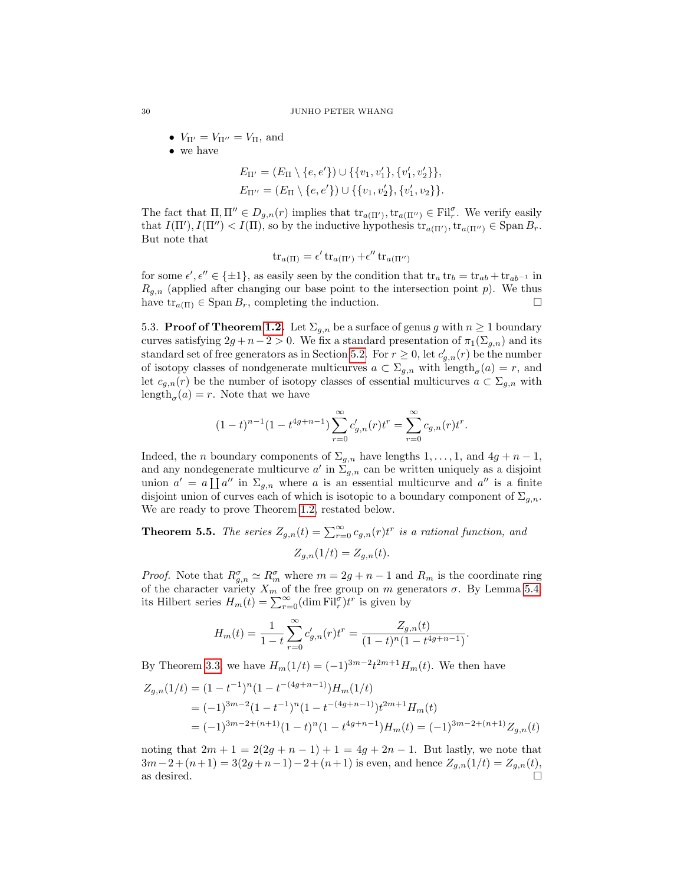- $V_{\Pi'} = V_{\Pi''} = V_\Pi$, and
- we have

$$E_{\Pi'} = (E_\Pi \setminus \{e, e'\}) \cup \{\{v_1, v_1'\}, \{v_1', v_2'\}\},$$
$$E_{\Pi''} = (E_\Pi \setminus \{e, e'\}) \cup \{\{v_1, v_2'\}, \{v_1', v_2\}\}.$$

The fact that $\Pi, \Pi'' \in D_{g,n}(r)$ implies that $\operatorname{tr}_{a(\Pi')}, \operatorname{tr}_{a(\Pi'')} \in \operatorname{Fil}_r^\sigma$. We verify easily that $I(\Pi'), I(\Pi'') < I(\Pi)$, so by the inductive hypothesis $\operatorname{tr}_{a(\Pi')}, \operatorname{tr}_{a(\Pi'')} \in \operatorname{Span} B_r$. But note that

$$\operatorname{tr}_{a(\Pi)} = \epsilon' \operatorname{tr}_{a(\Pi')} + \epsilon'' \operatorname{tr}_{a(\Pi'')}$$

for some $\epsilon', \epsilon'' \in \{\pm 1\}$, as easily seen by the condition that $\operatorname{tr}_a \operatorname{tr}_b = \operatorname{tr}_{ab} + \operatorname{tr}_{ab^{-1}}$ in $R_{g,n}$ (applied after changing our base point to the intersection point $p$). We thus have $\operatorname{tr}_{a(\Pi)} \in \operatorname{Span} B_r$, completing the induction. $\square$

5.3. **Proof of Theorem 1.2.** Let $\Sigma_{g,n}$ be a surface of genus $g$ with $n \geq 1$ boundary curves satisfying $2g + n - 2 > 0$. We fix a standard presentation of $\pi_1(\Sigma_{g,n})$ and its standard set of free generators as in Section 5.2. For $r \geq 0$, let $c'_{g,n}(r)$ be the number of isotopy classes of nondegenerate multicurves $a \subset \Sigma_{g,n}$ with $\operatorname{length}_\sigma(a) = r$, and let $c_{g,n}(r)$ be the number of isotopy classes of essential multicurves $a \subset \Sigma_{g,n}$ with $\operatorname{length}_\sigma(a) = r$. Note that we have

$$(1-t)^{n-1}(1-t^{4g+n-1}) \sum_{r=0}^\infty c'_{g,n}(r) t^r = \sum_{r=0}^\infty c_{g,n}(r) t^r.$$

Indeed, the $n$ boundary components of $\Sigma_{g,n}$ have lengths $1, \dots, 1$, and $4g + n - 1$, and any nondegenerate multicurve $a'$ in $\Sigma_{g,n}$ can be written uniquely as a disjoint union $a' = a \coprod a''$ in $\Sigma_{g,n}$ where $a$ is an essential multicurve and $a''$ is a finite disjoint union of curves each of which is isotopic to a boundary component of $\Sigma_{g,n}$. We are ready to prove Theorem 1.2, restated below.

**Theorem 5.5.** *The series $Z_{g,n}(t) = \sum_{r=0}^\infty c_{g,n}(r) t^r$ is a rational function, and*

$$Z_{g,n}(1/t) = Z_{g,n}(t).$$

*Proof.* Note that $R_{g,n}^\sigma \simeq R_m^\sigma$ where $m = 2g + n - 1$ and $R_m$ is the coordinate ring of the character variety $X_m$ of the free group on $m$ generators $\sigma$. By Lemma 5.4, its Hilbert series $H_m(t) = \sum_{r=0}^\infty (\dim \operatorname{Fil}_r^\sigma) t^r$ is given by

$$H_m(t) = \frac{1}{1-t} \sum_{r=0}^\infty c'_{g,n}(r) t^r = \frac{Z_{g,n}(t)}{(1-t)^n (1-t^{4g+n-1})}.$$

By Theorem 3.3, we have $H_m(1/t) = (-1)^{3m-2} t^{2m+1} H_m(t)$. We then have

$$\begin{aligned}
Z_{g,n}(1/t) &= (1-t^{-1})^n (1-t^{-(4g+n-1)}) H_m(1/t) \\
&= (-1)^{3m-2} (1-t^{-1})^n (1-t^{-(4g+n-1)}) t^{2m+1} H_m(t) \\
&= (-1)^{3m-2+(n+1)} (1-t)^n (1-t^{4g+n-1}) H_m(t) = (-1)^{3m-2+(n+1)} Z_{g,n}(t)
\end{aligned}$$

noting that $2m+1 = 2(2g+n-1)+1 = 4g+2n-1$. But lastly, we note that $3m-2+(n+1) = 3(2g+n-1)-2+(n+1)$ is even, and hence $Z_{g,n}(1/t) = Z_{g,n}(t)$, as desired. $\square$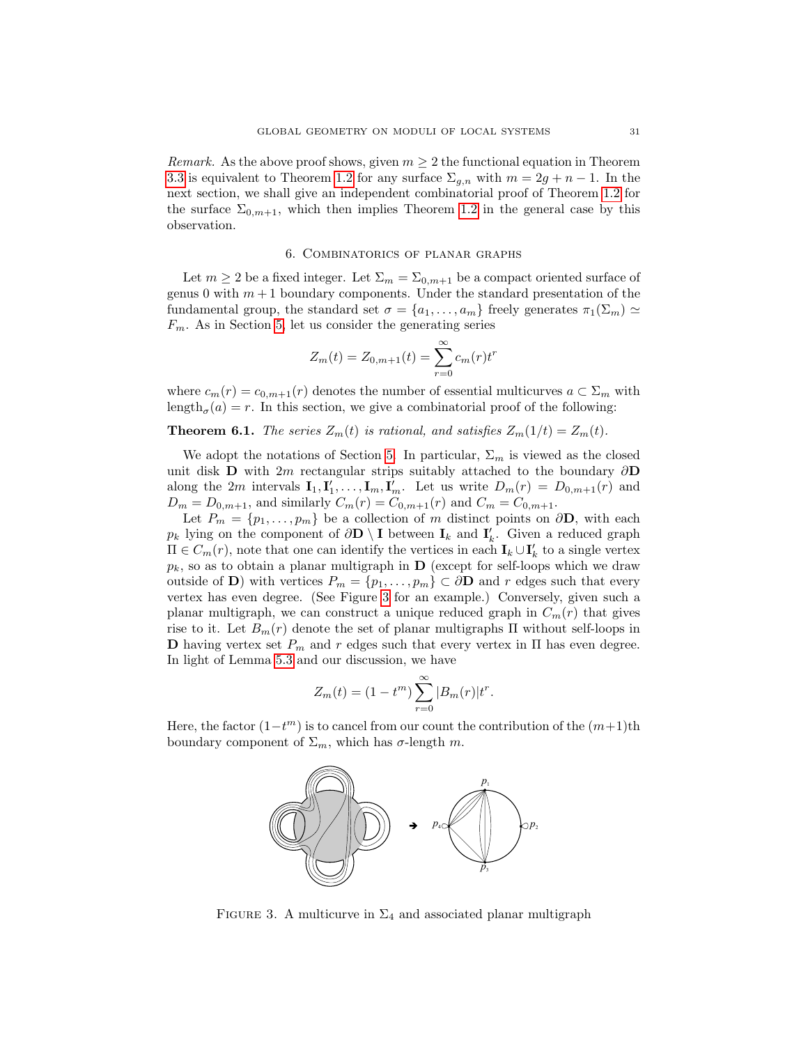*Remark.* As the above proof shows, given $m \geq 2$ the functional equation in Theorem 3.3 is equivalent to Theorem 1.2 for any surface $\Sigma_{g,n}$ with $m = 2g + n - 1$. In the next section, we shall give an independent combinatorial proof of Theorem 1.2 for the surface $\Sigma_{0,m+1}$, which then implies Theorem 1.2 in the general case by this observation.

## 6. Combinatorics of planar graphs

Let $m \geq 2$ be a fixed integer. Let $\Sigma_m = \Sigma_{0,m+1}$ be a compact oriented surface of genus 0 with $m+1$ boundary components. Under the standard presentation of the fundamental group, the standard set $\sigma = \{a_1, \ldots, a_m\}$ freely generates $\pi_1(\Sigma_m) \simeq F_m$. As in Section 5, let us consider the generating series

$$Z_m(t) = Z_{0,m+1}(t) = \sum_{r=0}^{\infty} c_m(r) t^r$$

where $c_m(r) = c_{0,m+1}(r)$ denotes the number of essential multicurves $a \subset \Sigma_m$ with $\text{length}_\sigma(a) = r$. In this section, we give a combinatorial proof of the following:

**Theorem 6.1.** *The series $Z_m(t)$ is rational, and satisfies $Z_m(1/t) = Z_m(t)$.*

We adopt the notations of Section 5. In particular, $\Sigma_m$ is viewed as the closed unit disk $\mathbf{D}$ with $2m$ rectangular strips suitably attached to the boundary $\partial \mathbf{D}$ along the $2m$ intervals $\mathbf{I}_1, \mathbf{I}_1', \ldots, \mathbf{I}_m, \mathbf{I}_m'$. Let us write $D_m(r) = D_{0,m+1}(r)$ and $D_m = D_{0,m+1}$, and similarly $C_m(r) = C_{0,m+1}(r)$ and $C_m = C_{0,m+1}$.

Let $P_m = \{p_1, \ldots, p_m\}$ be a collection of $m$ distinct points on $\partial \mathbf{D}$, with each $p_k$ lying on the component of $\partial \mathbf{D} \setminus \mathbf{I}$ between $\mathbf{I}_k$ and $\mathbf{I}_k'$. Given a reduced graph $\Pi \in C_m(r)$, note that one can identify the vertices in each $\mathbf{I}_k \cup \mathbf{I}_k'$ to a single vertex $p_k$, so as to obtain a planar multigraph in $\mathbf{D}$ (except for self-loops which we draw outside of $\mathbf{D}$) with vertices $P_m = \{p_1, \ldots, p_m\} \subset \partial \mathbf{D}$ and $r$ edges such that every vertex has even degree. (See Figure 3 for an example.) Conversely, given such a planar multigraph, we can construct a unique reduced graph in $C_m(r)$ that gives rise to it. Let $B_m(r)$ denote the set of planar multigraphs $\Pi$ without self-loops in $\mathbf{D}$ having vertex set $P_m$ and $r$ edges such that every vertex in $\Pi$ has even degree. In light of Lemma 5.3 and our discussion, we have

$$Z_m(t) = (1 - t^m) \sum_{r=0}^{\infty} |B_m(r)| t^r.$$

Here, the factor $(1 - t^m)$ is to cancel from our count the contribution of the $(m+1)$th boundary component of $\Sigma_m$, which has $\sigma$-length $m$.

Figure 3. A multicurve in $\Sigma_4$ and associated planar multigraph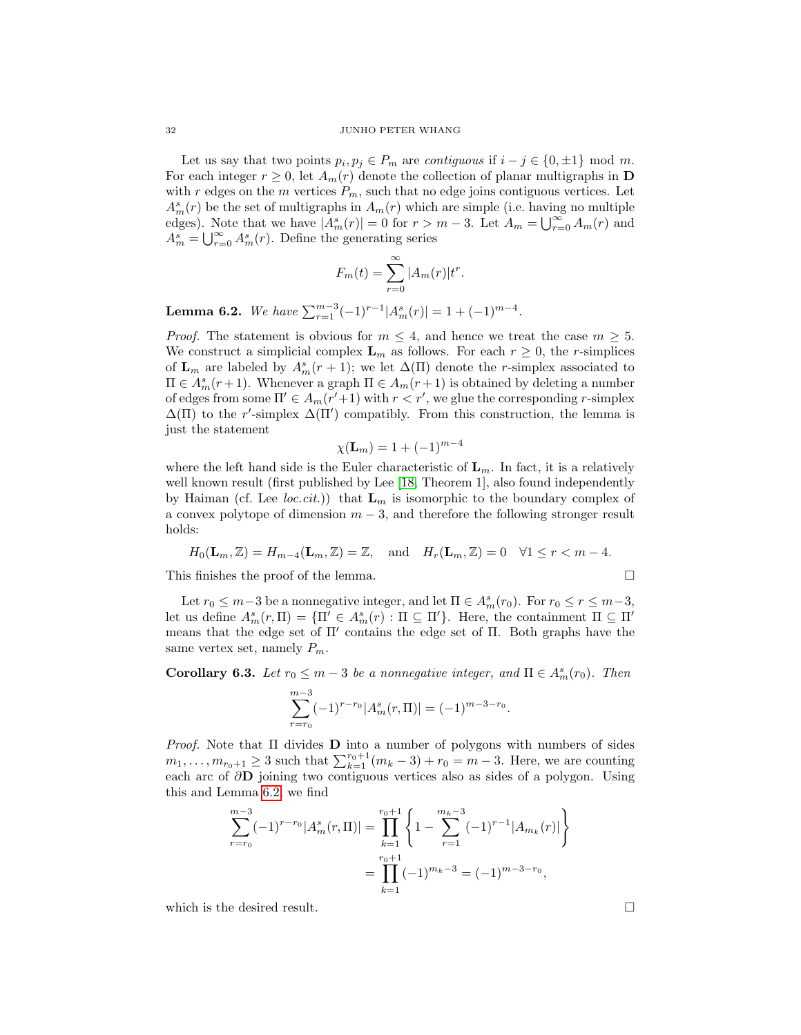Let us say that two points $p_i, p_j \in P_m$ are *contiguous* if $i - j \in \{0, \pm 1\}$ mod $m$. For each integer $r \geq 0$, let $A_m(r)$ denote the collection of planar multigraphs in $\mathbf{D}$ with $r$ edges on the $m$ vertices $P_m$, such that no edge joins contiguous vertices. Let $A_m^s(r)$ be the set of multigraphs in $A_m(r)$ which are simple (i.e. having no multiple edges). Note that we have $|A_m^s(r)| = 0$ for $r > m-3$. Let $A_m = \bigcup_{r=0}^\infty A_m(r)$ and $A_m^s = \bigcup_{r=0}^\infty A_m^s(r)$. Define the generating series

$$F_m(t) = \sum_{r=0}^{\infty} |A_m(r)| t^r.$$

**Lemma 6.2.** *We have* $\sum_{r=1}^{m-3} (-1)^{r-1} |A_m^s(r)| = 1 + (-1)^{m-4}$.

*Proof.* The statement is obvious for $m \leq 4$, and hence we treat the case $m \geq 5$. We construct a simplicial complex $\mathbf{L}_m$ as follows. For each $r \geq 0$, the $r$-simplices of $\mathbf{L}_m$ are labeled by $A_m^s(r+1)$; we let $\Delta(\Pi)$ denote the $r$-simplex associated to $\Pi \in A_m^s(r+1)$. Whenever a graph $\Pi \in A_m(r+1)$ is obtained by deleting a number of edges from some $\Pi' \in A_m(r'+1)$ with $r < r'$, we glue the corresponding $r$-simplex $\Delta(\Pi)$ to the $r'$-simplex $\Delta(\Pi')$ compatibly. From this construction, the lemma is just the statement

$$\chi(\mathbf{L}_m) = 1 + (-1)^{m-4}$$

where the left hand side is the Euler characteristic of $\mathbf{L}_m$. In fact, it is a relatively well known result (first published by Lee [18, Theorem 1], also found independently by Haiman (cf. Lee *loc.cit.*)) that $\mathbf{L}_m$ is isomorphic to the boundary complex of a convex polytope of dimension $m-3$, and therefore the following stronger result holds:

$$H_0(\mathbf{L}_m, \mathbb{Z}) = H_{m-4}(\mathbf{L}_m, \mathbb{Z}) = \mathbb{Z}, \quad \text{and} \quad H_r(\mathbf{L}_m, \mathbb{Z}) = 0 \quad \forall 1 \leq r < m-4.$$

This finishes the proof of the lemma. □

Let $r_0 \leq m-3$ be a nonnegative integer, and let $\Pi \in A_m^s(r_0)$. For $r_0 \leq r \leq m-3$, let us define $A_m^s(r, \Pi) = \{\Pi' \in A_m^s(r) : \Pi \subseteq \Pi'\}$. Here, the containment $\Pi \subseteq \Pi'$ means that the edge set of $\Pi'$ contains the edge set of $\Pi$. Both graphs have the same vertex set, namely $P_m$.

**Corollary 6.3.** *Let $r_0 \leq m-3$ be a nonnegative integer, and $\Pi \in A_m^s(r_0)$. Then*

$$\sum_{r=r_0}^{m-3} (-1)^{r-r_0} |A_m^s(r, \Pi)| = (-1)^{m-3-r_0}.$$

*Proof.* Note that $\Pi$ divides $\mathbf{D}$ into a number of polygons with numbers of sides $m_1, \ldots, m_{r_0+1} \geq 3$ such that $\sum_{k=1}^{r_0+1} (m_k - 3) + r_0 = m-3$. Here, we are counting each arc of $\partial \mathbf{D}$ joining two contiguous vertices also as sides of a polygon. Using this and Lemma 6.2, we find

$$\begin{aligned}
\sum_{r=r_0}^{m-3} (-1)^{r-r_0} |A_m^s(r, \Pi)| &= \prod_{k=1}^{r_0+1} \left\{ 1 - \sum_{r=1}^{m_k-3} (-1)^{r-1} |A_{m_k}(r)| \right\} \\
&= \prod_{k=1}^{r_0+1} (-1)^{m_k-3} = (-1)^{m-3-r_0},
\end{aligned}$$

which is the desired result. □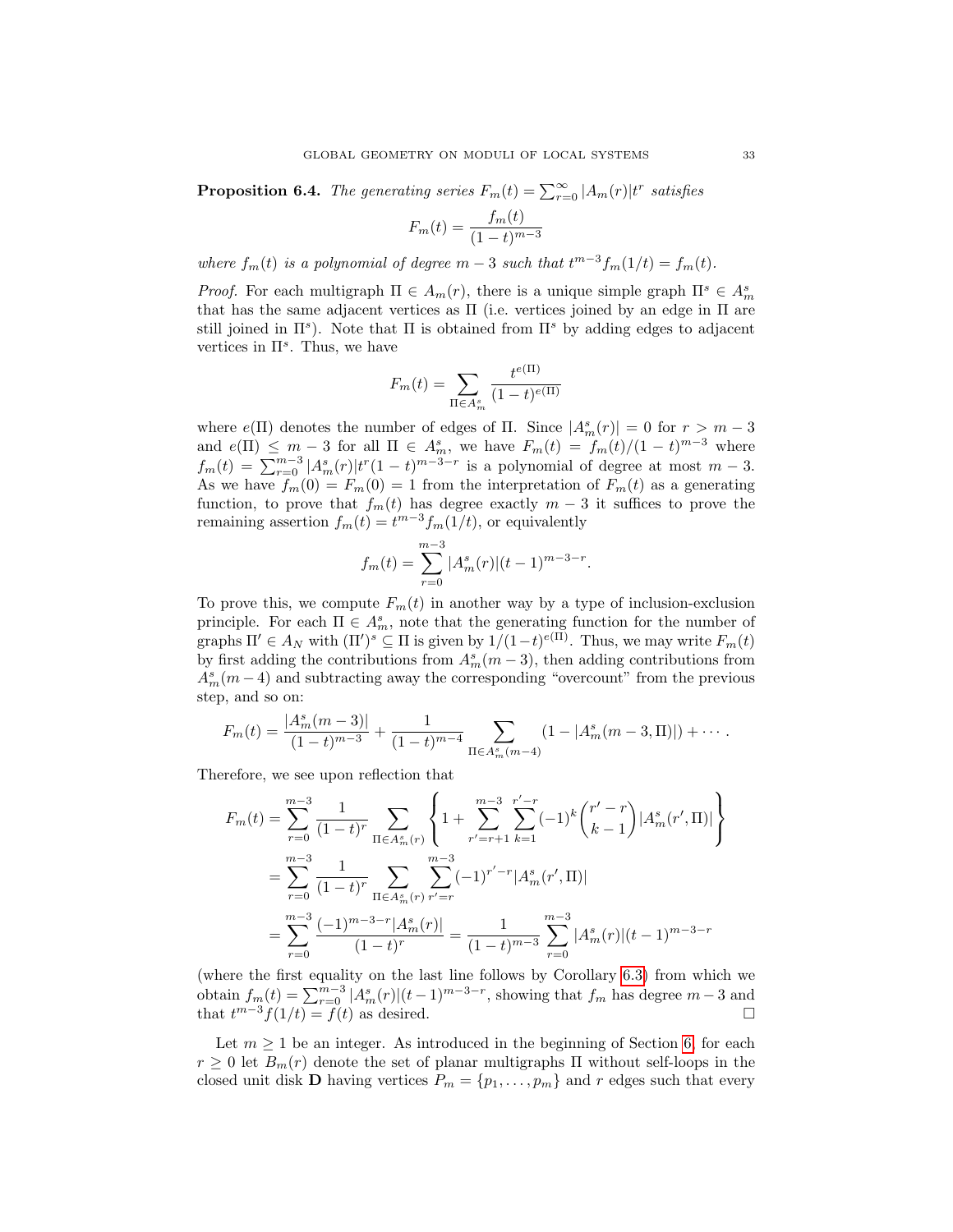**Proposition 6.4.** *The generating series $F_m(t) = \sum_{r=0}^{\infty} |A_m(r)| t^r$ satisfies*

$$F_m(t) = \frac{f_m(t)}{(1-t)^{m-3}}$$

*where $f_m(t)$ is a polynomial of degree $m-3$ such that $t^{m-3} f_m(1/t) = f_m(t)$.*

*Proof.* For each multigraph $\Pi \in A_m(r)$, there is a unique simple graph $\Pi^s \in A_m^s$ that has the same adjacent vertices as $\Pi$ (i.e. vertices joined by an edge in $\Pi$ are still joined in $\Pi^s$). Note that $\Pi$ is obtained from $\Pi^s$ by adding edges to adjacent vertices in $\Pi^s$. Thus, we have

$$F_m(t) = \sum_{\Pi \in A_m^s} \frac{t^{e(\Pi)}}{(1-t)^{e(\Pi)}}$$

where $e(\Pi)$ denotes the number of edges of $\Pi$. Since $|A_m^s(r)| = 0$ for $r > m-3$ and $e(\Pi) \leq m-3$ for all $\Pi \in A_m^s$, we have $F_m(t) = f_m(t)/(1-t)^{m-3}$ where $f_m(t) = \sum_{r=0}^{m-3} |A_m^s(r)| t^r (1-t)^{m-3-r}$ is a polynomial of degree at most $m-3$. As we have $f_m(0) = F_m(0) = 1$ from the interpretation of $F_m(t)$ as a generating function, to prove that $f_m(t)$ has degree exactly $m-3$ it suffices to prove the remaining assertion $f_m(t) = t^{m-3} f_m(1/t)$, or equivalently

$$f_m(t) = \sum_{r=0}^{m-3} |A_m^s(r)| (t-1)^{m-3-r}.$$

To prove this, we compute $F_m(t)$ in another way by a type of inclusion-exclusion principle. For each $\Pi \in A_m^s$, note that the generating function for the number of graphs $\Pi' \in A_N$ with $(\Pi')^s \subseteq \Pi$ is given by $1/(1-t)^{e(\Pi)}$. Thus, we may write $F_m(t)$ by first adding the contributions from $A_m^s(m-3)$, then adding contributions from $A_m^s(m-4)$ and subtracting away the corresponding "overcount" from the previous step, and so on:

$$F_m(t) = \frac{|A_m^s(m-3)|}{(1-t)^{m-3}} + \frac{1}{(1-t)^{m-4}} \sum_{\Pi \in A_m^s(m-4)} (1 - |A_m^s(m-3, \Pi)|) + \cdots .$$

Therefore, we see upon reflection that

$$\begin{aligned}
F_m(t) &= \sum_{r=0}^{m-3} \frac{1}{(1-t)^r} \sum_{\Pi \in A_m^s(r)} \left\{ 1 + \sum_{r'=r+1}^{m-3} \sum_{k=1}^{r'-r} (-1)^k \binom{r'-r}{k-1} |A_m^s(r', \Pi)| \right\} \\
&= \sum_{r=0}^{m-3} \frac{1}{(1-t)^r} \sum_{\Pi \in A_m^s(r)} \sum_{r'=r}^{m-3} (-1)^{r'-r} |A_m^s(r', \Pi)| \\
&= \sum_{r=0}^{m-3} \frac{(-1)^{m-3-r} |A_m^s(r)|}{(1-t)^r} = \frac{1}{(1-t)^{m-3}} \sum_{r=0}^{m-3} |A_m^s(r)| (t-1)^{m-3-r}
\end{aligned}$$

(where the first equality on the last line follows by Corollary 6.3) from which we obtain $f_m(t) = \sum_{r=0}^{m-3} |A_m^s(r)| (t-1)^{m-3-r}$, showing that $f_m$ has degree $m-3$ and that $t^{m-3} f(1/t) = f(t)$ as desired. □

Let $m \geq 1$ be an integer. As introduced in the beginning of Section 6, for each $r \geq 0$ let $B_m(r)$ denote the set of planar multigraphs $\Pi$ without self-loops in the closed unit disk $\mathbf{D}$ having vertices $P_m = \{p_1, \ldots, p_m\}$ and $r$ edges such that every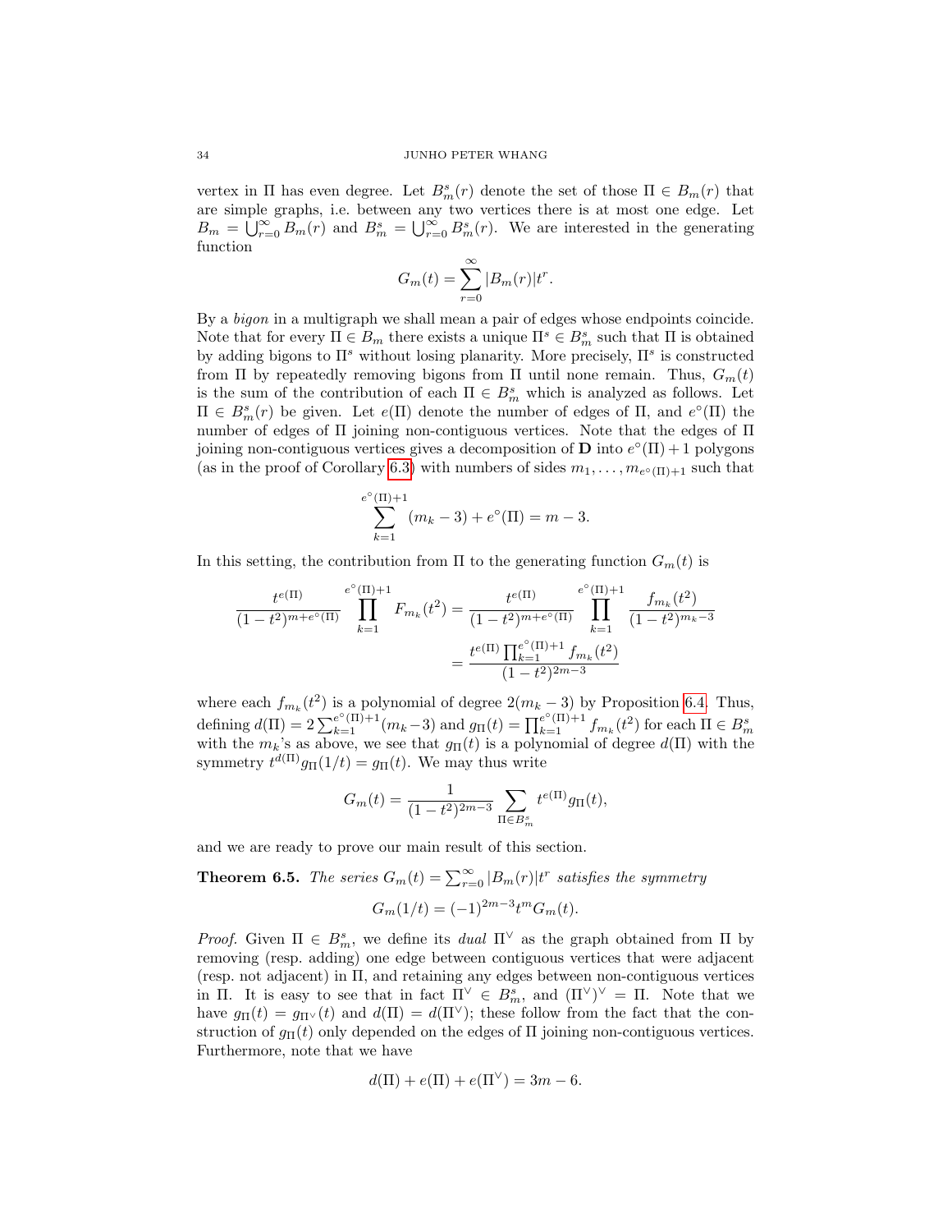vertex in $\Pi$ has even degree. Let $B_m^s(r)$ denote the set of those $\Pi \in B_m(r)$ that are simple graphs, i.e. between any two vertices there is at most one edge. Let $B_m = \bigcup_{r=0}^{\infty} B_m(r)$ and $B_m^s = \bigcup_{r=0}^{\infty} B_m^s(r)$. We are interested in the generating function

$$G_m(t) = \sum_{r=0}^{\infty} |B_m(r)| t^r.$$

By a *bigon* in a multigraph we shall mean a pair of edges whose endpoints coincide. Note that for every $\Pi \in B_m$ there exists a unique $\Pi^s \in B_m^s$ such that $\Pi$ is obtained by adding bigons to $\Pi^s$ without losing planarity. More precisely, $\Pi^s$ is constructed from $\Pi$ by repeatedly removing bigons from $\Pi$ until none remain. Thus, $G_m(t)$ is the sum of the contribution of each $\Pi \in B_m^s$ which is analyzed as follows. Let $\Pi \in B_m^s(r)$ be given. Let $e(\Pi)$ denote the number of edges of $\Pi$, and $e^\circ(\Pi)$ the number of edges of $\Pi$ joining non-contiguous vertices. Note that the edges of $\Pi$ joining non-contiguous vertices gives a decomposition of $\mathbf{D}$ into $e^\circ(\Pi)+1$ polygons (as in the proof of Corollary 6.3) with numbers of sides $m_1, \dots, m_{e^\circ(\Pi)+1}$ such that

$$\sum_{k=1}^{e^\circ(\Pi)+1} (m_k - 3) + e^\circ(\Pi) = m - 3.$$

In this setting, the contribution from $\Pi$ to the generating function $G_m(t)$ is

$$\begin{aligned}
\frac{t^{e(\Pi)}}{(1-t^2)^{m+e^\circ(\Pi)}} \prod_{k=1}^{e^\circ(\Pi)+1} F_{m_k}(t^2) &= \frac{t^{e(\Pi)}}{(1-t^2)^{m+e^\circ(\Pi)}} \prod_{k=1}^{e^\circ(\Pi)+1} \frac{f_{m_k}(t^2)}{(1-t^2)^{m_k-3}} \\
&= \frac{t^{e(\Pi)} \prod_{k=1}^{e^\circ(\Pi)+1} f_{m_k}(t^2)}{(1-t^2)^{2m-3}}
\end{aligned}$$

where each $f_{m_k}(t^2)$ is a polynomial of degree $2(m_k - 3)$ by Proposition 6.4. Thus, defining $d(\Pi) = 2\sum_{k=1}^{e^\circ(\Pi)+1}(m_k - 3)$ and $g_\Pi(t) = \prod_{k=1}^{e^\circ(\Pi)+1} f_{m_k}(t^2)$ for each $\Pi \in B_m^s$ with the $m_k$'s as above, we see that $g_\Pi(t)$ is a polynomial of degree $d(\Pi)$ with the symmetry $t^{d(\Pi)} g_\Pi(1/t) = g_\Pi(t)$. We may thus write

$$G_m(t) = \frac{1}{(1-t^2)^{2m-3}} \sum_{\Pi \in B_m^s} t^{e(\Pi)} g_\Pi(t),$$

and we are ready to prove our main result of this section.

**Theorem 6.5.** *The series $G_m(t) = \sum_{r=0}^{\infty} |B_m(r)| t^r$ satisfies the symmetry*

$$G_m(1/t) = (-1)^{2m-3} t^m G_m(t).$$

*Proof.* Given $\Pi \in B_m^s$, we define its *dual* $\Pi^\vee$ as the graph obtained from $\Pi$ by removing (resp. adding) one edge between contiguous vertices that were adjacent (resp. not adjacent) in $\Pi$, and retaining any edges between non-contiguous vertices in $\Pi$. It is easy to see that in fact $\Pi^\vee \in B_m^s$, and $(\Pi^\vee)^\vee = \Pi$. Note that we have $g_\Pi(t) = g_{\Pi^\vee}(t)$ and $d(\Pi) = d(\Pi^\vee)$; these follow from the fact that the construction of $g_\Pi(t)$ only depended on the edges of $\Pi$ joining non-contiguous vertices. Furthermore, note that we have

$$d(\Pi) + e(\Pi) + e(\Pi^\vee) = 3m - 6.$$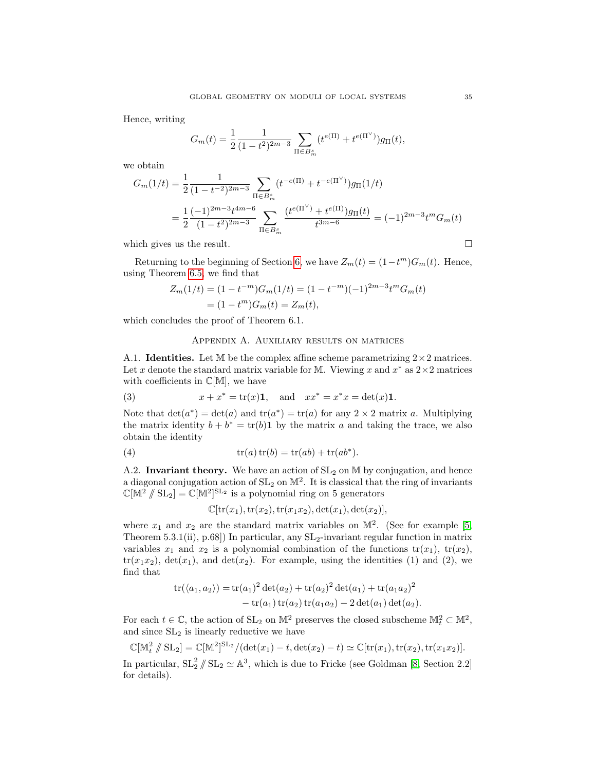Hence, writing

$$G_m(t) = \frac{1}{2}\frac{1}{(1-t^2)^{2m-3}} \sum_{\Pi \in B_m^s} (t^{e(\Pi)} + t^{e(\Pi^\vee)}) g_\Pi(t),$$

we obtain

$$\begin{aligned} G_m(1/t) &= \frac{1}{2}\frac{1}{(1-t^{-2})^{2m-3}} \sum_{\Pi \in B_m^s} (t^{-e(\Pi)} + t^{-e(\Pi^\vee)}) g_\Pi(1/t) \\ &= \frac{1}{2}\frac{(-1)^{2m-3} t^{4m-6}}{(1-t^2)^{2m-3}} \sum_{\Pi \in B_m^s} \frac{(t^{e(\Pi^\vee)} + t^{e(\Pi)}) g_\Pi(t)}{t^{3m-6}} = (-1)^{2m-3} t^m G_m(t) \end{aligned}$$

which gives us the result. $\square$

Returning to the beginning of Section 6, we have $Z_m(t) = (1-t^m)G_m(t)$. Hence, using Theorem 6.5, we find that

$$\begin{aligned} Z_m(1/t) &= (1-t^{-m})G_m(1/t) = (1-t^{-m})(-1)^{2m-3} t^m G_m(t) \\ &= (1-t^m)G_m(t) = Z_m(t), \end{aligned}$$

which concludes the proof of Theorem 6.1.

## Appendix A. Auxiliary results on matrices

A.1. **Identities.** Let $\mathbb{M}$ be the complex affine scheme parametrizing $2\times 2$ matrices. Let $x$ denote the standard matrix variable for $\mathbb{M}$. Viewing $x$ and $x^*$ as $2\times 2$ matrices with coefficients in $\mathbb{C}[\mathbb{M}]$, we have

$$x + x^* = \operatorname{tr}(x)\mathbf{1}, \quad \text{and} \quad xx^* = x^*x = \det(x)\mathbf{1}. \tag{3}$$

Note that $\det(a^*) = \det(a)$ and $\operatorname{tr}(a^*) = \operatorname{tr}(a)$ for any $2 \times 2$ matrix $a$. Multiplying the matrix identity $b + b^* = \operatorname{tr}(b)\mathbf{1}$ by the matrix $a$ and taking the trace, we also obtain the identity

$$\operatorname{tr}(a)\operatorname{tr}(b) = \operatorname{tr}(ab) + \operatorname{tr}(ab^*). \tag{4}$$

A.2. **Invariant theory.** We have an action of $\mathrm{SL}_2$ on $\mathbb{M}$ by conjugation, and hence a diagonal conjugation action of $\mathrm{SL}_2$ on $\mathbb{M}^2$. It is classical that the ring of invariants $\mathbb{C}[\mathbb{M}^2 /\!\!/ \mathrm{SL}_2] = \mathbb{C}[\mathbb{M}^2]^{\mathrm{SL}_2}$ is a polynomial ring on 5 generators

$$\mathbb{C}[\operatorname{tr}(x_1), \operatorname{tr}(x_2), \operatorname{tr}(x_1x_2), \det(x_1), \det(x_2)],$$

where $x_1$ and $x_2$ are the standard matrix variables on $\mathbb{M}^2$. (See for example [5, Theorem 5.3.1(ii), p.68]) In particular, any $\mathrm{SL}_2$-invariant regular function in matrix variables $x_1$ and $x_2$ is a polynomial combination of the functions $\operatorname{tr}(x_1)$, $\operatorname{tr}(x_2)$, $\operatorname{tr}(x_1x_2)$, $\det(x_1)$, and $\det(x_2)$. For example, using the identities (1) and (2), we find that

$$\begin{aligned} \operatorname{tr}(\langle a_1, a_2\rangle) = &\operatorname{tr}(a_1)^2\det(a_2) + \operatorname{tr}(a_2)^2\det(a_1) + \operatorname{tr}(a_1a_2)^2 \\ &- \operatorname{tr}(a_1)\operatorname{tr}(a_2)\operatorname{tr}(a_1a_2) - 2\det(a_1)\det(a_2). \end{aligned}$$

For each $t \in \mathbb{C}$, the action of $\mathrm{SL}_2$ on $\mathbb{M}^2$ preserves the closed subscheme $\mathbb{M}_t^2 \subset \mathbb{M}^2$, and since $\mathrm{SL}_2$ is linearly reductive we have

$$\mathbb{C}[\mathbb{M}_t^2 /\!\!/ \mathrm{SL}_2] = \mathbb{C}[\mathbb{M}^2]^{\mathrm{SL}_2}/(\det(x_1) - t, \det(x_2) - t) \simeq \mathbb{C}[\operatorname{tr}(x_1), \operatorname{tr}(x_2), \operatorname{tr}(x_1x_2)].$$

In particular, $\mathrm{SL}_2^2 /\!\!/ \mathrm{SL}_2 \simeq \mathbb{A}^3$, which is due to Fricke (see Goldman [8, Section 2.2] for details).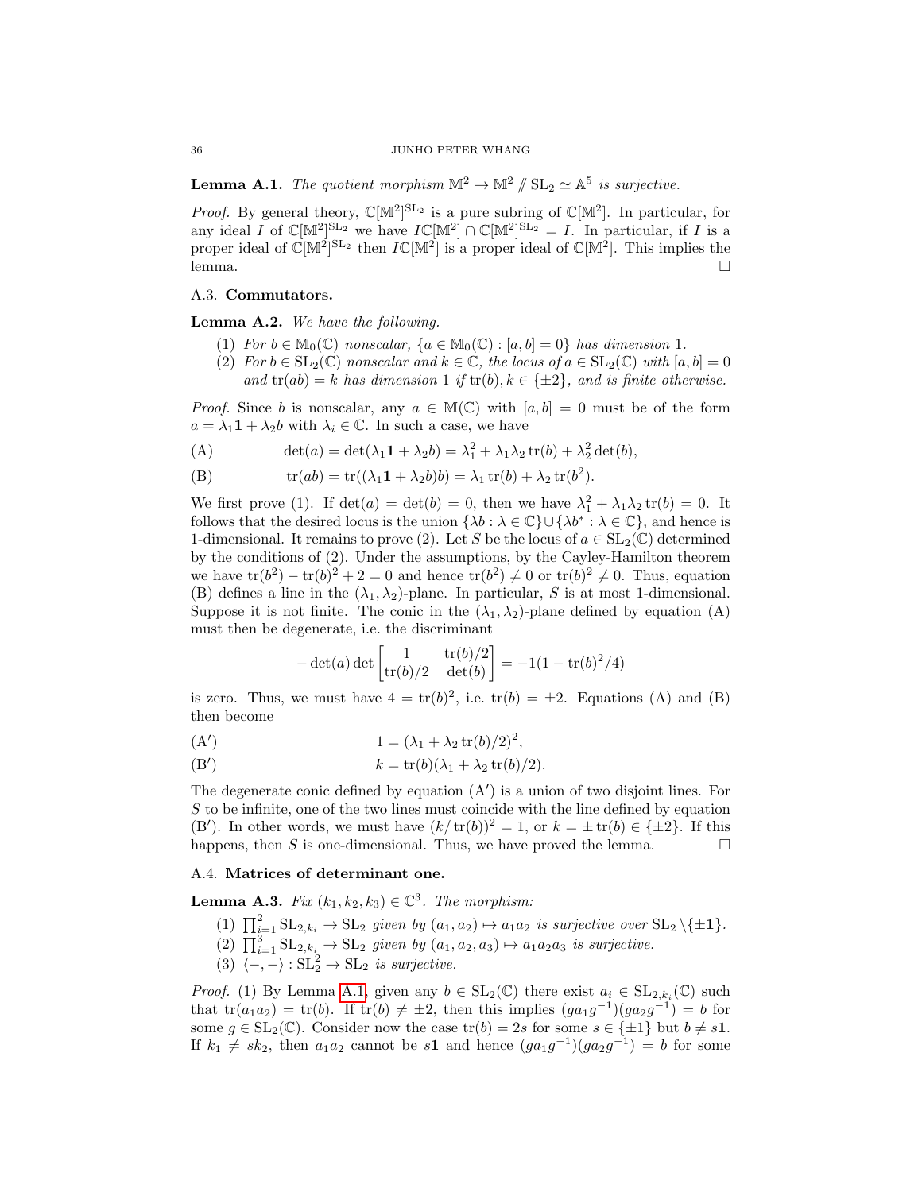**Lemma A.1.** *The quotient morphism $\mathbb{M}^2 \to \mathbb{M}^2 /\!\!/ \mathrm{SL}_2 \simeq \mathbb{A}^5$ is surjective.*

*Proof.* By general theory, $\mathbb{C}[\mathbb{M}^2]^{\mathrm{SL}_2}$ is a pure subring of $\mathbb{C}[\mathbb{M}^2]$. In particular, for any ideal $I$ of $\mathbb{C}[\mathbb{M}^2]^{\mathrm{SL}_2}$ we have $I\mathbb{C}[\mathbb{M}^2] \cap \mathbb{C}[\mathbb{M}^2]^{\mathrm{SL}_2} = I$. In particular, if $I$ is a proper ideal of $\mathbb{C}[\mathbb{M}^2]^{\mathrm{SL}_2}$ then $I\mathbb{C}[\mathbb{M}^2]$ is a proper ideal of $\mathbb{C}[\mathbb{M}^2]$. This implies the lemma. $\square$

### A.3. **Commutators.**

**Lemma A.2.** *We have the following.*

1. *For $b \in \mathbb{M}_0(\mathbb{C})$ nonscalar, $\{a \in \mathbb{M}_0(\mathbb{C}) : [a,b] = 0\}$ has dimension 1.*
2. *For $b \in \mathrm{SL}_2(\mathbb{C})$ nonscalar and $k \in \mathbb{C}$, the locus of $a \in \mathrm{SL}_2(\mathbb{C})$ with $[a,b] = 0$ and $\mathrm{tr}(ab) = k$ has dimension 1 if $\mathrm{tr}(b), k \in \{\pm 2\}$, and is finite otherwise.*

*Proof.* Since $b$ is nonscalar, any $a \in \mathbb{M}(\mathbb{C})$ with $[a,b] = 0$ must be of the form $a = \lambda_1 \mathbf{1} + \lambda_2 b$ with $\lambda_i \in \mathbb{C}$. In such a case, we have

$$\text{(A)} \qquad \det(a) = \det(\lambda_1 \mathbf{1} + \lambda_2 b) = \lambda_1^2 + \lambda_1 \lambda_2 \,\mathrm{tr}(b) + \lambda_2^2 \det(b),$$

$$\text{(B)} \qquad \mathrm{tr}(ab) = \mathrm{tr}((\lambda_1 \mathbf{1} + \lambda_2 b) b) = \lambda_1 \,\mathrm{tr}(b) + \lambda_2 \,\mathrm{tr}(b^2).$$

We first prove (1). If $\det(a) = \det(b) = 0$, then we have $\lambda_1^2 + \lambda_1 \lambda_2 \,\mathrm{tr}(b) = 0$. It follows that the desired locus is the union $\{\lambda b : \lambda \in \mathbb{C}\} \cup \{\lambda b^* : \lambda \in \mathbb{C}\}$, and hence is 1-dimensional. It remains to prove (2). Let $S$ be the locus of $a \in \mathrm{SL}_2(\mathbb{C})$ determined by the conditions of (2). Under the assumptions, by the Cayley-Hamilton theorem we have $\mathrm{tr}(b^2) - \mathrm{tr}(b)^2 + 2 = 0$ and hence $\mathrm{tr}(b^2) \neq 0$ or $\mathrm{tr}(b)^2 \neq 0$. Thus, equation (B) defines a line in the $(\lambda_1, \lambda_2)$-plane. In particular, $S$ is at most 1-dimensional. Suppose it is not finite. The conic in the $(\lambda_1, \lambda_2)$-plane defined by equation (A) must then be degenerate, i.e. the discriminant

$$-\det(a) \det \begin{bmatrix} 1 & \mathrm{tr}(b)/2 \\ \mathrm{tr}(b)/2 & \det(b) \end{bmatrix} = -1(1 - \mathrm{tr}(b)^2/4)$$

is zero. Thus, we must have $4 = \mathrm{tr}(b)^2$, i.e. $\mathrm{tr}(b) = \pm 2$. Equations (A) and (B) then become

$$\text{(A}'\text{)} \qquad 1 = (\lambda_1 + \lambda_2 \,\mathrm{tr}(b)/2)^2,$$

$$\text{(B}'\text{)} \qquad k = \mathrm{tr}(b)(\lambda_1 + \lambda_2 \,\mathrm{tr}(b)/2).$$

The degenerate conic defined by equation (A$'$) is a union of two disjoint lines. For $S$ to be infinite, one of the two lines must coincide with the line defined by equation (B$'$). In other words, we must have $(k/\mathrm{tr}(b))^2 = 1$, or $k = \pm \mathrm{tr}(b) \in \{\pm 2\}$. If this happens, then $S$ is one-dimensional. Thus, we have proved the lemma. $\square$

### A.4. **Matrices of determinant one.**

**Lemma A.3.** *Fix $(k_1, k_2, k_3) \in \mathbb{C}^3$. The morphism:*

1. *$\prod_{i=1}^2 \mathrm{SL}_{2,k_i} \to \mathrm{SL}_2$ given by $(a_1, a_2) \mapsto a_1 a_2$ is surjective over $\mathrm{SL}_2 \setminus \{\pm \mathbf{1}\}$.*
2. *$\prod_{i=1}^3 \mathrm{SL}_{2,k_i} \to \mathrm{SL}_2$ given by $(a_1, a_2, a_3) \mapsto a_1 a_2 a_3$ is surjective.*
3. *$\langle -, - \rangle : \mathrm{SL}_2^2 \to \mathrm{SL}_2$ is surjective.*

*Proof.* (1) By Lemma A.1, given any $b \in \mathrm{SL}_2(\mathbb{C})$ there exist $a_i \in \mathrm{SL}_{2,k_i}(\mathbb{C})$ such that $\mathrm{tr}(a_1 a_2) = \mathrm{tr}(b)$. If $\mathrm{tr}(b) \neq \pm 2$, then this implies $(g a_1 g^{-1})(g a_2 g^{-1}) = b$ for some $g \in \mathrm{SL}_2(\mathbb{C})$. Consider now the case $\mathrm{tr}(b) = 2s$ for some $s \in \{\pm 1\}$ but $b \neq s\mathbf{1}$. If $k_1 \neq s k_2$, then $a_1 a_2$ cannot be $s\mathbf{1}$ and hence $(g a_1 g^{-1})(g a_2 g^{-1}) = b$ for some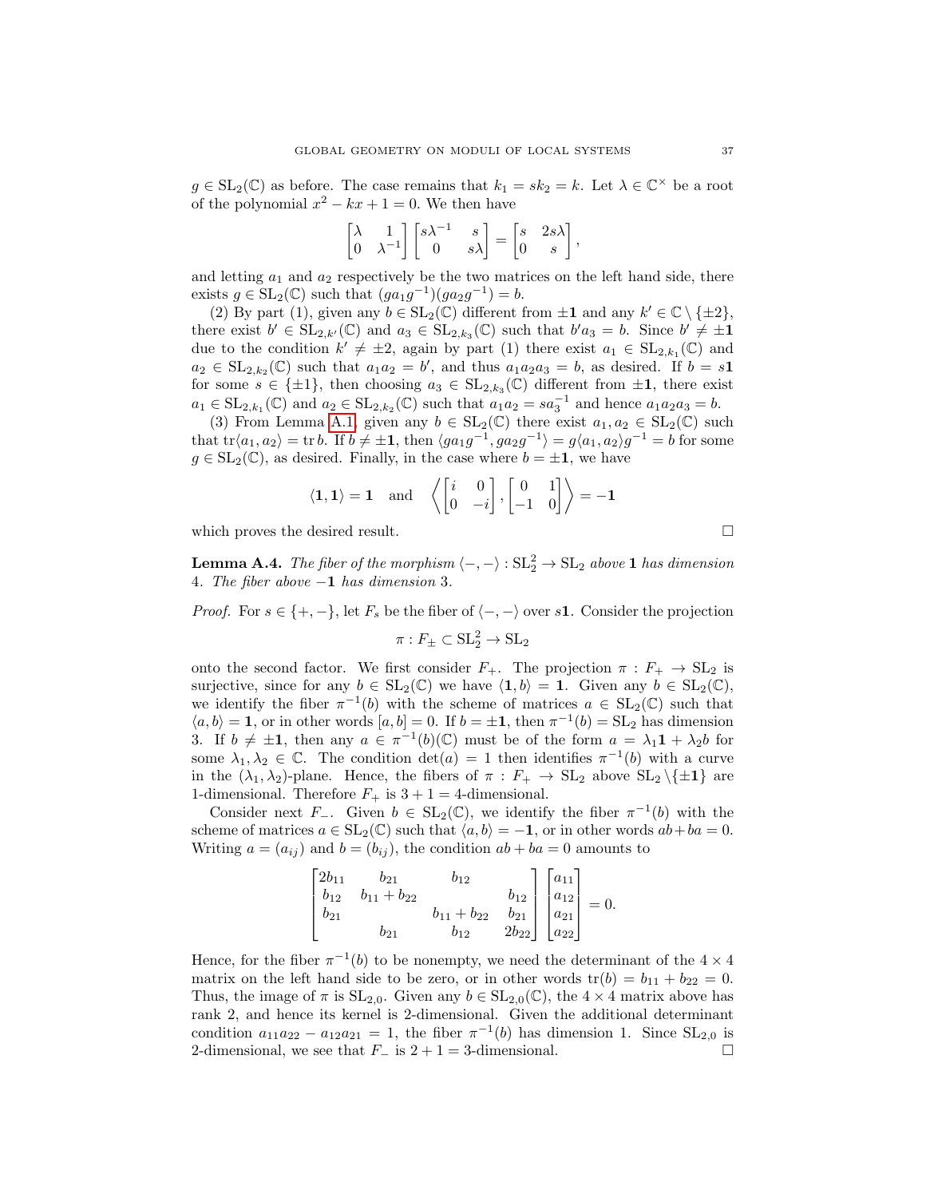$g \in \mathrm{SL}_2(\mathbb{C})$ as before. The case remains that $k_1 = sk_2 = k$. Let $\lambda \in \mathbb{C}^\times$ be a root of the polynomial $x^2 - kx + 1 = 0$. We then have

$$\begin{bmatrix} \lambda & 1 \\ 0 & \lambda^{-1} \end{bmatrix} \begin{bmatrix} s\lambda^{-1} & s \\ 0 & s\lambda \end{bmatrix} = \begin{bmatrix} s & 2s\lambda \\ 0 & s \end{bmatrix},$$

and letting $a_1$ and $a_2$ respectively be the two matrices on the left hand side, there exists $g \in \mathrm{SL}_2(\mathbb{C})$ such that $(ga_1g^{-1})(ga_2g^{-1}) = b$.

(2) By part (1), given any $b \in \mathrm{SL}_2(\mathbb{C})$ different from $\pm\mathbf{1}$ and any $k' \in \mathbb{C} \setminus \{\pm 2\}$, there exist $b' \in \mathrm{SL}_{2,k'}(\mathbb{C})$ and $a_3 \in \mathrm{SL}_{2,k_3}(\mathbb{C})$ such that $b'a_3 = b$. Since $b' \neq \pm\mathbf{1}$ due to the condition $k' \neq \pm 2$, again by part (1) there exist $a_1 \in \mathrm{SL}_{2,k_1}(\mathbb{C})$ and $a_2 \in \mathrm{SL}_{2,k_2}(\mathbb{C})$ such that $a_1a_2 = b'$, and thus $a_1a_2a_3 = b$, as desired. If $b = s\mathbf{1}$ for some $s \in \{\pm 1\}$, then choosing $a_3 \in \mathrm{SL}_{2,k_3}(\mathbb{C})$ different from $\pm\mathbf{1}$, there exist $a_1 \in \mathrm{SL}_{2,k_1}(\mathbb{C})$ and $a_2 \in \mathrm{SL}_{2,k_2}(\mathbb{C})$ such that $a_1a_2 = sa_3^{-1}$ and hence $a_1a_2a_3 = b$.

(3) From Lemma A.1, given any $b \in \mathrm{SL}_2(\mathbb{C})$ there exist $a_1, a_2 \in \mathrm{SL}_2(\mathbb{C})$ such that $\mathrm{tr}\langle a_1, a_2\rangle = \mathrm{tr}\, b$. If $b \neq \pm\mathbf{1}$, then $\langle ga_1g^{-1}, ga_2g^{-1}\rangle = g\langle a_1, a_2\rangle g^{-1} = b$ for some $g \in \mathrm{SL}_2(\mathbb{C})$, as desired. Finally, in the case where $b = \pm\mathbf{1}$, we have

$$\langle \mathbf{1}, \mathbf{1}\rangle = \mathbf{1} \quad \text{and} \quad \left\langle \begin{bmatrix} i & 0 \\ 0 & -i \end{bmatrix}, \begin{bmatrix} 0 & 1 \\ -1 & 0 \end{bmatrix} \right\rangle = -\mathbf{1}$$

which proves the desired result. $\square$

**Lemma A.4.** *The fiber of the morphism $\langle -, - \rangle : \mathrm{SL}_2^2 \to \mathrm{SL}_2$ above $\mathbf{1}$ has dimension 4. The fiber above $-\mathbf{1}$ has dimension 3.*

*Proof.* For $s \in \{+, -\}$, let $F_s$ be the fiber of $\langle -, - \rangle$ over $s\mathbf{1}$. Consider the projection

$$\pi : F_\pm \subset \mathrm{SL}_2^2 \to \mathrm{SL}_2$$

onto the second factor. We first consider $F_+$. The projection $\pi : F_+ \to \mathrm{SL}_2$ is surjective, since for any $b \in \mathrm{SL}_2(\mathbb{C})$ we have $\langle \mathbf{1}, b\rangle = \mathbf{1}$. Given any $b \in \mathrm{SL}_2(\mathbb{C})$, we identify the fiber $\pi^{-1}(b)$ with the scheme of matrices $a \in \mathrm{SL}_2(\mathbb{C})$ such that $\langle a, b\rangle = \mathbf{1}$, or in other words $[a, b] = 0$. If $b = \pm\mathbf{1}$, then $\pi^{-1}(b) = \mathrm{SL}_2$ has dimension 3. If $b \neq \pm\mathbf{1}$, then any $a \in \pi^{-1}(b)(\mathbb{C})$ must be of the form $a = \lambda_1\mathbf{1} + \lambda_2 b$ for some $\lambda_1, \lambda_2 \in \mathbb{C}$. The condition $\det(a) = 1$ then identifies $\pi^{-1}(b)$ with a curve in the $(\lambda_1, \lambda_2)$-plane. Hence, the fibers of $\pi : F_+ \to \mathrm{SL}_2$ above $\mathrm{SL}_2 \setminus \{\pm\mathbf{1}\}$ are 1-dimensional. Therefore $F_+$ is $3 + 1 = 4$-dimensional.

Consider next $F_-$. Given $b \in \mathrm{SL}_2(\mathbb{C})$, we identify the fiber $\pi^{-1}(b)$ with the scheme of matrices $a \in \mathrm{SL}_2(\mathbb{C})$ such that $\langle a, b\rangle = -\mathbf{1}$, or in other words $ab + ba = 0$. Writing $a = (a_{ij})$ and $b = (b_{ij})$, the condition $ab + ba = 0$ amounts to

$$\begin{bmatrix} 2b_{11} & b_{21} & b_{12} & \\ b_{12} & b_{11} + b_{22} & & b_{12} \\ b_{21} & & b_{11} + b_{22} & b_{21} \\ & b_{21} & b_{12} & 2b_{22} \end{bmatrix} \begin{bmatrix} a_{11} \\ a_{12} \\ a_{21} \\ a_{22} \end{bmatrix} = 0.$$

Hence, for the fiber $\pi^{-1}(b)$ to be nonempty, we need the determinant of the $4 \times 4$ matrix on the left hand side to be zero, or in other words $\mathrm{tr}(b) = b_{11} + b_{22} = 0$. Thus, the image of $\pi$ is $\mathrm{SL}_{2,0}$. Given any $b \in \mathrm{SL}_{2,0}(\mathbb{C})$, the $4 \times 4$ matrix above has rank 2, and hence its kernel is 2-dimensional. Given the additional determinant condition $a_{11}a_{22} - a_{12}a_{21} = 1$, the fiber $\pi^{-1}(b)$ has dimension 1. Since $\mathrm{SL}_{2,0}$ is 2-dimensional, we see that $F_-$ is $2 + 1 = 3$-dimensional. $\square$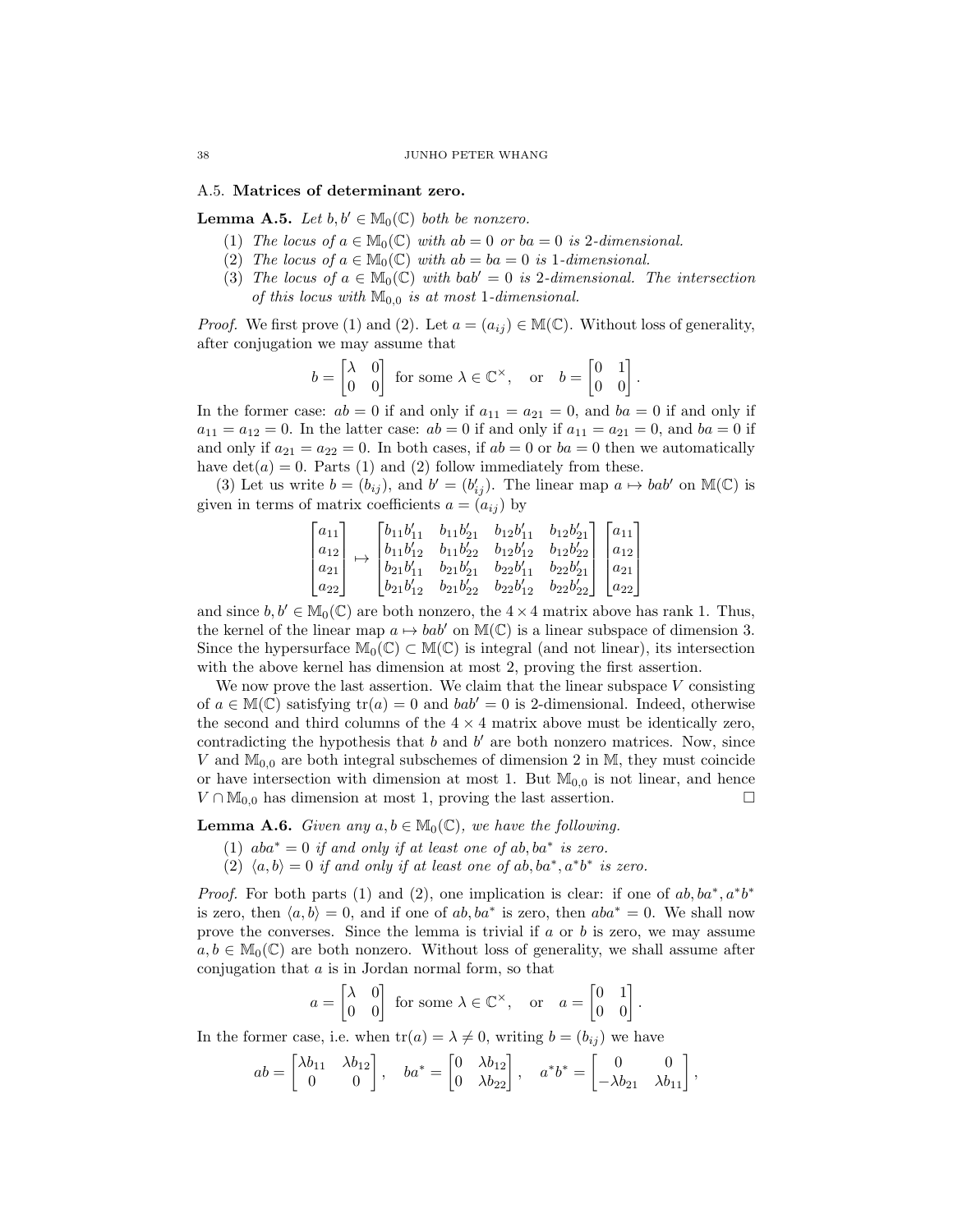### A.5. **Matrices of determinant zero.**

**Lemma A.5.** *Let $b, b' \in \mathbb{M}_0(\mathbb{C})$ both be nonzero.*

1. *The locus of $a \in \mathbb{M}_0(\mathbb{C})$ with $ab = 0$ or $ba = 0$ is 2-dimensional.*
2. *The locus of $a \in \mathbb{M}_0(\mathbb{C})$ with $ab = ba = 0$ is 1-dimensional.*
3. *The locus of $a \in \mathbb{M}_0(\mathbb{C})$ with $bab' = 0$ is 2-dimensional. The intersection of this locus with $\mathbb{M}_{0,0}$ is at most 1-dimensional.*

*Proof.* We first prove (1) and (2). Let $a = (a_{ij}) \in \mathbb{M}(\mathbb{C})$. Without loss of generality, after conjugation we may assume that

$$b = \begin{bmatrix} \lambda & 0 \\ 0 & 0 \end{bmatrix} \text{ for some } \lambda \in \mathbb{C}^\times, \quad \text{or} \quad b = \begin{bmatrix} 0 & 1 \\ 0 & 0 \end{bmatrix}.$$

In the former case: $ab = 0$ if and only if $a_{11} = a_{21} = 0$, and $ba = 0$ if and only if $a_{11} = a_{12} = 0$. In the latter case: $ab = 0$ if and only if $a_{11} = a_{21} = 0$, and $ba = 0$ if and only if $a_{21} = a_{22} = 0$. In both cases, if $ab = 0$ or $ba = 0$ then we automatically have $\det(a) = 0$. Parts (1) and (2) follow immediately from these.

(3) Let us write $b = (b_{ij})$, and $b' = (b'_{ij})$. The linear map $a \mapsto bab'$ on $\mathbb{M}(\mathbb{C})$ is given in terms of matrix coefficients $a = (a_{ij})$ by

$$\begin{bmatrix} a_{11} \\ a_{12} \\ a_{21} \\ a_{22} \end{bmatrix} \mapsto \begin{bmatrix} b_{11}b'_{11} & b_{11}b'_{21} & b_{12}b'_{11} & b_{12}b'_{21} \\ b_{11}b'_{12} & b_{11}b'_{22} & b_{12}b'_{12} & b_{12}b'_{22} \\ b_{21}b'_{11} & b_{21}b'_{21} & b_{22}b'_{11} & b_{22}b'_{21} \\ b_{21}b'_{12} & b_{21}b'_{22} & b_{22}b'_{12} & b_{22}b'_{22} \end{bmatrix} \begin{bmatrix} a_{11} \\ a_{12} \\ a_{21} \\ a_{22} \end{bmatrix}$$

and since $b, b' \in \mathbb{M}_0(\mathbb{C})$ are both nonzero, the $4 \times 4$ matrix above has rank 1. Thus, the kernel of the linear map $a \mapsto bab'$ on $\mathbb{M}(\mathbb{C})$ is a linear subspace of dimension 3. Since the hypersurface $\mathbb{M}_0(\mathbb{C}) \subset \mathbb{M}(\mathbb{C})$ is integral (and not linear), its intersection with the above kernel has dimension at most 2, proving the first assertion.

We now prove the last assertion. We claim that the linear subspace $V$ consisting of $a \in \mathbb{M}(\mathbb{C})$ satisfying $\operatorname{tr}(a) = 0$ and $bab' = 0$ is 2-dimensional. Indeed, otherwise the second and third columns of the $4 \times 4$ matrix above must be identically zero, contradicting the hypothesis that $b$ and $b'$ are both nonzero matrices. Now, since $V$ and $\mathbb{M}_{0,0}$ are both integral subschemes of dimension 2 in $\mathbb{M}$, they must coincide or have intersection with dimension at most 1. But $\mathbb{M}_{0,0}$ is not linear, and hence $V \cap \mathbb{M}_{0,0}$ has dimension at most 1, proving the last assertion. $\square$

**Lemma A.6.** *Given any $a, b \in \mathbb{M}_0(\mathbb{C})$, we have the following.*

1. *$aba^* = 0$ if and only if at least one of $ab, ba^*$ is zero.*
2. *$\langle a, b \rangle = 0$ if and only if at least one of $ab, ba^*, a^*b^*$ is zero.*

*Proof.* For both parts (1) and (2), one implication is clear: if one of $ab, ba^*, a^*b^*$ is zero, then $\langle a, b \rangle = 0$, and if one of $ab, ba^*$ is zero, then $aba^* = 0$. We shall now prove the converses. Since the lemma is trivial if $a$ or $b$ is zero, we may assume $a, b \in \mathbb{M}_0(\mathbb{C})$ are both nonzero. Without loss of generality, we shall assume after conjugation that $a$ is in Jordan normal form, so that

$$a = \begin{bmatrix} \lambda & 0 \\ 0 & 0 \end{bmatrix} \text{ for some } \lambda \in \mathbb{C}^\times, \quad \text{or} \quad a = \begin{bmatrix} 0 & 1 \\ 0 & 0 \end{bmatrix}.$$

In the former case, i.e. when $\operatorname{tr}(a) = \lambda \neq 0$, writing $b = (b_{ij})$ we have

$$ab = \begin{bmatrix} \lambda b_{11} & \lambda b_{12} \\ 0 & 0 \end{bmatrix}, \quad ba^* = \begin{bmatrix} 0 & \lambda b_{12} \\ 0 & \lambda b_{22} \end{bmatrix}, \quad a^*b^* = \begin{bmatrix} 0 & 0 \\ -\lambda b_{21} & \lambda b_{11} \end{bmatrix},$$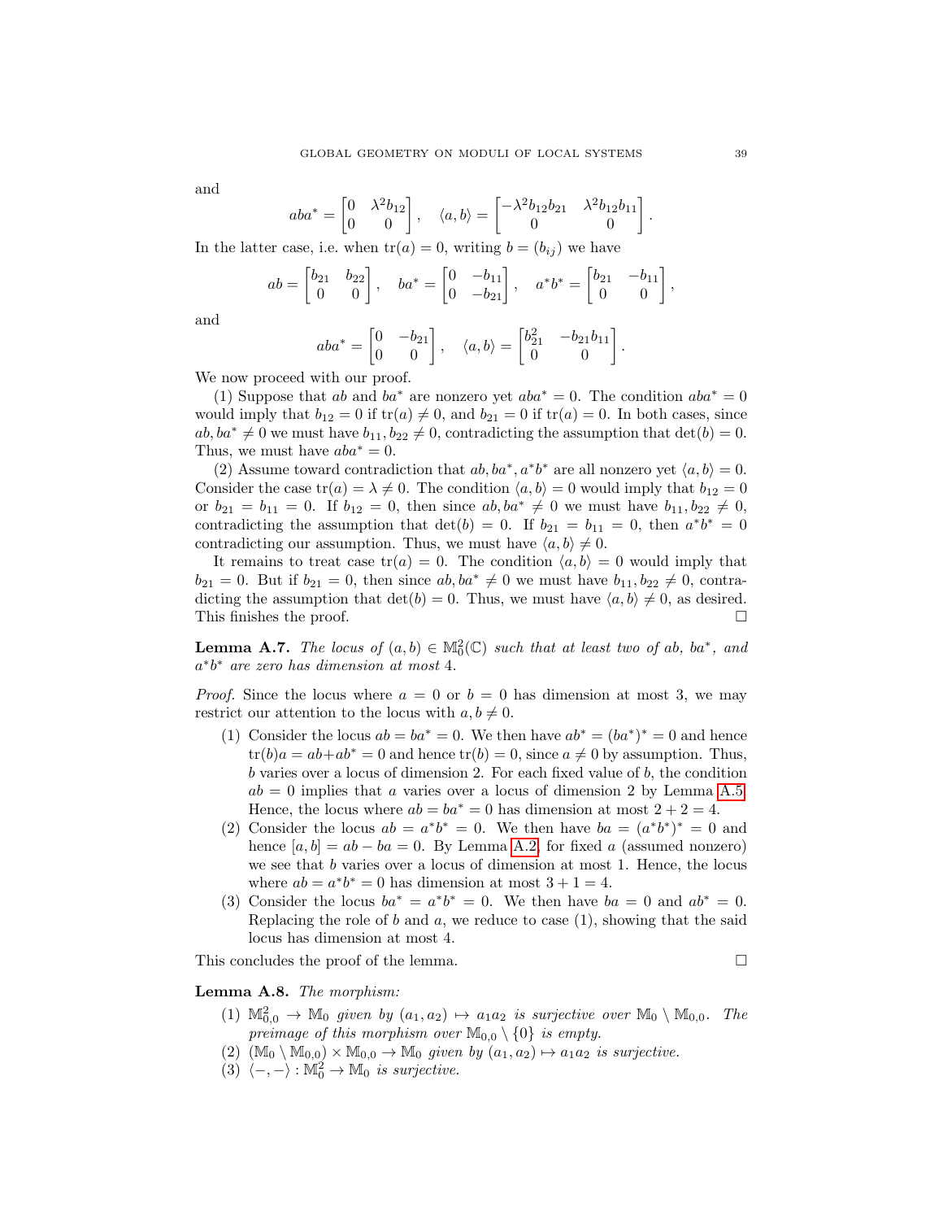and

$$aba^* = \begin{bmatrix} 0 & \lambda^2 b_{12} \\ 0 & 0 \end{bmatrix}, \quad \langle a, b \rangle = \begin{bmatrix} -\lambda^2 b_{12} b_{21} & \lambda^2 b_{12} b_{11} \\ 0 & 0 \end{bmatrix}.$$

In the latter case, i.e. when $\mathrm{tr}(a) = 0$, writing $b = (b_{ij})$ we have

$$ab = \begin{bmatrix} b_{21} & b_{22} \\ 0 & 0 \end{bmatrix}, \quad ba^* = \begin{bmatrix} 0 & -b_{11} \\ 0 & -b_{21} \end{bmatrix}, \quad a^* b^* = \begin{bmatrix} b_{21} & -b_{11} \\ 0 & 0 \end{bmatrix},$$

and

$$aba^* = \begin{bmatrix} 0 & -b_{21} \\ 0 & 0 \end{bmatrix}, \quad \langle a, b \rangle = \begin{bmatrix} b_{21}^2 & -b_{21} b_{11} \\ 0 & 0 \end{bmatrix}.$$

We now proceed with our proof.

(1) Suppose that $ab$ and $ba^*$ are nonzero yet $aba^* = 0$. The condition $aba^* = 0$ would imply that $b_{12} = 0$ if $\mathrm{tr}(a) \neq 0$, and $b_{21} = 0$ if $\mathrm{tr}(a) = 0$. In both cases, since $ab, ba^* \neq 0$ we must have $b_{11}, b_{22} \neq 0$, contradicting the assumption that $\det(b) = 0$. Thus, we must have $aba^* = 0$.

(2) Assume toward contradiction that $ab, ba^*, a^*b^*$ are all nonzero yet $\langle a, b \rangle = 0$. Consider the case $\mathrm{tr}(a) = \lambda \neq 0$. The condition $\langle a, b \rangle = 0$ would imply that $b_{12} = 0$ or $b_{21} = b_{11} = 0$. If $b_{12} = 0$, then since $ab, ba^* \neq 0$ we must have $b_{11}, b_{22} \neq 0$, contradicting the assumption that $\det(b) = 0$. If $b_{21} = b_{11} = 0$, then $a^*b^* = 0$ contradicting our assumption. Thus, we must have $\langle a, b \rangle \neq 0$.

It remains to treat case $\mathrm{tr}(a) = 0$. The condition $\langle a, b \rangle = 0$ would imply that $b_{21} = 0$. But if $b_{21} = 0$, then since $ab, ba^* \neq 0$ we must have $b_{11}, b_{22} \neq 0$, contradicting the assumption that $\det(b) = 0$. Thus, we must have $\langle a, b \rangle \neq 0$, as desired. This finishes the proof. □

**Lemma A.7.** *The locus of $(a, b) \in \mathbb{M}_0^2(\mathbb{C})$ such that at least two of $ab$, $ba^*$, and $a^*b^*$ are zero has dimension at most 4.*

*Proof.* Since the locus where $a = 0$ or $b = 0$ has dimension at most 3, we may restrict our attention to the locus with $a, b \neq 0$.

1. Consider the locus $ab = ba^* = 0$. We then have $ab^* = (ba^*)^* = 0$ and hence $\mathrm{tr}(b)a = ab + ab^* = 0$ and hence $\mathrm{tr}(b) = 0$, since $a \neq 0$ by assumption. Thus, $b$ varies over a locus of dimension 2. For each fixed value of $b$, the condition $ab = 0$ implies that $a$ varies over a locus of dimension 2 by Lemma A.5. Hence, the locus where $ab = ba^* = 0$ has dimension at most $2 + 2 = 4$.
2. Consider the locus $ab = a^*b^* = 0$. We then have $ba = (a^*b^*)^* = 0$ and hence $[a, b] = ab - ba = 0$. By Lemma A.2, for fixed $a$ (assumed nonzero) we see that $b$ varies over a locus of dimension at most 1. Hence, the locus where $ab = a^*b^* = 0$ has dimension at most $3 + 1 = 4$.
3. Consider the locus $ba^* = a^*b^* = 0$. We then have $ba = 0$ and $ab^* = 0$. Replacing the role of $b$ and $a$, we reduce to case (1), showing that the said locus has dimension at most 4.

This concludes the proof of the lemma. □

**Lemma A.8.** *The morphism:*

1. *$\mathbb{M}_{0,0}^2 \to \mathbb{M}_0$ given by $(a_1, a_2) \mapsto a_1 a_2$ is surjective over $\mathbb{M}_0 \setminus \mathbb{M}_{0,0}$. The preimage of this morphism over $\mathbb{M}_{0,0} \setminus \{0\}$ is empty.*
2. *$(\mathbb{M}_0 \setminus \mathbb{M}_{0,0}) \times \mathbb{M}_{0,0} \to \mathbb{M}_0$ given by $(a_1, a_2) \mapsto a_1 a_2$ is surjective.*
3. *$\langle -, - \rangle : \mathbb{M}_0^2 \to \mathbb{M}_0$ is surjective.*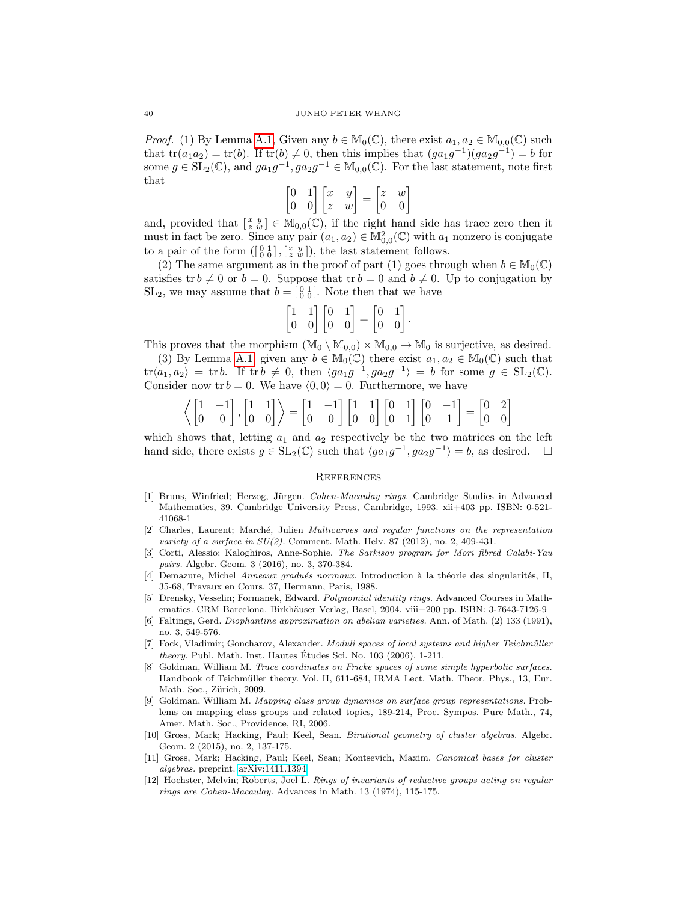*Proof.* (1) By Lemma A.1, Given any $b \in \mathbb{M}_0(\mathbb{C})$, there exist $a_1, a_2 \in \mathbb{M}_{0,0}(\mathbb{C})$ such that $\operatorname{tr}(a_1 a_2) = \operatorname{tr}(b)$. If $\operatorname{tr}(b) \neq 0$, then this implies that $(ga_1g^{-1})(ga_2g^{-1}) = b$ for some $g \in \mathrm{SL}_2(\mathbb{C})$, and $ga_1g^{-1}, ga_2g^{-1} \in \mathbb{M}_{0,0}(\mathbb{C})$. For the last statement, note first that

$$\begin{bmatrix} 0 & 1 \\ 0 & 0 \end{bmatrix} \begin{bmatrix} x & y \\ z & w \end{bmatrix} = \begin{bmatrix} z & w \\ 0 & 0 \end{bmatrix}$$

and, provided that $\left[\begin{smallmatrix} x & y \\ z & w \end{smallmatrix}\right] \in \mathbb{M}_{0,0}(\mathbb{C})$, if the right hand side has trace zero then it must in fact be zero. Since any pair $(a_1, a_2) \in \mathbb{M}_{0,0}^2(\mathbb{C})$ with $a_1$ nonzero is conjugate to a pair of the form $(\left[\begin{smallmatrix} 0 & 1 \\ 0 & 0 \end{smallmatrix}\right], \left[\begin{smallmatrix} x & y \\ z & w \end{smallmatrix}\right])$, the last statement follows.

(2) The same argument as in the proof of part (1) goes through when $b \in \mathbb{M}_0(\mathbb{C})$ satisfies $\operatorname{tr} b \neq 0$ or $b = 0$. Suppose that $\operatorname{tr} b = 0$ and $b \neq 0$. Up to conjugation by $\mathrm{SL}_2$, we may assume that $b = \left[\begin{smallmatrix} 0 & 1 \\ 0 & 0 \end{smallmatrix}\right]$. Note then that we have

$$\begin{bmatrix} 1 & 1 \\ 0 & 0 \end{bmatrix} \begin{bmatrix} 0 & 1 \\ 0 & 0 \end{bmatrix} = \begin{bmatrix} 0 & 1 \\ 0 & 0 \end{bmatrix}.$$

This proves that the morphism $(\mathbb{M}_0 \setminus \mathbb{M}_{0,0}) \times \mathbb{M}_{0,0} \to \mathbb{M}_0$ is surjective, as desired.

(3) By Lemma A.1, given any $b \in \mathbb{M}_0(\mathbb{C})$ there exist $a_1, a_2 \in \mathbb{M}_0(\mathbb{C})$ such that $\operatorname{tr}\langle a_1, a_2 \rangle = \operatorname{tr} b$. If $\operatorname{tr} b \neq 0$, then $\langle ga_1g^{-1}, ga_2g^{-1} \rangle = b$ for some $g \in \mathrm{SL}_2(\mathbb{C})$. Consider now $\operatorname{tr} b = 0$. We have $\langle 0, 0 \rangle = 0$. Furthermore, we have

$$\left\langle \begin{bmatrix} 1 & -1 \\ 0 & 0 \end{bmatrix}, \begin{bmatrix} 1 & 1 \\ 0 & 0 \end{bmatrix} \right\rangle = \begin{bmatrix} 1 & -1 \\ 0 & 0 \end{bmatrix} \begin{bmatrix} 1 & 1 \\ 0 & 0 \end{bmatrix} \begin{bmatrix} 0 & 1 \\ 0 & 1 \end{bmatrix} \begin{bmatrix} 0 & -1 \\ 0 & 1 \end{bmatrix} = \begin{bmatrix} 0 & 2 \\ 0 & 0 \end{bmatrix}$$

which shows that, letting $a_1$ and $a_2$ respectively be the two matrices on the left hand side, there exists $g \in \mathrm{SL}_2(\mathbb{C})$ such that $\langle ga_1g^{-1}, ga_2g^{-1} \rangle = b$, as desired. □

## References

[1] Bruns, Winfried; Herzog, Jürgen. *Cohen-Macaulay rings.* Cambridge Studies in Advanced Mathematics, 39. Cambridge University Press, Cambridge, 1993. xii+403 pp. ISBN: 0-521-41068-1

[2] Charles, Laurent; Marché, Julien *Multicurves and regular functions on the representation variety of a surface in SU(2).* Comment. Math. Helv. 87 (2012), no. 2, 409-431.

[3] Corti, Alessio; Kaloghiros, Anne-Sophie. *The Sarkisov program for Mori fibred Calabi-Yau pairs.* Algebr. Geom. 3 (2016), no. 3, 370-384.

[4] Demazure, Michel *Anneaux gradués normaux.* Introduction à la théorie des singularités, II, 35-68, Travaux en Cours, 37, Hermann, Paris, 1988.

[5] Drensky, Vesselin; Formanek, Edward. *Polynomial identity rings.* Advanced Courses in Mathematics. CRM Barcelona. Birkhäuser Verlag, Basel, 2004. viii+200 pp. ISBN: 3-7643-7126-9

[6] Faltings, Gerd. *Diophantine approximation on abelian varieties.* Ann. of Math. (2) 133 (1991), no. 3, 549-576.

[7] Fock, Vladimir; Goncharov, Alexander. *Moduli spaces of local systems and higher Teichmüller theory.* Publ. Math. Inst. Hautes Études Sci. No. 103 (2006), 1-211.

[8] Goldman, William M. *Trace coordinates on Fricke spaces of some simple hyperbolic surfaces.* Handbook of Teichmüller theory. Vol. II, 611-684, IRMA Lect. Math. Theor. Phys., 13, Eur. Math. Soc., Zürich, 2009.

[9] Goldman, William M. *Mapping class group dynamics on surface group representations.* Problems on mapping class groups and related topics, 189-214, Proc. Sympos. Pure Math., 74, Amer. Math. Soc., Providence, RI, 2006.

[10] Gross, Mark; Hacking, Paul; Keel, Sean. *Birational geometry of cluster algebras.* Algebr. Geom. 2 (2015), no. 2, 137-175.

[11] Gross, Mark; Hacking, Paul; Keel, Sean; Kontsevich, Maxim. *Canonical bases for cluster algebras.* preprint. arXiv:1411.1394

[12] Hochster, Melvin; Roberts, Joel L. *Rings of invariants of reductive groups acting on regular rings are Cohen-Macaulay.* Advances in Math. 13 (1974), 115-175.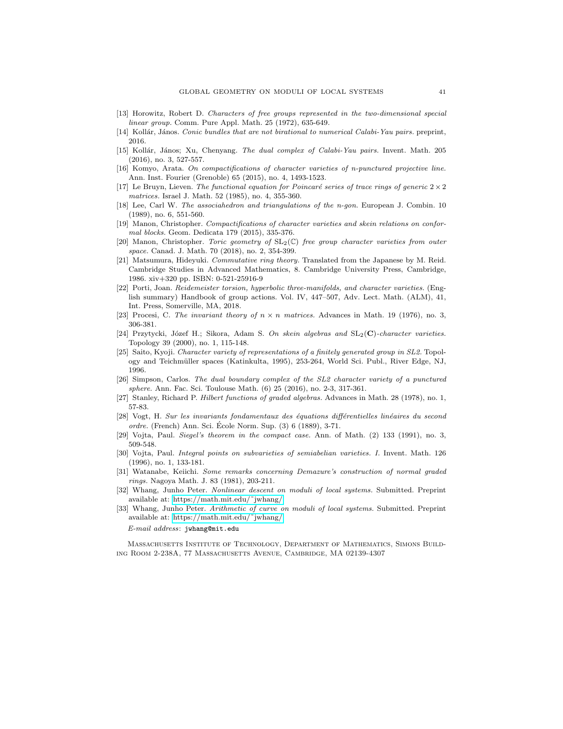[13] Horowitz, Robert D. *Characters of free groups represented in the two-dimensional special linear group.* Comm. Pure Appl. Math. 25 (1972), 635-649.

[14] Kollár, János. *Conic bundles that are not birational to numerical Calabi-Yau pairs.* preprint, 2016.

[15] Kollár, János; Xu, Chenyang. *The dual complex of Calabi-Yau pairs.* Invent. Math. 205 (2016), no. 3, 527-557.

[16] Komyo, Arata. *On compactifications of character varieties of n-punctured projective line.* Ann. Inst. Fourier (Grenoble) 65 (2015), no. 4, 1493-1523.

[17] Le Bruyn, Lieven. *The functional equation for Poincaré series of trace rings of generic $2 \times 2$ matrices.* Israel J. Math. 52 (1985), no. 4, 355-360.

[18] Lee, Carl W. *The associahedron and triangulations of the n-gon.* European J. Combin. 10 (1989), no. 6, 551-560.

[19] Manon, Christopher. *Compactifications of character varieties and skein relations on conformal blocks.* Geom. Dedicata 179 (2015), 335-376.

[20] Manon, Christopher. *Toric geometry of $\mathrm{SL}_2(\mathbb{C})$ free group character varieties from outer space.* Canad. J. Math. 70 (2018), no. 2, 354-399.

[21] Matsumura, Hideyuki. *Commutative ring theory.* Translated from the Japanese by M. Reid. Cambridge Studies in Advanced Mathematics, 8. Cambridge University Press, Cambridge, 1986. xiv+320 pp. ISBN: 0-521-25916-9

[22] Porti, Joan. *Reidemeister torsion, hyperbolic three-manifolds, and character varieties.* (English summary) Handbook of group actions. Vol. IV, 447–507, Adv. Lect. Math. (ALM), 41, Int. Press, Somerville, MA, 2018.

[23] Procesi, C. *The invariant theory of $n \times n$ matrices.* Advances in Math. 19 (1976), no. 3, 306-381.

[24] Przytycki, Józef H.; Sikora, Adam S. *On skein algebras and $\mathrm{SL}_2(\mathbf{C})$-character varieties.* Topology 39 (2000), no. 1, 115-148.

[25] Saito, Kyoji. *Character variety of representations of a finitely generated group in SL2.* Topology and Teichmüller spaces (Katinkulta, 1995), 253-264, World Sci. Publ., River Edge, NJ, 1996.

[26] Simpson, Carlos. *The dual boundary complex of the SL2 character variety of a punctured sphere.* Ann. Fac. Sci. Toulouse Math. (6) 25 (2016), no. 2-3, 317-361.

[27] Stanley, Richard P. *Hilbert functions of graded algebras.* Advances in Math. 28 (1978), no. 1, 57-83.

[28] Vogt, H. *Sur les invariants fondamentaux des équations différentielles linéaires du second ordre.* (French) Ann. Sci. École Norm. Sup. (3) 6 (1889), 3-71.

[29] Vojta, Paul. *Siegel's theorem in the compact case.* Ann. of Math. (2) 133 (1991), no. 3, 509-548.

[30] Vojta, Paul. *Integral points on subvarieties of semiabelian varieties. I.* Invent. Math. 126 (1996), no. 1, 133-181.

[31] Watanabe, Keiichi. *Some remarks concerning Demazure's construction of normal graded rings.* Nagoya Math. J. 83 (1981), 203-211.

[32] Whang, Junho Peter. *Nonlinear descent on moduli of local systems.* Submitted. Preprint available at: https://math.mit.edu/~jwhang/

[33] Whang, Junho Peter. *Arithmetic of curve on moduli of local systems.* Submitted. Preprint available at: https://math.mit.edu/~jwhang/

*E-mail address*: jwhang@mit.edu

Massachusetts Institute of Technology, Department of Mathematics, Simons Building Room 2-238A, 77 Massachusetts Avenue, Cambridge, MA 02139-4307